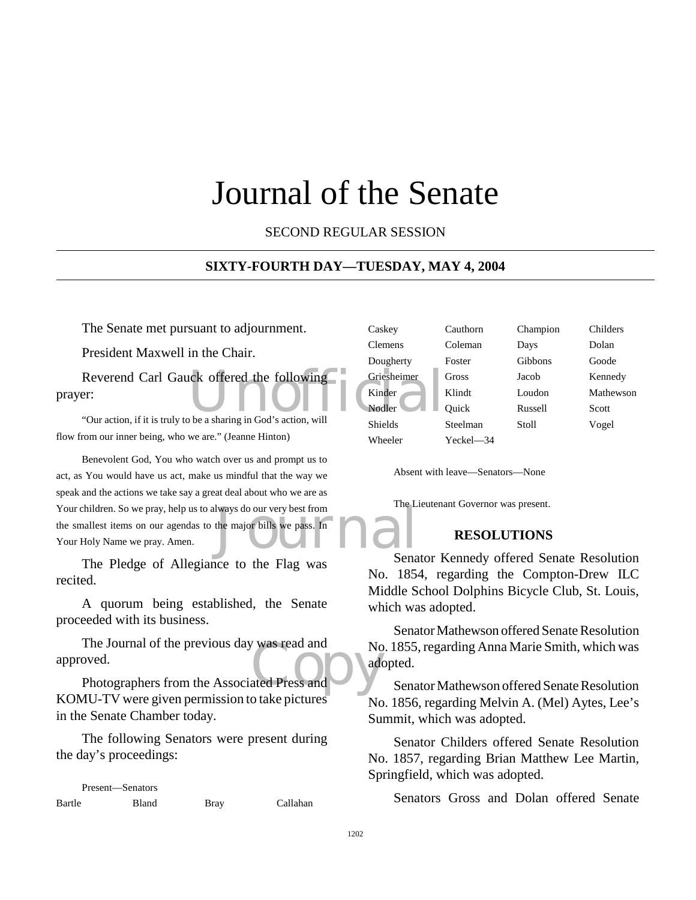# Journal of the Senate

SECOND REGULAR SESSION

**SIXTY-FOURTH DAY—TUESDAY, MAY 4, 2004**

The Senate met pursuant to adjournment.

President Maxwell in the Chair.

Reverend Carl Gauck offered the following prayer:

"Our action, if it is truly to be a sharing in God's action, will flow from our inner being, who we are." (Jeanne Hinton)

Benevolent God, You who watch over us and prompt us to act, as You would have us act, make us mindful that the way we speak and the actions we take say a great deal about who we are as Your children. So we pray, help us to always do our very best from the smallest items on our agendas to the major bills we pass. In Your Holy Name we pray. Amen.

The Pledge of Allegiance to the Flag was recited.

A quorum being established, the Senate proceeded with its business.

The Journal of the previous day was read and approved.

Photographers from the Associated Press and KOMU-TV were given permission to take pictures in the Senate Chamber today.

The following Senators were present during the day's proceedings:

Present—Senators

| | | | |
|---|---|---|---|
| Bartle | Bland | Bray | Callahan |
| Caskey | Cauthorn | Champion | Childers |
| Clemens | Coleman | Days | Dolan |
| Dougherty | Foster | Gibbons | Goode |
| Griesheimer | Gross | Jacob | Kennedy |
| Kinder | Klindt | Loudon | Mathewson |
| Nodler | Quick | Russell | Scott |
| Shields | Steelman | Stoll | Vogel |
| Wheeler | Yeckel—34 | | |

Absent with leave—Senators—None

The Lieutenant Governor was present.

## RESOLUTIONS

Senator Kennedy offered Senate Resolution No. 1854, regarding the Compton-Drew ILC Middle School Dolphins Bicycle Club, St. Louis, which was adopted.

Senator Mathewson offered Senate Resolution No. 1855, regarding Anna Marie Smith, which was adopted.

Senator Mathewson offered Senate Resolution No. 1856, regarding Melvin A. (Mel) Aytes, Lee's Summit, which was adopted.

Senator Childers offered Senate Resolution No. 1857, regarding Brian Matthew Lee Martin, Springfield, which was adopted.

Senators Gross and Dolan offered Senate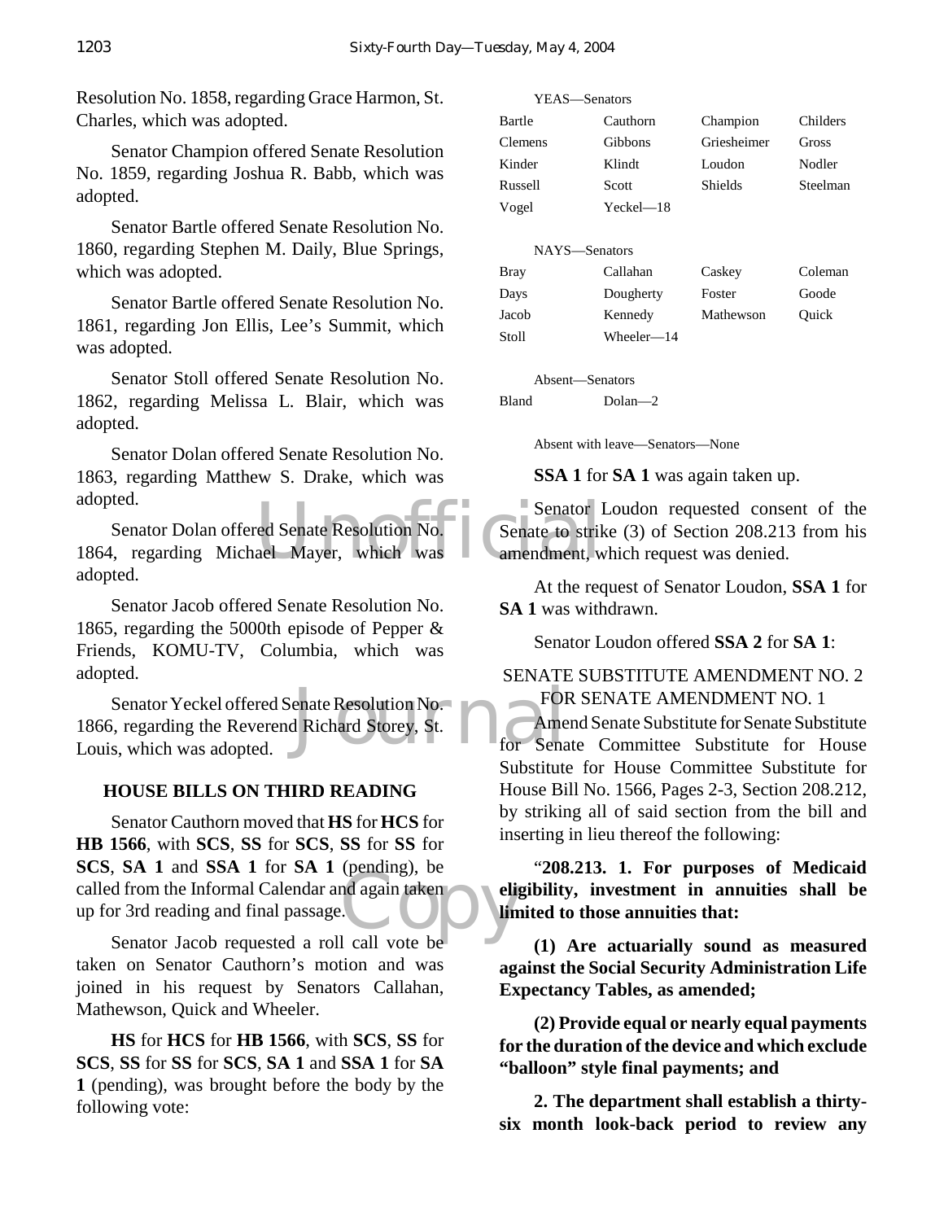Resolution No. 1858, regarding Grace Harmon, St. Charles, which was adopted.

Senator Champion offered Senate Resolution No. 1859, regarding Joshua R. Babb, which was adopted.

Senator Bartle offered Senate Resolution No. 1860, regarding Stephen M. Daily, Blue Springs, which was adopted.

Senator Bartle offered Senate Resolution No. 1861, regarding Jon Ellis, Lee's Summit, which was adopted.

Senator Stoll offered Senate Resolution No. 1862, regarding Melissa L. Blair, which was adopted.

Senator Dolan offered Senate Resolution No. 1863, regarding Matthew S. Drake, which was adopted.

Senator Dolan offered Senate Resolution No. 1864, regarding Michael Mayer, which was adopted.

Senator Jacob offered Senate Resolution No. 1865, regarding the 5000th episode of Pepper & Friends, KOMU-TV, Columbia, which was adopted.

Senator Yeckel offered Senate Resolution No. 1866, regarding the Reverend Richard Storey, St. Louis, which was adopted.

## HOUSE BILLS ON THIRD READING

Senator Cauthorn moved that **HS** for **HCS** for **HB 1566**, with **SCS**, **SS** for **SCS**, **SS** for **SS** for **SCS**, **SA 1** and **SSA 1** for **SA 1** (pending), be called from the Informal Calendar and again taken up for 3rd reading and final passage.

Senator Jacob requested a roll call vote be taken on Senator Cauthorn's motion and was joined in his request by Senators Callahan, Mathewson, Quick and Wheeler.

**HS** for **HCS** for **HB 1566**, with **SCS**, **SS** for **SCS**, **SS** for **SS** for **SCS**, **SA 1** and **SSA 1** for **SA 1** (pending), was brought before the body by the following vote:

YEAS—Senators

| | | | |
|---|---|---|---|
| Bartle | Cauthorn | Champion | Childers |
| Clemens | Gibbons | Griesheimer | Gross |
| Kinder | Klindt | Loudon | Nodler |
| Russell | Scott | Shields | Steelman |
| Vogel | Yeckel—18 | | |

NAYS—Senators

| | | | |
|---|---|---|---|
| Bray | Callahan | Caskey | Coleman |
| Days | Dougherty | Foster | Goode |
| Jacob | Kennedy | Mathewson | Quick |
| Stoll | Wheeler—14 | | |

Absent—Senators

| | |
|---|---|
| Bland | Dolan—2 |

Absent with leave—Senators—None

**SSA 1** for **SA 1** was again taken up.

Senator Loudon requested consent of the Senate to strike (3) of Section 208.213 from his amendment, which request was denied.

At the request of Senator Loudon, **SSA 1** for **SA 1** was withdrawn.

Senator Loudon offered **SSA 2** for **SA 1**:

SENATE SUBSTITUTE AMENDMENT NO. 2 FOR SENATE AMENDMENT NO. 1

Amend Senate Substitute for Senate Substitute for Senate Committee Substitute for House Substitute for House Committee Substitute for House Bill No. 1566, Pages 2-3, Section 208.212, by striking all of said section from the bill and inserting in lieu thereof the following:

"**208.213. 1. For purposes of Medicaid eligibility, investment in annuities shall be limited to those annuities that:**

**(1) Are actuarially sound as measured against the Social Security Administration Life Expectancy Tables, as amended;**

**(2) Provide equal or nearly equal payments for the duration of the device and which exclude "balloon" style final payments; and**

**2. The department shall establish a thirty-six month look-back period to review any**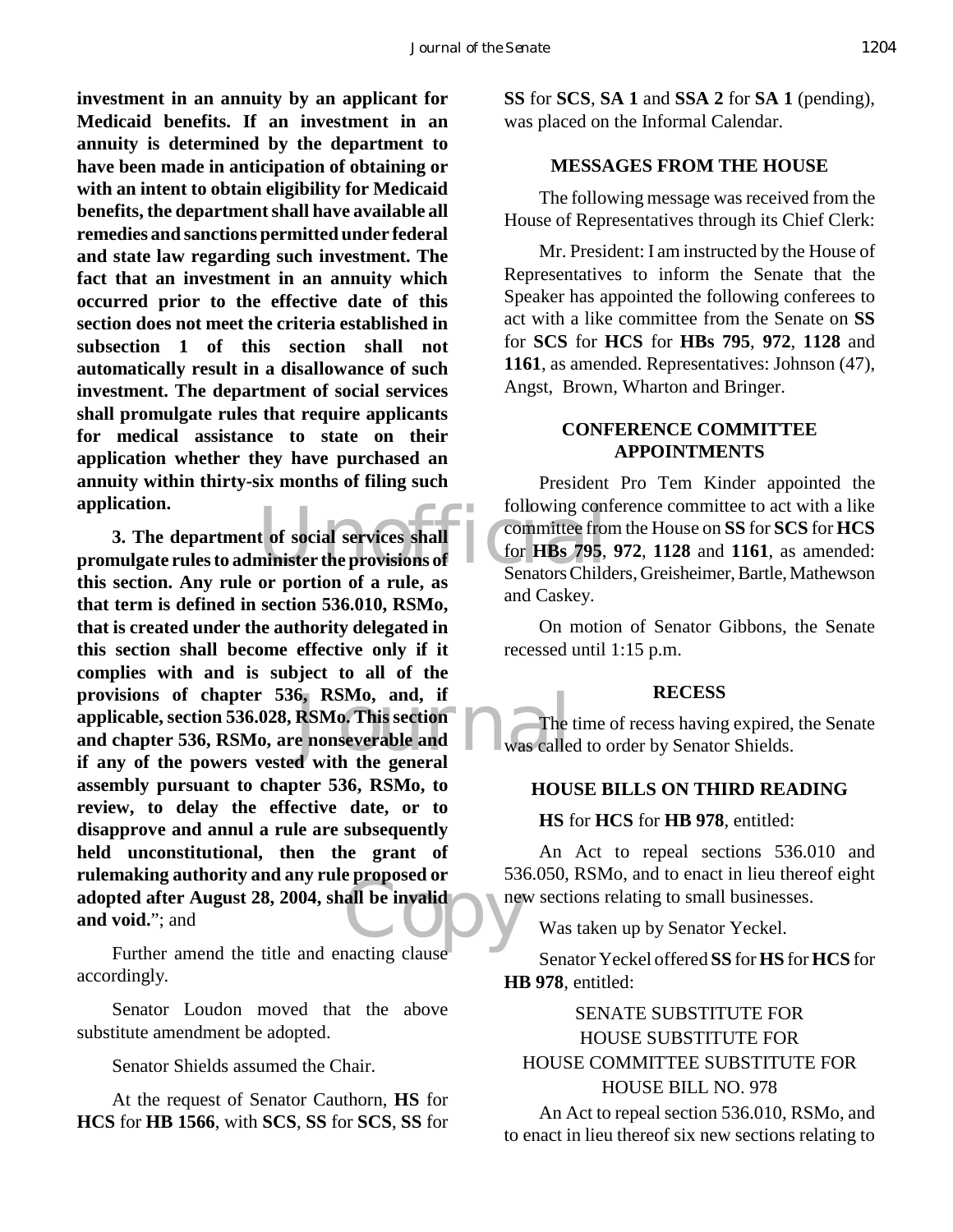**investment in an annuity by an applicant for Medicaid benefits. If an investment in an annuity is determined by the department to have been made in anticipation of obtaining or with an intent to obtain eligibility for Medicaid benefits, the department shall have available all remedies and sanctions permitted under federal and state law regarding such investment. The fact that an investment in an annuity which occurred prior to the effective date of this section does not meet the criteria established in subsection 1 of this section shall not automatically result in a disallowance of such investment. The department of social services shall promulgate rules that require applicants for medical assistance to state on their application whether they have purchased an annuity within thirty-six months of filing such application.**

**3. The department of social services shall promulgate rules to administer the provisions of this section. Any rule or portion of a rule, as that term is defined in section 536.010, RSMo, that is created under the authority delegated in this section shall become effective only if it complies with and is subject to all of the provisions of chapter 536, RSMo, and, if applicable, section 536.028, RSMo. This section and chapter 536, RSMo, are nonseverable and if any of the powers vested with the general assembly pursuant to chapter 536, RSMo, to review, to delay the effective date, or to disapprove and annul a rule are subsequently held unconstitutional, then the grant of rulemaking authority and any rule proposed or adopted after August 28, 2004, shall be invalid and void.**"; and

Further amend the title and enacting clause accordingly.

Senator Loudon moved that the above substitute amendment be adopted.

Senator Shields assumed the Chair.

At the request of Senator Cauthorn, **HS** for **HCS** for **HB 1566**, with **SCS**, **SS** for **SCS**, **SS** for **SS** for **SCS**, **SA 1** and **SSA 2** for **SA 1** (pending), was placed on the Informal Calendar.

## MESSAGES FROM THE HOUSE

The following message was received from the House of Representatives through its Chief Clerk:

Mr. President: I am instructed by the House of Representatives to inform the Senate that the Speaker has appointed the following conferees to act with a like committee from the Senate on **SS** for **SCS** for **HCS** for **HBs 795**, **972**, **1128** and **1161**, as amended. Representatives: Johnson (47), Angst, Brown, Wharton and Bringer.

## CONFERENCE COMMITTEE APPOINTMENTS

President Pro Tem Kinder appointed the following conference committee to act with a like committee from the House on **SS** for **SCS** for **HCS** for **HBs 795**, **972**, **1128** and **1161**, as amended: Senators Childers, Greisheimer, Bartle, Mathewson and Caskey.

On motion of Senator Gibbons, the Senate recessed until 1:15 p.m.

## RECESS

The time of recess having expired, the Senate was called to order by Senator Shields.

## HOUSE BILLS ON THIRD READING

**HS** for **HCS** for **HB 978**, entitled:

An Act to repeal sections 536.010 and 536.050, RSMo, and to enact in lieu thereof eight new sections relating to small businesses.

Was taken up by Senator Yeckel.

Senator Yeckel offered **SS** for **HS** for **HCS** for **HB 978**, entitled:

SENATE SUBSTITUTE FOR
HOUSE SUBSTITUTE FOR
HOUSE COMMITTEE SUBSTITUTE FOR
HOUSE BILL NO. 978

An Act to repeal section 536.010, RSMo, and to enact in lieu thereof six new sections relating to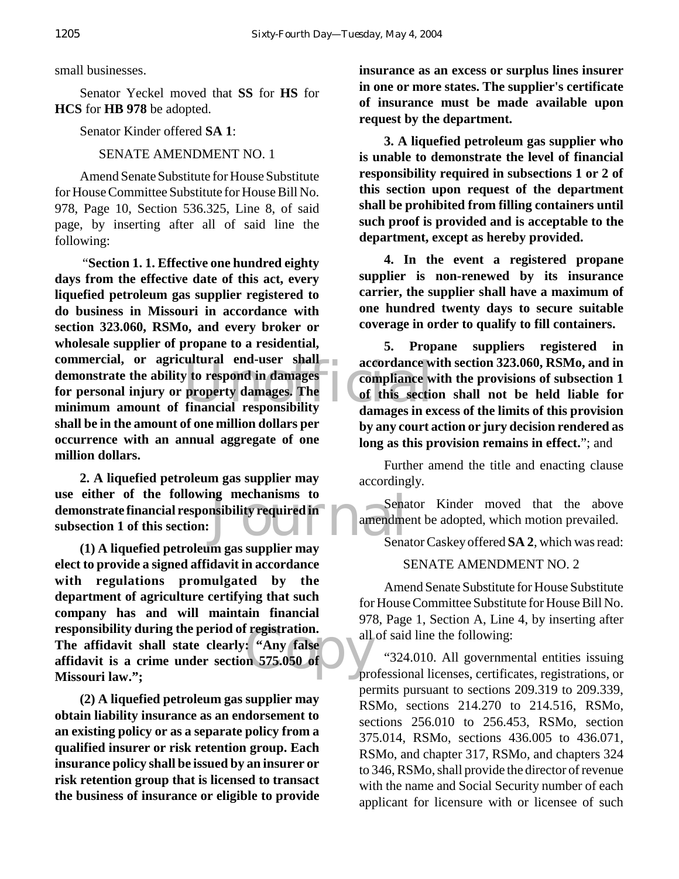small businesses.

Senator Yeckel moved that **SS** for **HS** for **HCS** for **HB 978** be adopted.

Senator Kinder offered **SA 1**:

SENATE AMENDMENT NO. 1

Amend Senate Substitute for House Substitute for House Committee Substitute for House Bill No. 978, Page 10, Section 536.325, Line 8, of said page, by inserting after all of said line the following:

"**Section 1. 1. Effective one hundred eighty days from the effective date of this act, every liquefied petroleum gas supplier registered to do business in Missouri in accordance with section 323.060, RSMo, and every broker or wholesale supplier of propane to a residential, commercial, or agricultural end-user shall demonstrate the ability to respond in damages for personal injury or property damages. The minimum amount of financial responsibility shall be in the amount of one million dollars per occurrence with an annual aggregate of one million dollars.**

**2. A liquefied petroleum gas supplier may use either of the following mechanisms to demonstrate financial responsibility required in subsection 1 of this section:**

**(1) A liquefied petroleum gas supplier may elect to provide a signed affidavit in accordance with regulations promulgated by the department of agriculture certifying that such company has and will maintain financial responsibility during the period of registration. The affidavit shall state clearly: "Any false affidavit is a crime under section 575.050 of Missouri law.";**

**(2) A liquefied petroleum gas supplier may obtain liability insurance as an endorsement to an existing policy or as a separate policy from a qualified insurer or risk retention group. Each insurance policy shall be issued by an insurer or risk retention group that is licensed to transact the business of insurance or eligible to provide insurance as an excess or surplus lines insurer in one or more states. The supplier's certificate of insurance must be made available upon request by the department.**

**3. A liquefied petroleum gas supplier who is unable to demonstrate the level of financial responsibility required in subsections 1 or 2 of this section upon request of the department shall be prohibited from filling containers until such proof is provided and is acceptable to the department, except as hereby provided.**

**4. In the event a registered propane supplier is non-renewed by its insurance carrier, the supplier shall have a maximum of one hundred twenty days to secure suitable coverage in order to qualify to fill containers.**

**5. Propane suppliers registered in accordance with section 323.060, RSMo, and in compliance with the provisions of subsection 1 of this section shall not be held liable for damages in excess of the limits of this provision by any court action or jury decision rendered as long as this provision remains in effect.**"; and

Further amend the title and enacting clause accordingly.

Senator Kinder moved that the above amendment be adopted, which motion prevailed.

Senator Caskey offered **SA 2**, which was read:

SENATE AMENDMENT NO. 2

Amend Senate Substitute for House Substitute for House Committee Substitute for House Bill No. 978, Page 1, Section A, Line 4, by inserting after all of said line the following:

"324.010. All governmental entities issuing professional licenses, certificates, registrations, or permits pursuant to sections 209.319 to 209.339, RSMo, sections 214.270 to 214.516, RSMo, sections 256.010 to 256.453, RSMo, section 375.014, RSMo, sections 436.005 to 436.071, RSMo, and chapter 317, RSMo, and chapters 324 to 346, RSMo, shall provide the director of revenue with the name and Social Security number of each applicant for licensure with or licensee of such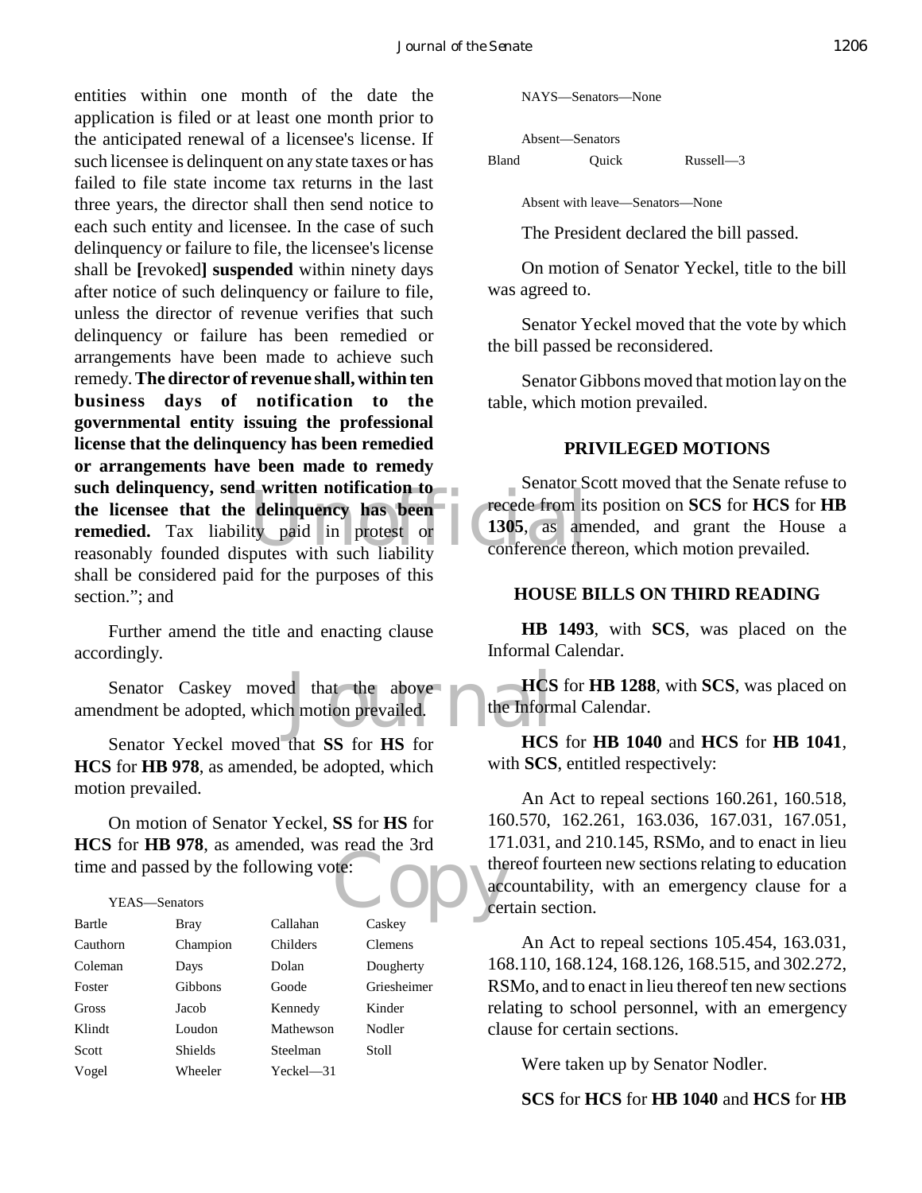entities within one month of the date the application is filed or at least one month prior to the anticipated renewal of a licensee's license. If such licensee is delinquent on any state taxes or has failed to file state income tax returns in the last three years, the director shall then send notice to each such entity and licensee. In the case of such delinquency or failure to file, the licensee's license shall be **[**revoked**] suspended** within ninety days after notice of such delinquency or failure to file, unless the director of revenue verifies that such delinquency or failure has been remedied or arrangements have been made to achieve such remedy. **The director of revenue shall, within ten business days of notification to the governmental entity issuing the professional license that the delinquency has been remedied or arrangements have been made to remedy such delinquency, send written notification to the licensee that the delinquency has been remedied.** Tax liability paid in protest or reasonably founded disputes with such liability shall be considered paid for the purposes of this section."; and

Further amend the title and enacting clause accordingly.

Senator Caskey moved that the above amendment be adopted, which motion prevailed.

Senator Yeckel moved that **SS** for **HS** for **HCS** for **HB 978**, as amended, be adopted, which motion prevailed.

On motion of Senator Yeckel, **SS** for **HS** for **HCS** for **HB 978**, as amended, was read the 3rd time and passed by the following vote:

YEAS—Senators

| | | | |
|---|---|---|---|
| Bartle | Bray | Callahan | Caskey |
| Cauthorn | Champion | Childers | Clemens |
| Coleman | Days | Dolan | Dougherty |
| Foster | Gibbons | Goode | Griesheimer |
| Gross | Jacob | Kennedy | Kinder |
| Klindt | Loudon | Mathewson | Nodler |
| Scott | Shields | Steelman | Stoll |
| Vogel | Wheeler | Yeckel—31 | |

NAYS—Senators—None

Absent—Senators

| | | |
|---|---|---|
| Bland | Quick | Russell—3 |

Absent with leave—Senators—None

The President declared the bill passed.

On motion of Senator Yeckel, title to the bill was agreed to.

Senator Yeckel moved that the vote by which the bill passed be reconsidered.

Senator Gibbons moved that motion lay on the table, which motion prevailed.

## PRIVILEGED MOTIONS

Senator Scott moved that the Senate refuse to recede from its position on **SCS** for **HCS** for **HB 1305**, as amended, and grant the House a conference thereon, which motion prevailed.

## HOUSE BILLS ON THIRD READING

**HB 1493**, with **SCS**, was placed on the Informal Calendar.

**HCS** for **HB 1288**, with **SCS**, was placed on the Informal Calendar.

**HCS** for **HB 1040** and **HCS** for **HB 1041**, with **SCS**, entitled respectively:

An Act to repeal sections 160.261, 160.518, 160.570, 162.261, 163.036, 167.031, 167.051, 171.031, and 210.145, RSMo, and to enact in lieu thereof fourteen new sections relating to education accountability, with an emergency clause for a certain section.

An Act to repeal sections 105.454, 163.031, 168.110, 168.124, 168.126, 168.515, and 302.272, RSMo, and to enact in lieu thereof ten new sections relating to school personnel, with an emergency clause for certain sections.

Were taken up by Senator Nodler.

**SCS** for **HCS** for **HB 1040** and **HCS** for **HB**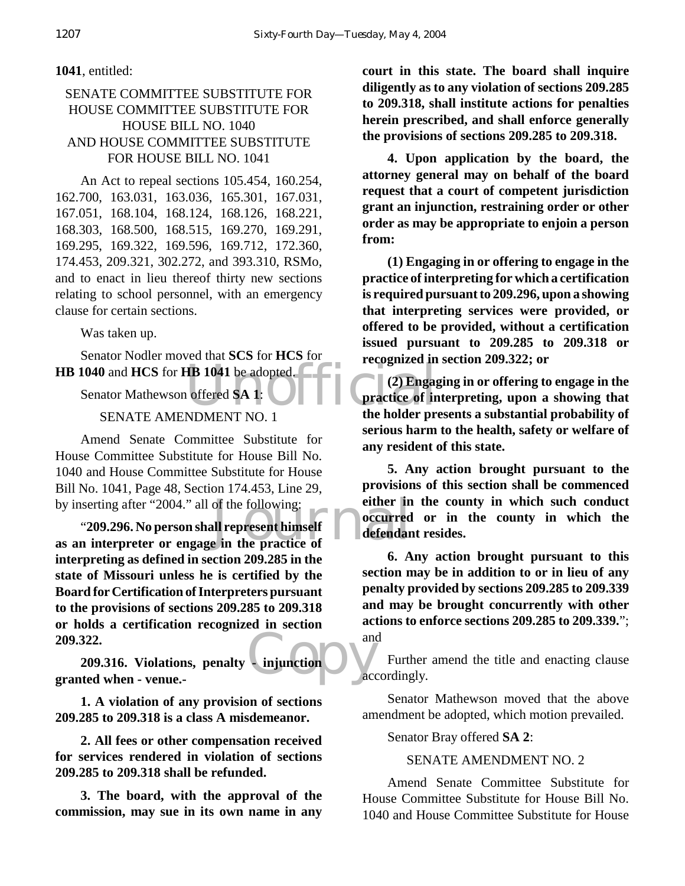**1041**, entitled:

SENATE COMMITTEE SUBSTITUTE FOR HOUSE COMMITTEE SUBSTITUTE FOR HOUSE BILL NO. 1040 AND HOUSE COMMITTEE SUBSTITUTE FOR HOUSE BILL NO. 1041

An Act to repeal sections 105.454, 160.254, 162.700, 163.031, 163.036, 165.301, 167.031, 167.051, 168.104, 168.124, 168.126, 168.221, 168.303, 168.500, 168.515, 169.270, 169.291, 169.295, 169.322, 169.596, 169.712, 172.360, 174.453, 209.321, 302.272, and 393.310, RSMo, and to enact in lieu thereof thirty new sections relating to school personnel, with an emergency clause for certain sections.

Was taken up.

Senator Nodler moved that **SCS** for **HCS** for **HB 1040** and **HCS** for **HB 1041** be adopted.

Senator Mathewson offered **SA 1**:

SENATE AMENDMENT NO. 1

Amend Senate Committee Substitute for House Committee Substitute for House Bill No. 1040 and House Committee Substitute for House Bill No. 1041, Page 48, Section 174.453, Line 29, by inserting after "2004." all of the following:

"**209.296. No person shall represent himself as an interpreter or engage in the practice of interpreting as defined in section 209.285 in the state of Missouri unless he is certified by the Board for Certification of Interpreters pursuant to the provisions of sections 209.285 to 209.318 or holds a certification recognized in section 209.322.**

**209.316. Violations, penalty - injunction granted when - venue.-**

**1. A violation of any provision of sections 209.285 to 209.318 is a class A misdemeanor.**

**2. All fees or other compensation received for services rendered in violation of sections 209.285 to 209.318 shall be refunded.**

**3. The board, with the approval of the commission, may sue in its own name in any court in this state. The board shall inquire diligently as to any violation of sections 209.285 to 209.318, shall institute actions for penalties herein prescribed, and shall enforce generally the provisions of sections 209.285 to 209.318.**

**4. Upon application by the board, the attorney general may on behalf of the board request that a court of competent jurisdiction grant an injunction, restraining order or other order as may be appropriate to enjoin a person from:**

**(1) Engaging in or offering to engage in the practice of interpreting for which a certification is required pursuant to 209.296, upon a showing that interpreting services were provided, or offered to be provided, without a certification issued pursuant to 209.285 to 209.318 or recognized in section 209.322; or**

**(2) Engaging in or offering to engage in the practice of interpreting, upon a showing that the holder presents a substantial probability of serious harm to the health, safety or welfare of any resident of this state.**

**5. Any action brought pursuant to the provisions of this section shall be commenced either in the county in which such conduct occurred or in the county in which the defendant resides.**

**6. Any action brought pursuant to this section may be in addition to or in lieu of any penalty provided by sections 209.285 to 209.339 and may be brought concurrently with other actions to enforce sections 209.285 to 209.339.**"; and

Further amend the title and enacting clause accordingly.

Senator Mathewson moved that the above amendment be adopted, which motion prevailed.

Senator Bray offered **SA 2**:

SENATE AMENDMENT NO. 2

Amend Senate Committee Substitute for House Committee Substitute for House Bill No. 1040 and House Committee Substitute for House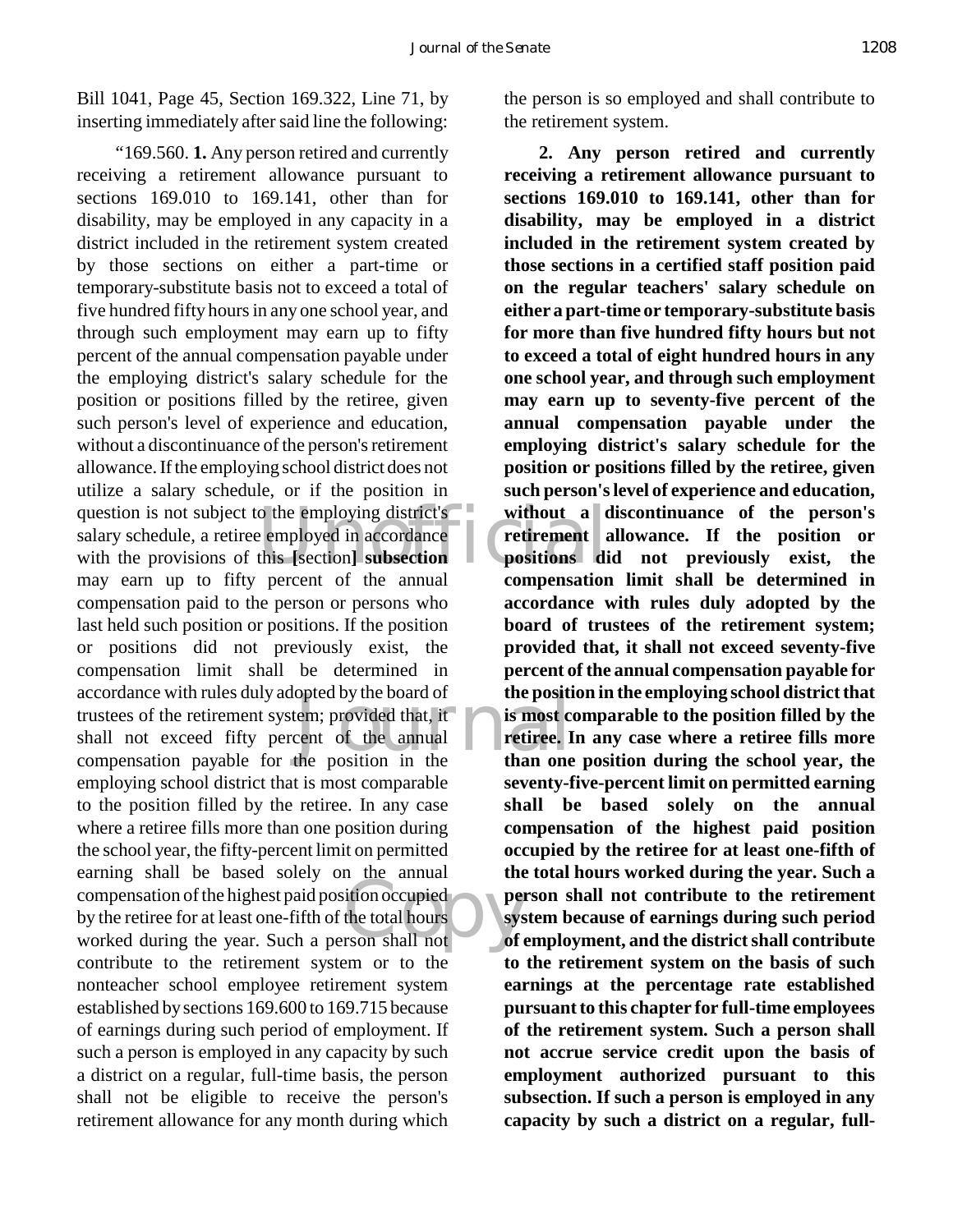Bill 1041, Page 45, Section 169.322, Line 71, by inserting immediately after said line the following:

"169.560. **1.** Any person retired and currently receiving a retirement allowance pursuant to sections 169.010 to 169.141, other than for disability, may be employed in any capacity in a district included in the retirement system created by those sections on either a part-time or temporary-substitute basis not to exceed a total of five hundred fifty hours in any one school year, and through such employment may earn up to fifty percent of the annual compensation payable under the employing district's salary schedule for the position or positions filled by the retiree, given such person's level of experience and education, without a discontinuance of the person's retirement allowance. If the employing school district does not utilize a salary schedule, or if the position in question is not subject to the employing district's salary schedule, a retiree employed in accordance with the provisions of this **[**section**] subsection** may earn up to fifty percent of the annual compensation paid to the person or persons who last held such position or positions. If the position or positions did not previously exist, the compensation limit shall be determined in accordance with rules duly adopted by the board of trustees of the retirement system; provided that, it shall not exceed fifty percent of the annual compensation payable for the position in the employing school district that is most comparable to the position filled by the retiree. In any case where a retiree fills more than one position during the school year, the fifty-percent limit on permitted earning shall be based solely on the annual compensation of the highest paid position occupied by the retiree for at least one-fifth of the total hours worked during the year. Such a person shall not contribute to the retirement system or to the nonteacher school employee retirement system established by sections 169.600 to 169.715 because of earnings during such period of employment. If such a person is employed in any capacity by such a district on a regular, full-time basis, the person shall not be eligible to receive the person's retirement allowance for any month during which the person is so employed and shall contribute to the retirement system.

**2. Any person retired and currently receiving a retirement allowance pursuant to sections 169.010 to 169.141, other than for disability, may be employed in a district included in the retirement system created by those sections in a certified staff position paid on the regular teachers' salary schedule on either a part-time or temporary-substitute basis for more than five hundred fifty hours but not to exceed a total of eight hundred hours in any one school year, and through such employment may earn up to seventy-five percent of the annual compensation payable under the employing district's salary schedule for the position or positions filled by the retiree, given such person's level of experience and education, without a discontinuance of the person's retirement allowance. If the position or positions did not previously exist, the compensation limit shall be determined in accordance with rules duly adopted by the board of trustees of the retirement system; provided that, it shall not exceed seventy-five percent of the annual compensation payable for the position in the employing school district that is most comparable to the position filled by the retiree. In any case where a retiree fills more than one position during the school year, the seventy-five-percent limit on permitted earning shall be based solely on the annual compensation of the highest paid position occupied by the retiree for at least one-fifth of the total hours worked during the year. Such a person shall not contribute to the retirement system because of earnings during such period of employment, and the district shall contribute to the retirement system on the basis of such earnings at the percentage rate established pursuant to this chapter for full-time employees of the retirement system. Such a person shall not accrue service credit upon the basis of employment authorized pursuant to this subsection. If such a person is employed in any capacity by such a district on a regular, full-**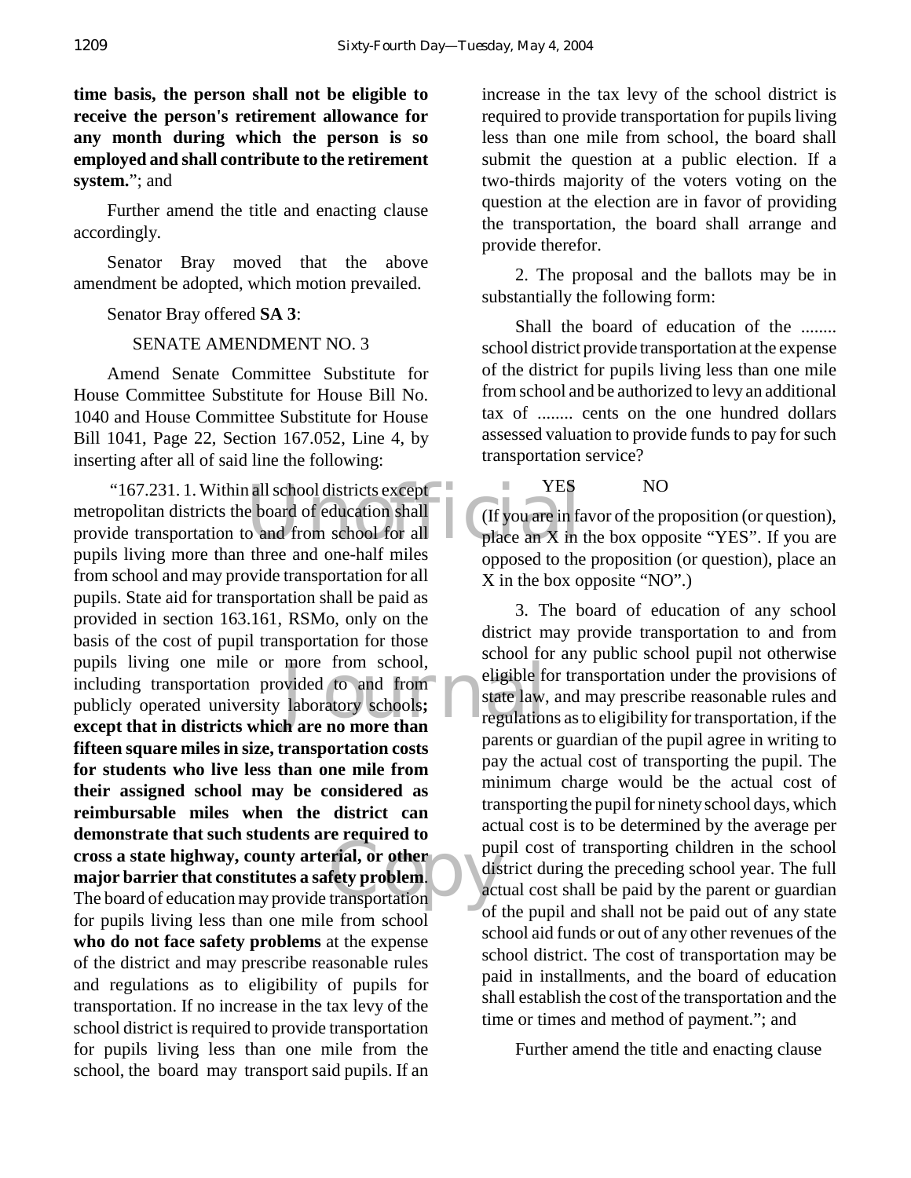**time basis, the person shall not be eligible to receive the person's retirement allowance for any month during which the person is so employed and shall contribute to the retirement system.**"; and

Further amend the title and enacting clause accordingly.

Senator Bray moved that the above amendment be adopted, which motion prevailed.

Senator Bray offered **SA 3**:

SENATE AMENDMENT NO. 3

Amend Senate Committee Substitute for House Committee Substitute for House Bill No. 1040 and House Committee Substitute for House Bill 1041, Page 22, Section 167.052, Line 4, by inserting after all of said line the following:

"167.231. 1. Within all school districts except metropolitan districts the board of education shall provide transportation to and from school for all pupils living more than three and one-half miles from school and may provide transportation for all pupils. State aid for transportation shall be paid as provided in section 163.161, RSMo, only on the basis of the cost of pupil transportation for those pupils living one mile or more from school, including transportation provided to and from publicly operated university laboratory schools**; except that in districts which are no more than fifteen square miles in size, transportation costs for students who live less than one mile from their assigned school may be considered as reimbursable miles when the district can demonstrate that such students are required to cross a state highway, county arterial, or other major barrier that constitutes a safety problem**. The board of education may provide transportation for pupils living less than one mile from school **who do not face safety problems** at the expense of the district and may prescribe reasonable rules and regulations as to eligibility of pupils for transportation. If no increase in the tax levy of the school district is required to provide transportation for pupils living less than one mile from the school, the board may transport said pupils. If an increase in the tax levy of the school district is required to provide transportation for pupils living less than one mile from school, the board shall submit the question at a public election. If a two-thirds majority of the voters voting on the question at the election are in favor of providing the transportation, the board shall arrange and provide therefor.

2. The proposal and the ballots may be in substantially the following form:

Shall the board of education of the ........ school district provide transportation at the expense of the district for pupils living less than one mile from school and be authorized to levy an additional tax of ........ cents on the one hundred dollars assessed valuation to provide funds to pay for such transportation service?

YES NO

(If you are in favor of the proposition (or question), place an X in the box opposite "YES". If you are opposed to the proposition (or question), place an X in the box opposite "NO".)

3. The board of education of any school district may provide transportation to and from school for any public school pupil not otherwise eligible for transportation under the provisions of state law, and may prescribe reasonable rules and regulations as to eligibility for transportation, if the parents or guardian of the pupil agree in writing to pay the actual cost of transporting the pupil. The minimum charge would be the actual cost of transporting the pupil for ninety school days, which actual cost is to be determined by the average per pupil cost of transporting children in the school district during the preceding school year. The full actual cost shall be paid by the parent or guardian of the pupil and shall not be paid out of any state school aid funds or out of any other revenues of the school district. The cost of transportation may be paid in installments, and the board of education shall establish the cost of the transportation and the time or times and method of payment."; and

Further amend the title and enacting clause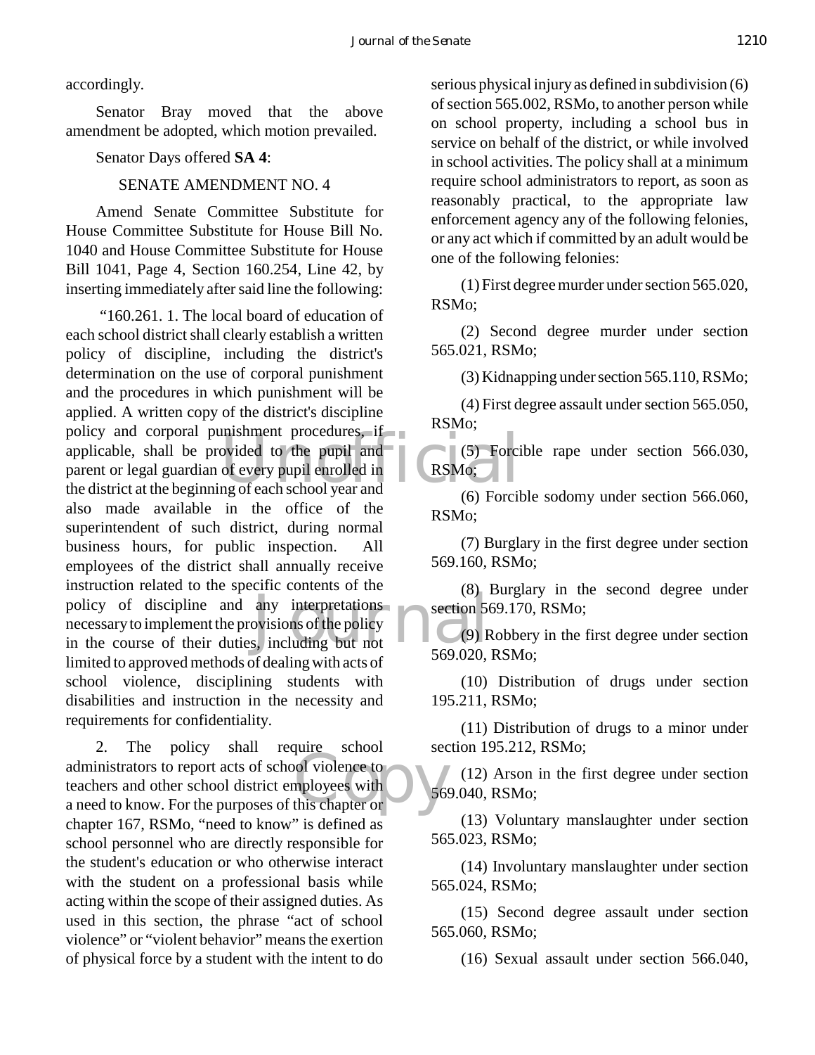accordingly.

Senator Bray moved that the above amendment be adopted, which motion prevailed.

Senator Days offered **SA 4**:

SENATE AMENDMENT NO. 4

Amend Senate Committee Substitute for House Committee Substitute for House Bill No. 1040 and House Committee Substitute for House Bill 1041, Page 4, Section 160.254, Line 42, by inserting immediately after said line the following:

"160.261. 1. The local board of education of each school district shall clearly establish a written policy of discipline, including the district's determination on the use of corporal punishment and the procedures in which punishment will be applied. A written copy of the district's discipline policy and corporal punishment procedures, if applicable, shall be provided to the pupil and parent or legal guardian of every pupil enrolled in the district at the beginning of each school year and also made available in the office of the superintendent of such district, during normal business hours, for public inspection. All employees of the district shall annually receive instruction related to the specific contents of the policy of discipline and any interpretations necessary to implement the provisions of the policy in the course of their duties, including but not limited to approved methods of dealing with acts of school violence, disciplining students with disabilities and instruction in the necessity and requirements for confidentiality.

2. The policy shall require school administrators to report acts of school violence to teachers and other school district employees with a need to know. For the purposes of this chapter or chapter 167, RSMo, "need to know" is defined as school personnel who are directly responsible for the student's education or who otherwise interact with the student on a professional basis while acting within the scope of their assigned duties. As used in this section, the phrase "act of school violence" or "violent behavior" means the exertion of physical force by a student with the intent to do serious physical injury as defined in subdivision (6) of section 565.002, RSMo, to another person while on school property, including a school bus in service on behalf of the district, or while involved in school activities. The policy shall at a minimum require school administrators to report, as soon as reasonably practical, to the appropriate law enforcement agency any of the following felonies, or any act which if committed by an adult would be one of the following felonies:

(1) First degree murder under section 565.020, RSMo;

(2) Second degree murder under section 565.021, RSMo;

(3) Kidnapping under section 565.110, RSMo;

(4) First degree assault under section 565.050, RSMo;

(5) Forcible rape under section 566.030, RSMo;

(6) Forcible sodomy under section 566.060, RSMo;

(7) Burglary in the first degree under section 569.160, RSMo;

(8) Burglary in the second degree under section 569.170, RSMo;

(9) Robbery in the first degree under section 569.020, RSMo;

(10) Distribution of drugs under section 195.211, RSMo;

(11) Distribution of drugs to a minor under section 195.212, RSMo;

(12) Arson in the first degree under section 569.040, RSMo;

(13) Voluntary manslaughter under section 565.023, RSMo;

(14) Involuntary manslaughter under section 565.024, RSMo;

(15) Second degree assault under section 565.060, RSMo;

(16) Sexual assault under section 566.040,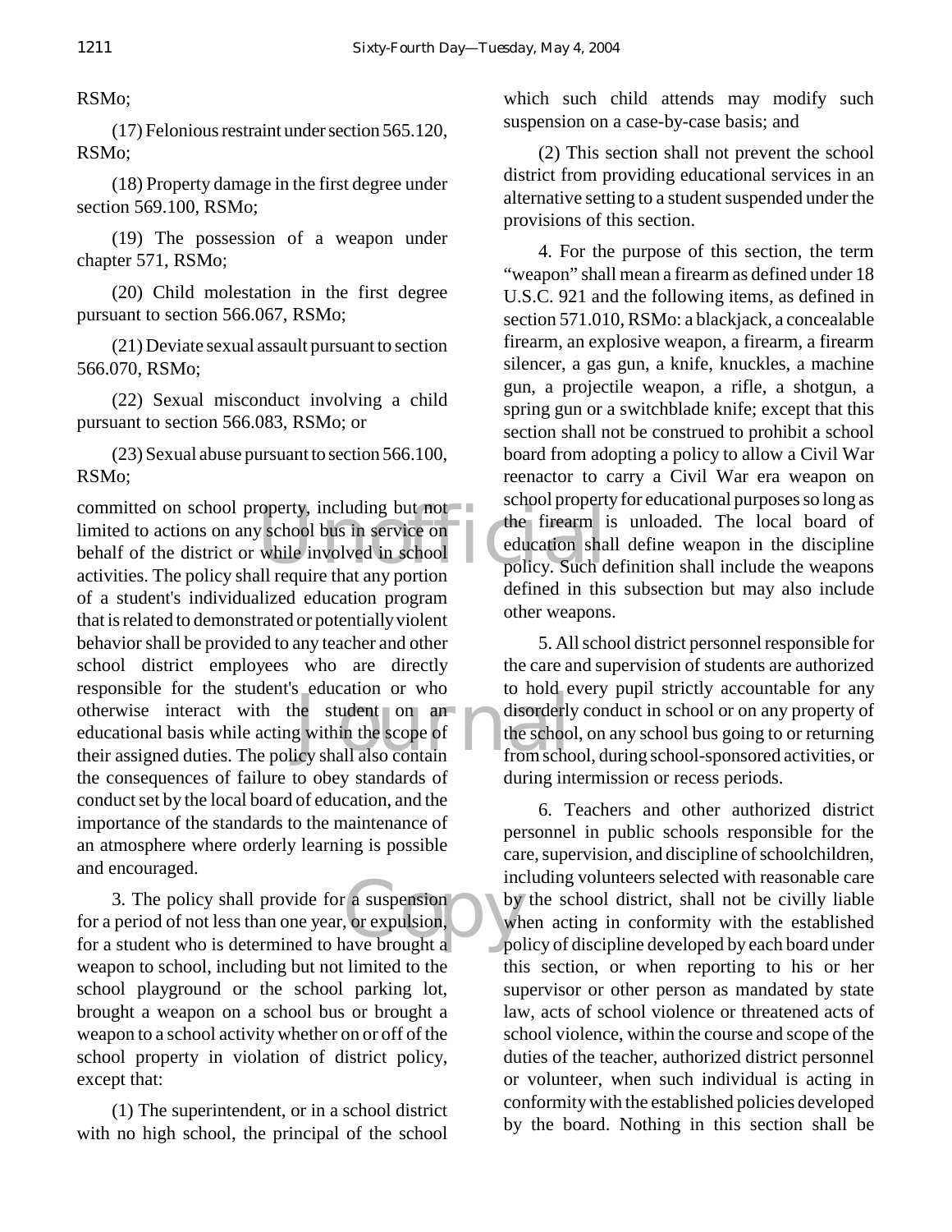RSMo;

(17) Felonious restraint under section 565.120, RSMo;

(18) Property damage in the first degree under section 569.100, RSMo;

(19) The possession of a weapon under chapter 571, RSMo;

(20) Child molestation in the first degree pursuant to section 566.067, RSMo;

(21) Deviate sexual assault pursuant to section 566.070, RSMo;

(22) Sexual misconduct involving a child pursuant to section 566.083, RSMo; or

(23) Sexual abuse pursuant to section 566.100, RSMo;

committed on school property, including but not limited to actions on any school bus in service on behalf of the district or while involved in school activities. The policy shall require that any portion of a student's individualized education program that is related to demonstrated or potentially violent behavior shall be provided to any teacher and other school district employees who are directly responsible for the student's education or who otherwise interact with the student on an educational basis while acting within the scope of their assigned duties. The policy shall also contain the consequences of failure to obey standards of conduct set by the local board of education, and the importance of the standards to the maintenance of an atmosphere where orderly learning is possible and encouraged.

3. The policy shall provide for a suspension for a period of not less than one year, or expulsion, for a student who is determined to have brought a weapon to school, including but not limited to the school playground or the school parking lot, brought a weapon on a school bus or brought a weapon to a school activity whether on or off of the school property in violation of district policy, except that:

(1) The superintendent, or in a school district with no high school, the principal of the school which such child attends may modify such suspension on a case-by-case basis; and

(2) This section shall not prevent the school district from providing educational services in an alternative setting to a student suspended under the provisions of this section.

4. For the purpose of this section, the term "weapon" shall mean a firearm as defined under 18 U.S.C. 921 and the following items, as defined in section 571.010, RSMo: a blackjack, a concealable firearm, an explosive weapon, a firearm, a firearm silencer, a gas gun, a knife, knuckles, a machine gun, a projectile weapon, a rifle, a shotgun, a spring gun or a switchblade knife; except that this section shall not be construed to prohibit a school board from adopting a policy to allow a Civil War reenactor to carry a Civil War era weapon on school property for educational purposes so long as the firearm is unloaded. The local board of education shall define weapon in the discipline policy. Such definition shall include the weapons defined in this subsection but may also include other weapons.

5. All school district personnel responsible for the care and supervision of students are authorized to hold every pupil strictly accountable for any disorderly conduct in school or on any property of the school, on any school bus going to or returning from school, during school-sponsored activities, or during intermission or recess periods.

6. Teachers and other authorized district personnel in public schools responsible for the care, supervision, and discipline of schoolchildren, including volunteers selected with reasonable care by the school district, shall not be civilly liable when acting in conformity with the established policy of discipline developed by each board under this section, or when reporting to his or her supervisor or other person as mandated by state law, acts of school violence or threatened acts of school violence, within the course and scope of the duties of the teacher, authorized district personnel or volunteer, when such individual is acting in conformity with the established policies developed by the board. Nothing in this section shall be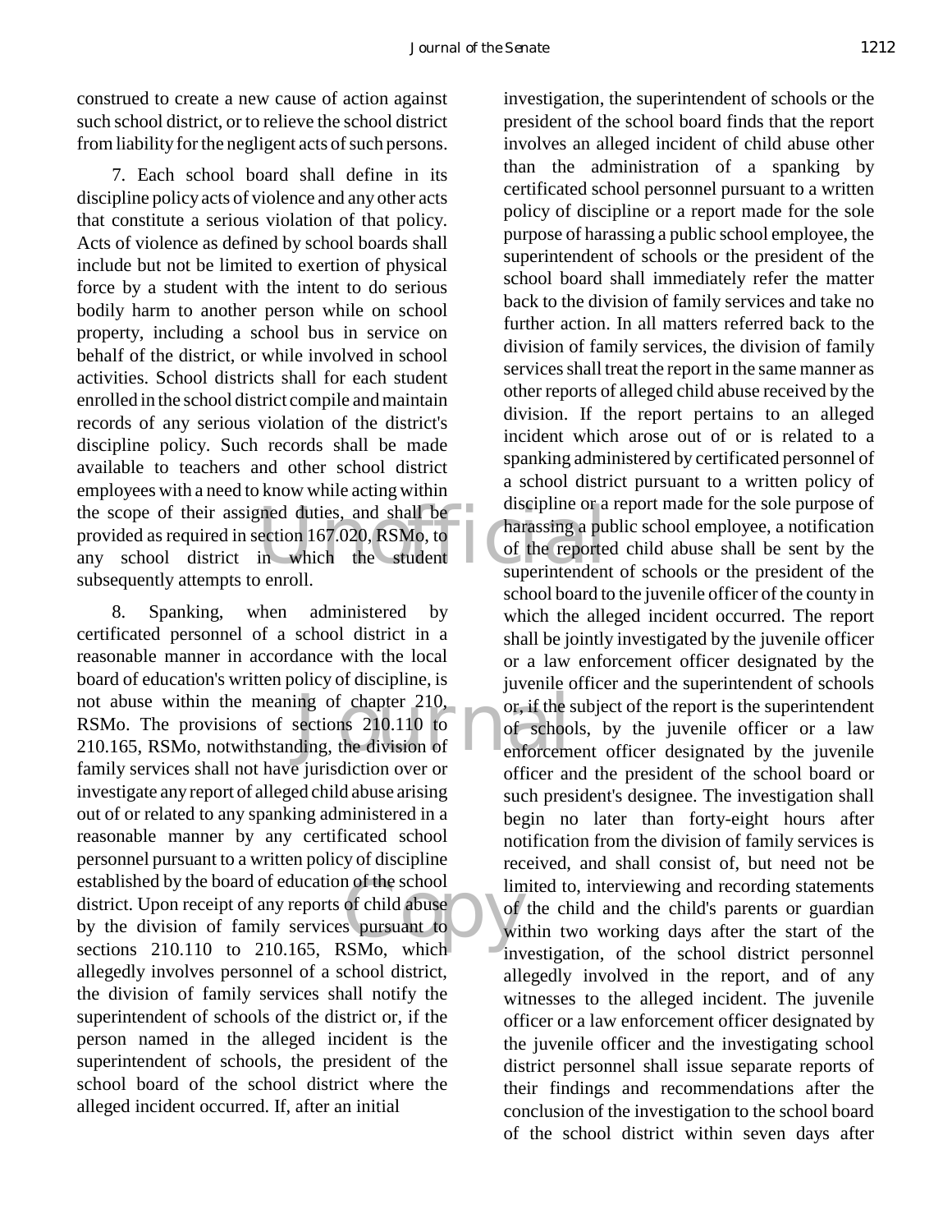construed to create a new cause of action against such school district, or to relieve the school district from liability for the negligent acts of such persons.

7. Each school board shall define in its discipline policy acts of violence and any other acts that constitute a serious violation of that policy. Acts of violence as defined by school boards shall include but not be limited to exertion of physical force by a student with the intent to do serious bodily harm to another person while on school property, including a school bus in service on behalf of the district, or while involved in school activities. School districts shall for each student enrolled in the school district compile and maintain records of any serious violation of the district's discipline policy. Such records shall be made available to teachers and other school district employees with a need to know while acting within the scope of their assigned duties, and shall be provided as required in section 167.020, RSMo, to any school district in which the student subsequently attempts to enroll.

8. Spanking, when administered by certificated personnel of a school district in a reasonable manner in accordance with the local board of education's written policy of discipline, is not abuse within the meaning of chapter 210, RSMo. The provisions of sections 210.110 to 210.165, RSMo, notwithstanding, the division of family services shall not have jurisdiction over or investigate any report of alleged child abuse arising out of or related to any spanking administered in a reasonable manner by any certificated school personnel pursuant to a written policy of discipline established by the board of education of the school district. Upon receipt of any reports of child abuse by the division of family services pursuant to sections 210.110 to 210.165, RSMo, which allegedly involves personnel of a school district, the division of family services shall notify the superintendent of schools of the district or, if the person named in the alleged incident is the superintendent of schools, the president of the school board of the school district where the alleged incident occurred. If, after an initial investigation, the superintendent of schools or the president of the school board finds that the report involves an alleged incident of child abuse other than the administration of a spanking by certificated school personnel pursuant to a written policy of discipline or a report made for the sole purpose of harassing a public school employee, the superintendent of schools or the president of the school board shall immediately refer the matter back to the division of family services and take no further action. In all matters referred back to the division of family services, the division of family services shall treat the report in the same manner as other reports of alleged child abuse received by the division. If the report pertains to an alleged incident which arose out of or is related to a spanking administered by certificated personnel of a school district pursuant to a written policy of discipline or a report made for the sole purpose of harassing a public school employee, a notification of the reported child abuse shall be sent by the superintendent of schools or the president of the school board to the juvenile officer of the county in which the alleged incident occurred. The report shall be jointly investigated by the juvenile officer or a law enforcement officer designated by the juvenile officer and the superintendent of schools or, if the subject of the report is the superintendent of schools, by the juvenile officer or a law enforcement officer designated by the juvenile officer and the president of the school board or such president's designee. The investigation shall begin no later than forty-eight hours after notification from the division of family services is received, and shall consist of, but need not be limited to, interviewing and recording statements of the child and the child's parents or guardian within two working days after the start of the investigation, of the school district personnel allegedly involved in the report, and of any witnesses to the alleged incident. The juvenile officer or a law enforcement officer designated by the juvenile officer and the investigating school district personnel shall issue separate reports of their findings and recommendations after the conclusion of the investigation to the school board of the school district within seven days after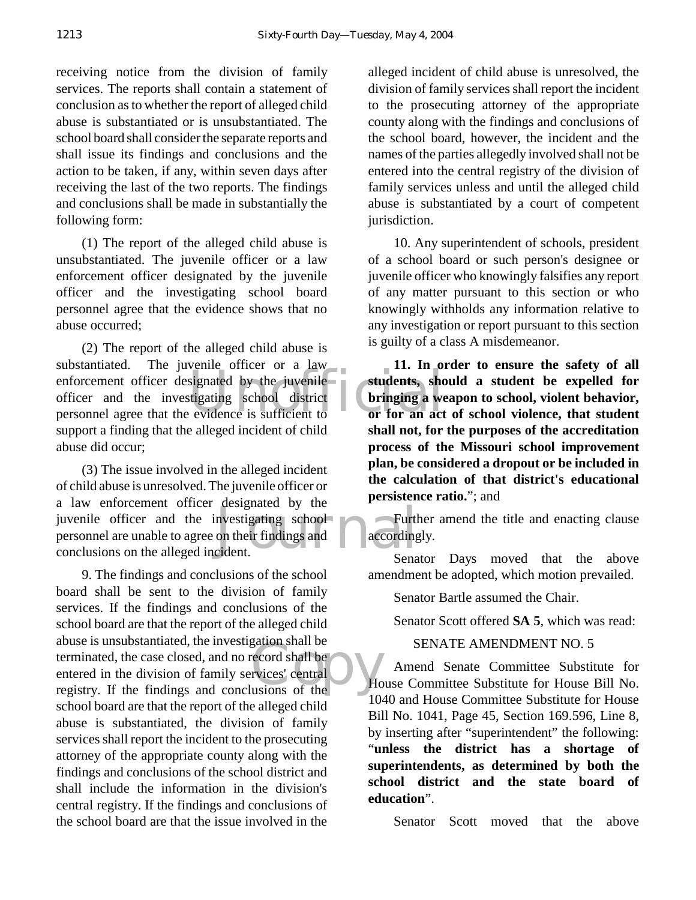receiving notice from the division of family services. The reports shall contain a statement of conclusion as to whether the report of alleged child abuse is substantiated or is unsubstantiated. The school board shall consider the separate reports and shall issue its findings and conclusions and the action to be taken, if any, within seven days after receiving the last of the two reports. The findings and conclusions shall be made in substantially the following form:

(1) The report of the alleged child abuse is unsubstantiated. The juvenile officer or a law enforcement officer designated by the juvenile officer and the investigating school board personnel agree that the evidence shows that no abuse occurred;

(2) The report of the alleged child abuse is substantiated. The juvenile officer or a law enforcement officer designated by the juvenile officer and the investigating school district personnel agree that the evidence is sufficient to support a finding that the alleged incident of child abuse did occur;

(3) The issue involved in the alleged incident of child abuse is unresolved. The juvenile officer or a law enforcement officer designated by the juvenile officer and the investigating school personnel are unable to agree on their findings and conclusions on the alleged incident.

9. The findings and conclusions of the school board shall be sent to the division of family services. If the findings and conclusions of the school board are that the report of the alleged child abuse is unsubstantiated, the investigation shall be terminated, the case closed, and no record shall be entered in the division of family services' central registry. If the findings and conclusions of the school board are that the report of the alleged child abuse is substantiated, the division of family services shall report the incident to the prosecuting attorney of the appropriate county along with the findings and conclusions of the school district and shall include the information in the division's central registry. If the findings and conclusions of the school board are that the issue involved in the alleged incident of child abuse is unresolved, the division of family services shall report the incident to the prosecuting attorney of the appropriate county along with the findings and conclusions of the school board, however, the incident and the names of the parties allegedly involved shall not be entered into the central registry of the division of family services unless and until the alleged child abuse is substantiated by a court of competent jurisdiction.

10. Any superintendent of schools, president of a school board or such person's designee or juvenile officer who knowingly falsifies any report of any matter pursuant to this section or who knowingly withholds any information relative to any investigation or report pursuant to this section is guilty of a class A misdemeanor.

**11. In order to ensure the safety of all students, should a student be expelled for bringing a weapon to school, violent behavior, or for an act of school violence, that student shall not, for the purposes of the accreditation process of the Missouri school improvement plan, be considered a dropout or be included in the calculation of that district's educational persistence ratio.**"; and

Further amend the title and enacting clause accordingly.

Senator Days moved that the above amendment be adopted, which motion prevailed.

Senator Bartle assumed the Chair.

Senator Scott offered **SA 5**, which was read:

SENATE AMENDMENT NO. 5

Amend Senate Committee Substitute for House Committee Substitute for House Bill No. 1040 and House Committee Substitute for House Bill No. 1041, Page 45, Section 169.596, Line 8, by inserting after "superintendent" the following: "**unless the district has a shortage of superintendents, as determined by both the school district and the state board of education**".

Senator Scott moved that the above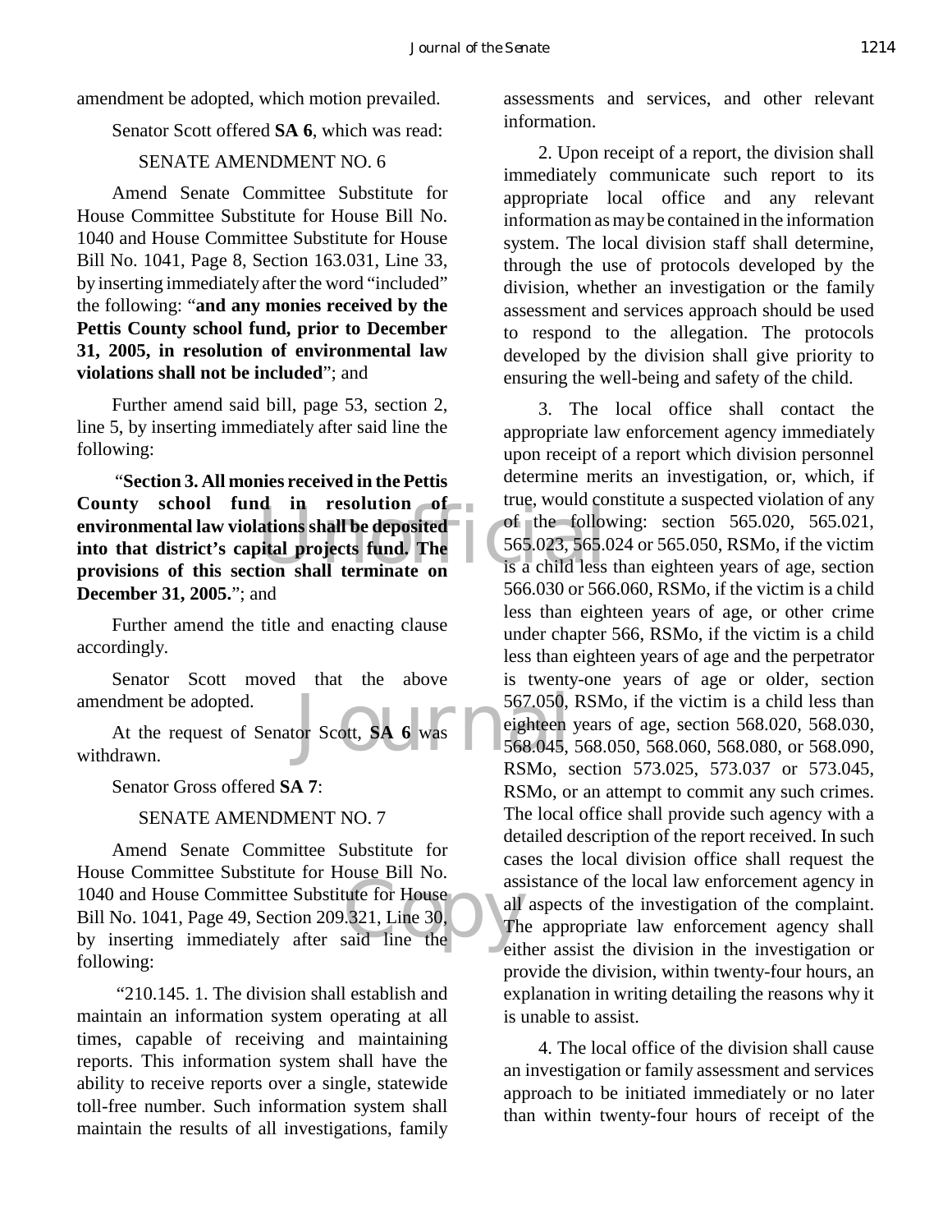amendment be adopted, which motion prevailed.

Senator Scott offered **SA 6**, which was read:

SENATE AMENDMENT NO. 6

Amend Senate Committee Substitute for House Committee Substitute for House Bill No. 1040 and House Committee Substitute for House Bill No. 1041, Page 8, Section 163.031, Line 33, by inserting immediately after the word "included" the following: "**and any monies received by the Pettis County school fund, prior to December 31, 2005, in resolution of environmental law violations shall not be included**"; and

Further amend said bill, page 53, section 2, line 5, by inserting immediately after said line the following:

"**Section 3. All monies received in the Pettis County school fund in resolution of environmental law violations shall be deposited into that district's capital projects fund. The provisions of this section shall terminate on December 31, 2005.**"; and

Further amend the title and enacting clause accordingly.

Senator Scott moved that the above amendment be adopted.

At the request of Senator Scott, **SA 6** was withdrawn.

Senator Gross offered **SA 7**:

SENATE AMENDMENT NO. 7

Amend Senate Committee Substitute for House Committee Substitute for House Bill No. 1040 and House Committee Substitute for House Bill No. 1041, Page 49, Section 209.321, Line 30, by inserting immediately after said line the following:

"210.145. 1. The division shall establish and maintain an information system operating at all times, capable of receiving and maintaining reports. This information system shall have the ability to receive reports over a single, statewide toll-free number. Such information system shall maintain the results of all investigations, family assessments and services, and other relevant information.

2. Upon receipt of a report, the division shall immediately communicate such report to its appropriate local office and any relevant information as may be contained in the information system. The local division staff shall determine, through the use of protocols developed by the division, whether an investigation or the family assessment and services approach should be used to respond to the allegation. The protocols developed by the division shall give priority to ensuring the well-being and safety of the child.

3. The local office shall contact the appropriate law enforcement agency immediately upon receipt of a report which division personnel determine merits an investigation, or, which, if true, would constitute a suspected violation of any of the following: section 565.020, 565.021, 565.023, 565.024 or 565.050, RSMo, if the victim is a child less than eighteen years of age, section 566.030 or 566.060, RSMo, if the victim is a child less than eighteen years of age, or other crime under chapter 566, RSMo, if the victim is a child less than eighteen years of age and the perpetrator is twenty-one years of age or older, section 567.050, RSMo, if the victim is a child less than eighteen years of age, section 568.020, 568.030, 568.045, 568.050, 568.060, 568.080, or 568.090, RSMo, section 573.025, 573.037 or 573.045, RSMo, or an attempt to commit any such crimes. The local office shall provide such agency with a detailed description of the report received. In such cases the local division office shall request the assistance of the local law enforcement agency in all aspects of the investigation of the complaint. The appropriate law enforcement agency shall either assist the division in the investigation or provide the division, within twenty-four hours, an explanation in writing detailing the reasons why it is unable to assist.

4. The local office of the division shall cause an investigation or family assessment and services approach to be initiated immediately or no later than within twenty-four hours of receipt of the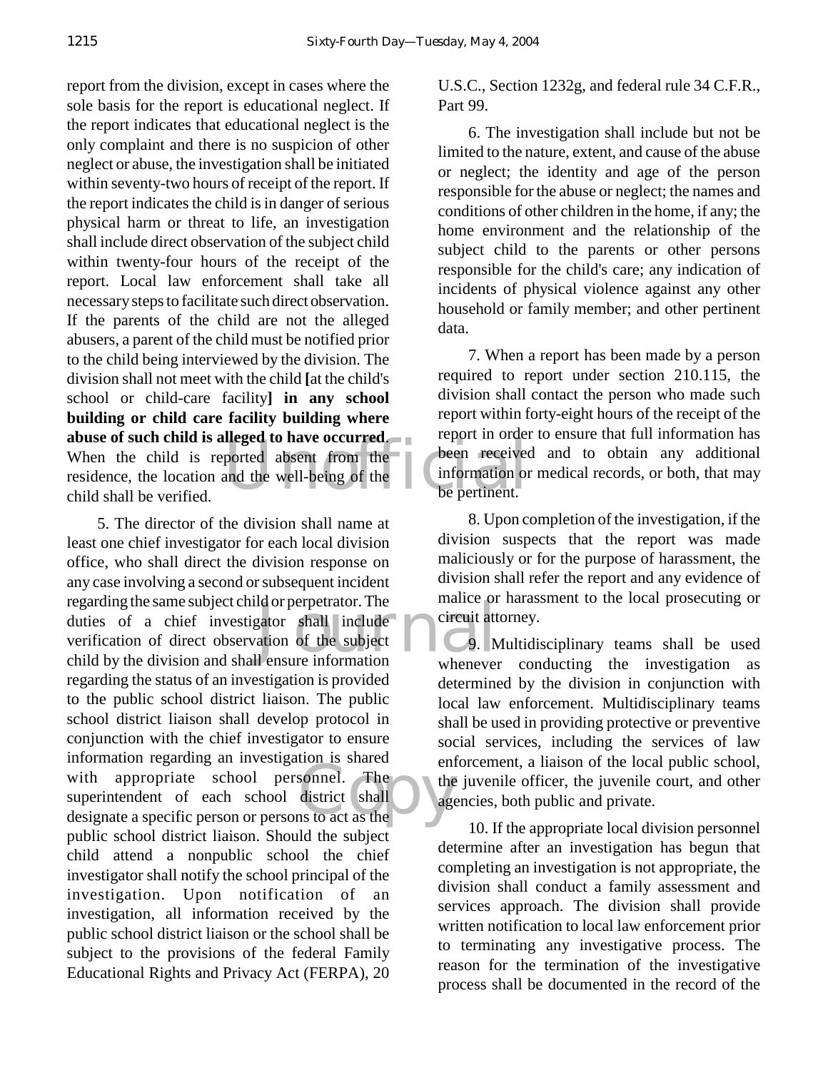report from the division, except in cases where the sole basis for the report is educational neglect. If the report indicates that educational neglect is the only complaint and there is no suspicion of other neglect or abuse, the investigation shall be initiated within seventy-two hours of receipt of the report. If the report indicates the child is in danger of serious physical harm or threat to life, an investigation shall include direct observation of the subject child within twenty-four hours of the receipt of the report. Local law enforcement shall take all necessary steps to facilitate such direct observation. If the parents of the child are not the alleged abusers, a parent of the child must be notified prior to the child being interviewed by the division. The division shall not meet with the child **[**at the child's school or child-care facility**] in any school building or child care facility building where abuse of such child is alleged to have occurred.** When the child is reported absent from the residence, the location and the well-being of the child shall be verified.

5. The director of the division shall name at least one chief investigator for each local division office, who shall direct the division response on any case involving a second or subsequent incident regarding the same subject child or perpetrator. The duties of a chief investigator shall include verification of direct observation of the subject child by the division and shall ensure information regarding the status of an investigation is provided to the public school district liaison. The public school district liaison shall develop protocol in conjunction with the chief investigator to ensure information regarding an investigation is shared with appropriate school personnel. The superintendent of each school district shall designate a specific person or persons to act as the public school district liaison. Should the subject child attend a nonpublic school the chief investigator shall notify the school principal of the investigation. Upon notification of an investigation, all information received by the public school district liaison or the school shall be subject to the provisions of the federal Family Educational Rights and Privacy Act (FERPA), 20 U.S.C., Section 1232g, and federal rule 34 C.F.R., Part 99.

6. The investigation shall include but not be limited to the nature, extent, and cause of the abuse or neglect; the identity and age of the person responsible for the abuse or neglect; the names and conditions of other children in the home, if any; the home environment and the relationship of the subject child to the parents or other persons responsible for the child's care; any indication of incidents of physical violence against any other household or family member; and other pertinent data.

7. When a report has been made by a person required to report under section 210.115, the division shall contact the person who made such report within forty-eight hours of the receipt of the report in order to ensure that full information has been received and to obtain any additional information or medical records, or both, that may be pertinent.

8. Upon completion of the investigation, if the division suspects that the report was made maliciously or for the purpose of harassment, the division shall refer the report and any evidence of malice or harassment to the local prosecuting or circuit attorney.

9. Multidisciplinary teams shall be used whenever conducting the investigation as determined by the division in conjunction with local law enforcement. Multidisciplinary teams shall be used in providing protective or preventive social services, including the services of law enforcement, a liaison of the local public school, the juvenile officer, the juvenile court, and other agencies, both public and private.

10. If the appropriate local division personnel determine after an investigation has begun that completing an investigation is not appropriate, the division shall conduct a family assessment and services approach. The division shall provide written notification to local law enforcement prior to terminating any investigative process. The reason for the termination of the investigative process shall be documented in the record of the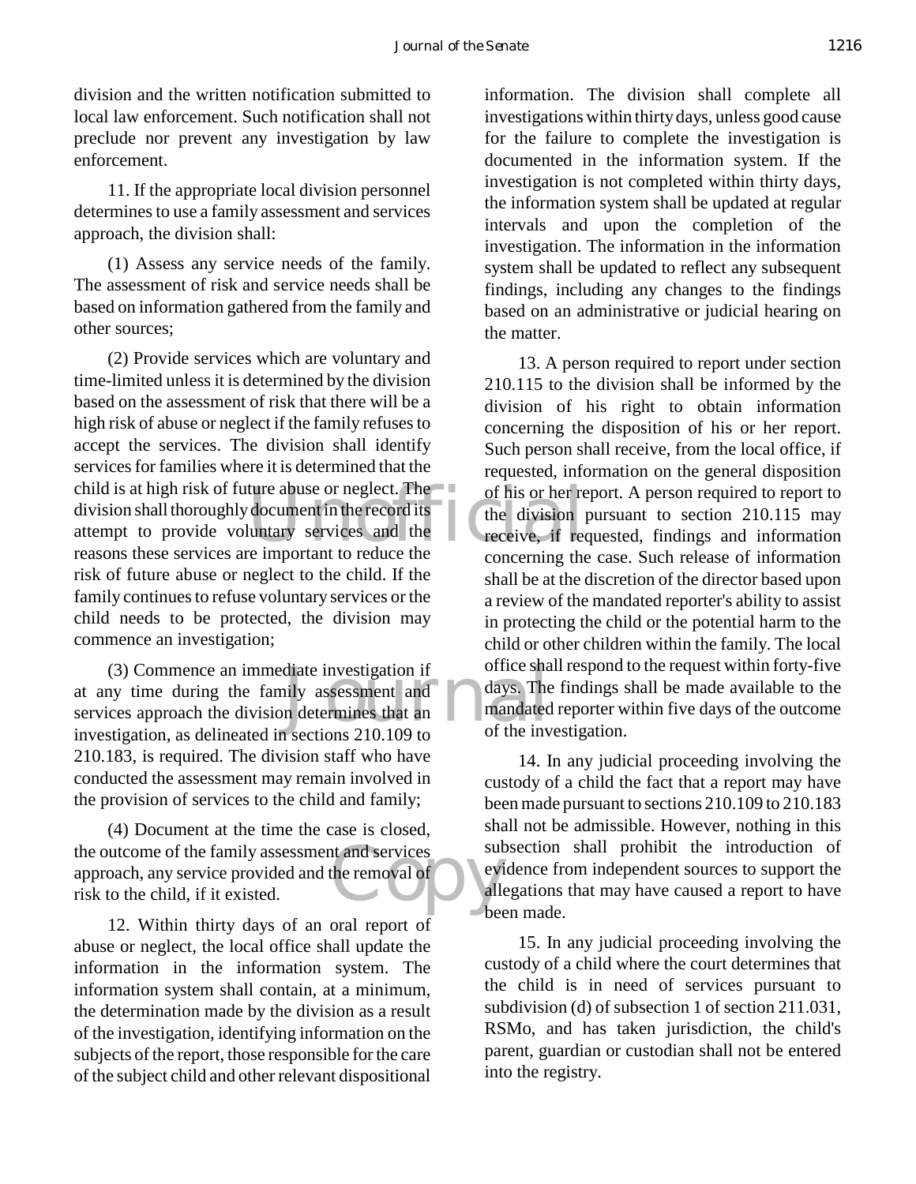division and the written notification submitted to local law enforcement. Such notification shall not preclude nor prevent any investigation by law enforcement.

11. If the appropriate local division personnel determines to use a family assessment and services approach, the division shall:

(1) Assess any service needs of the family. The assessment of risk and service needs shall be based on information gathered from the family and other sources;

(2) Provide services which are voluntary and time-limited unless it is determined by the division based on the assessment of risk that there will be a high risk of abuse or neglect if the family refuses to accept the services. The division shall identify services for families where it is determined that the child is at high risk of future abuse or neglect. The division shall thoroughly document in the record its attempt to provide voluntary services and the reasons these services are important to reduce the risk of future abuse or neglect to the child. If the family continues to refuse voluntary services or the child needs to be protected, the division may commence an investigation;

(3) Commence an immediate investigation if at any time during the family assessment and services approach the division determines that an investigation, as delineated in sections 210.109 to 210.183, is required. The division staff who have conducted the assessment may remain involved in the provision of services to the child and family;

(4) Document at the time the case is closed, the outcome of the family assessment and services approach, any service provided and the removal of risk to the child, if it existed.

12. Within thirty days of an oral report of abuse or neglect, the local office shall update the information in the information system. The information system shall contain, at a minimum, the determination made by the division as a result of the investigation, identifying information on the subjects of the report, those responsible for the care of the subject child and other relevant dispositional information. The division shall complete all investigations within thirty days, unless good cause for the failure to complete the investigation is documented in the information system. If the investigation is not completed within thirty days, the information system shall be updated at regular intervals and upon the completion of the investigation. The information in the information system shall be updated to reflect any subsequent findings, including any changes to the findings based on an administrative or judicial hearing on the matter.

13. A person required to report under section 210.115 to the division shall be informed by the division of his right to obtain information concerning the disposition of his or her report. Such person shall receive, from the local office, if requested, information on the general disposition of his or her report. A person required to report to the division pursuant to section 210.115 may receive, if requested, findings and information concerning the case. Such release of information shall be at the discretion of the director based upon a review of the mandated reporter's ability to assist in protecting the child or the potential harm to the child or other children within the family. The local office shall respond to the request within forty-five days. The findings shall be made available to the mandated reporter within five days of the outcome of the investigation.

14. In any judicial proceeding involving the custody of a child the fact that a report may have been made pursuant to sections 210.109 to 210.183 shall not be admissible. However, nothing in this subsection shall prohibit the introduction of evidence from independent sources to support the allegations that may have caused a report to have been made.

15. In any judicial proceeding involving the custody of a child where the court determines that the child is in need of services pursuant to subdivision (d) of subsection 1 of section 211.031, RSMo, and has taken jurisdiction, the child's parent, guardian or custodian shall not be entered into the registry.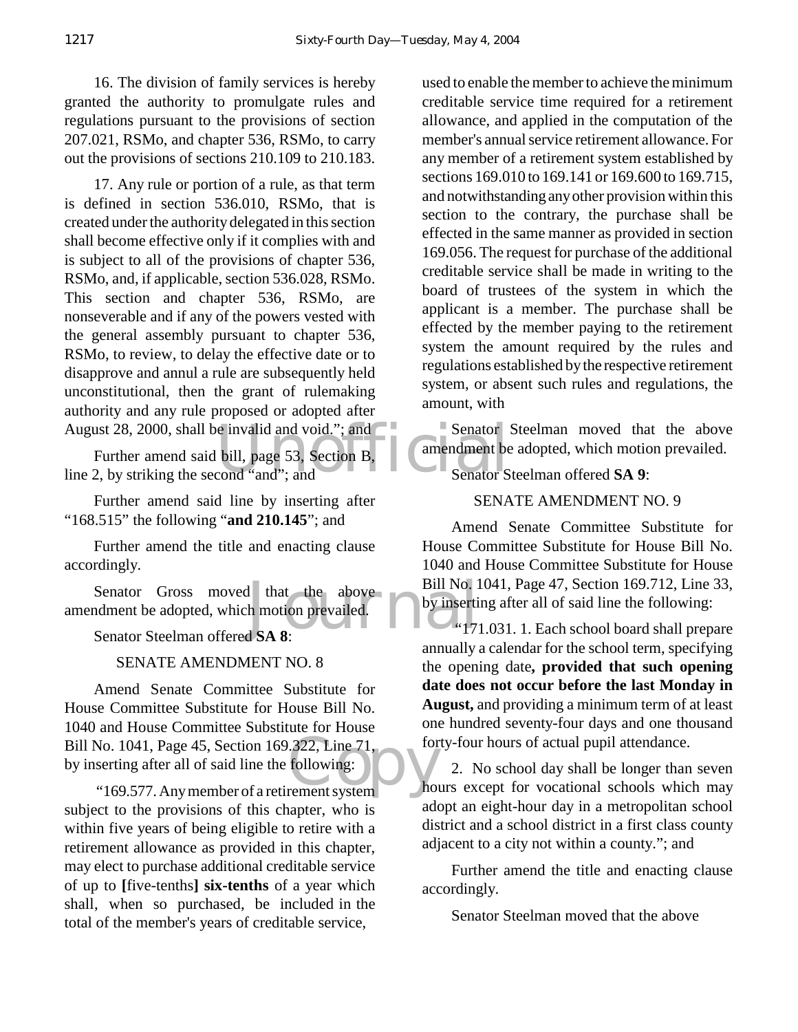16. The division of family services is hereby granted the authority to promulgate rules and regulations pursuant to the provisions of section 207.021, RSMo, and chapter 536, RSMo, to carry out the provisions of sections 210.109 to 210.183.

17. Any rule or portion of a rule, as that term is defined in section 536.010, RSMo, that is created under the authority delegated in this section shall become effective only if it complies with and is subject to all of the provisions of chapter 536, RSMo, and, if applicable, section 536.028, RSMo. This section and chapter 536, RSMo, are nonseverable and if any of the powers vested with the general assembly pursuant to chapter 536, RSMo, to review, to delay the effective date or to disapprove and annul a rule are subsequently held unconstitutional, then the grant of rulemaking authority and any rule proposed or adopted after August 28, 2000, shall be invalid and void."; and

Further amend said bill, page 53, Section B, line 2, by striking the second "and"; and

Further amend said line by inserting after "168.515" the following "**and 210.145**"; and

Further amend the title and enacting clause accordingly.

Senator Gross moved that the above amendment be adopted, which motion prevailed.

Senator Steelman offered **SA 8**:

SENATE AMENDMENT NO. 8

Amend Senate Committee Substitute for House Committee Substitute for House Bill No. 1040 and House Committee Substitute for House Bill No. 1041, Page 45, Section 169.322, Line 71, by inserting after all of said line the following:

"169.577. Any member of a retirement system subject to the provisions of this chapter, who is within five years of being eligible to retire with a retirement allowance as provided in this chapter, may elect to purchase additional creditable service of up to **[**five-tenths**]** **six-tenths** of a year which shall, when so purchased, be included in the total of the member's years of creditable service, used to enable the member to achieve the minimum creditable service time required for a retirement allowance, and applied in the computation of the member's annual service retirement allowance. For any member of a retirement system established by sections 169.010 to 169.141 or 169.600 to 169.715, and notwithstanding any other provision within this section to the contrary, the purchase shall be effected in the same manner as provided in section 169.056. The request for purchase of the additional creditable service shall be made in writing to the board of trustees of the system in which the applicant is a member. The purchase shall be effected by the member paying to the retirement system the amount required by the rules and regulations established by the respective retirement system, or absent such rules and regulations, the amount, with

Senator Steelman moved that the above amendment be adopted, which motion prevailed.

Senator Steelman offered **SA 9**:

SENATE AMENDMENT NO. 9

Amend Senate Committee Substitute for House Committee Substitute for House Bill No. 1040 and House Committee Substitute for House Bill No. 1041, Page 47, Section 169.712, Line 33, by inserting after all of said line the following:

"171.031. 1. Each school board shall prepare annually a calendar for the school term, specifying the opening date**, provided that such opening date does not occur before the last Monday in August,** and providing a minimum term of at least one hundred seventy-four days and one thousand forty-four hours of actual pupil attendance.

2. No school day shall be longer than seven hours except for vocational schools which may adopt an eight-hour day in a metropolitan school district and a school district in a first class county adjacent to a city not within a county."; and

Further amend the title and enacting clause accordingly.

Senator Steelman moved that the above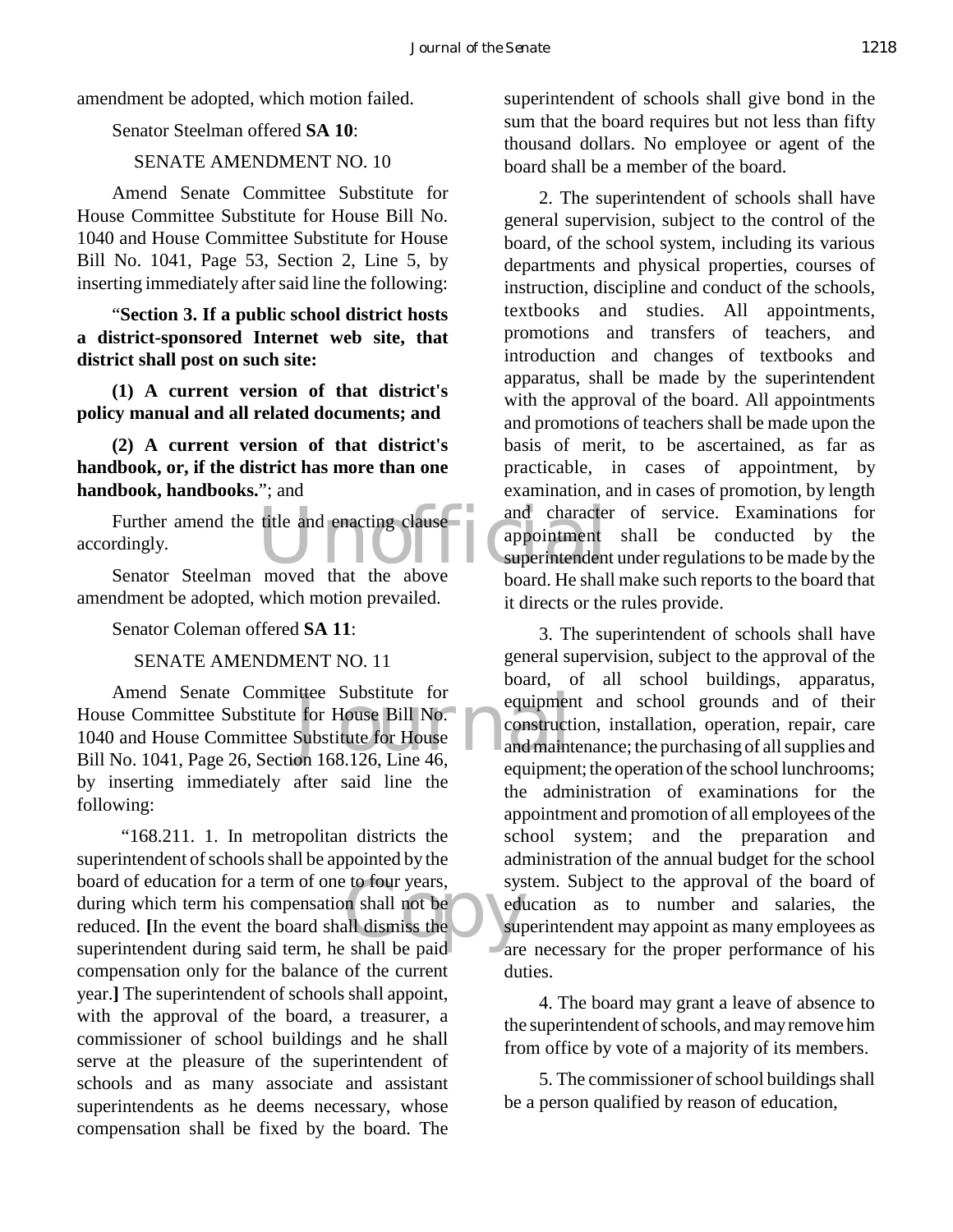amendment be adopted, which motion failed.

Senator Steelman offered **SA 10**:

SENATE AMENDMENT NO. 10

Amend Senate Committee Substitute for House Committee Substitute for House Bill No. 1040 and House Committee Substitute for House Bill No. 1041, Page 53, Section 2, Line 5, by inserting immediately after said line the following:

"**Section 3. If a public school district hosts a district-sponsored Internet web site, that district shall post on such site:**

**(1) A current version of that district's policy manual and all related documents; and**

**(2) A current version of that district's handbook, or, if the district has more than one handbook, handbooks.**"; and

Further amend the title and enacting clause accordingly.

Senator Steelman moved that the above amendment be adopted, which motion prevailed.

Senator Coleman offered **SA 11**:

SENATE AMENDMENT NO. 11

Amend Senate Committee Substitute for House Committee Substitute for House Bill No. 1040 and House Committee Substitute for House Bill No. 1041, Page 26, Section 168.126, Line 46, by inserting immediately after said line the following:

"168.211. 1. In metropolitan districts the superintendent of schools shall be appointed by the board of education for a term of one to four years, during which term his compensation shall not be reduced. **[**In the event the board shall dismiss the superintendent during said term, he shall be paid compensation only for the balance of the current year.**]** The superintendent of schools shall appoint, with the approval of the board, a treasurer, a commissioner of school buildings and he shall serve at the pleasure of the superintendent of schools and as many associate and assistant superintendents as he deems necessary, whose compensation shall be fixed by the board. The superintendent of schools shall give bond in the sum that the board requires but not less than fifty thousand dollars. No employee or agent of the board shall be a member of the board.

2. The superintendent of schools shall have general supervision, subject to the control of the board, of the school system, including its various departments and physical properties, courses of instruction, discipline and conduct of the schools, textbooks and studies. All appointments, promotions and transfers of teachers, and introduction and changes of textbooks and apparatus, shall be made by the superintendent with the approval of the board. All appointments and promotions of teachers shall be made upon the basis of merit, to be ascertained, as far as practicable, in cases of appointment, by examination, and in cases of promotion, by length and character of service. Examinations for appointment shall be conducted by the superintendent under regulations to be made by the board. He shall make such reports to the board that it directs or the rules provide.

3. The superintendent of schools shall have general supervision, subject to the approval of the board, of all school buildings, apparatus, equipment and school grounds and of their construction, installation, operation, repair, care and maintenance; the purchasing of all supplies and equipment; the operation of the school lunchrooms; the administration of examinations for the appointment and promotion of all employees of the school system; and the preparation and administration of the annual budget for the school system. Subject to the approval of the board of education as to number and salaries, the superintendent may appoint as many employees as are necessary for the proper performance of his duties.

4. The board may grant a leave of absence to the superintendent of schools, and may remove him from office by vote of a majority of its members.

5. The commissioner of school buildings shall be a person qualified by reason of education,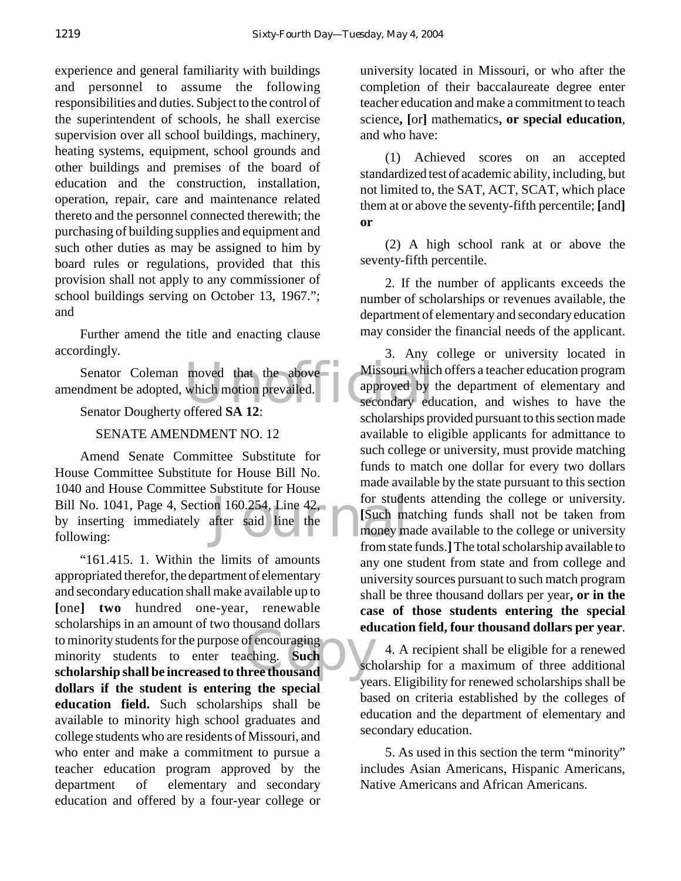experience and general familiarity with buildings and personnel to assume the following responsibilities and duties. Subject to the control of the superintendent of schools, he shall exercise supervision over all school buildings, machinery, heating systems, equipment, school grounds and other buildings and premises of the board of education and the construction, installation, operation, repair, care and maintenance related thereto and the personnel connected therewith; the purchasing of building supplies and equipment and such other duties as may be assigned to him by board rules or regulations, provided that this provision shall not apply to any commissioner of school buildings serving on October 13, 1967."; and

Further amend the title and enacting clause accordingly.

Senator Coleman moved that the above amendment be adopted, which motion prevailed.

Senator Dougherty offered **SA 12**:

SENATE AMENDMENT NO. 12

Amend Senate Committee Substitute for House Committee Substitute for House Bill No. 1040 and House Committee Substitute for House Bill No. 1041, Page 4, Section 160.254, Line 42, by inserting immediately after said line the following:

"161.415. 1. Within the limits of amounts appropriated therefor, the department of elementary and secondary education shall make available up to **[**one**] two** hundred one-year, renewable scholarships in an amount of two thousand dollars to minority students for the purpose of encouraging minority students to enter teaching. **Such scholarship shall be increased to three thousand dollars if the student is entering the special education field.** Such scholarships shall be available to minority high school graduates and college students who are residents of Missouri, and who enter and make a commitment to pursue a teacher education program approved by the department of elementary and secondary education and offered by a four-year college or university located in Missouri, or who after the completion of their baccalaureate degree enter teacher education and make a commitment to teach science**, [**or**]** mathematics**, or special education**, and who have:

(1) Achieved scores on an accepted standardized test of academic ability, including, but not limited to, the SAT, ACT, SCAT, which place them at or above the seventy-fifth percentile; **[**and**] or**

(2) A high school rank at or above the seventy-fifth percentile.

2. If the number of applicants exceeds the number of scholarships or revenues available, the department of elementary and secondary education may consider the financial needs of the applicant.

3. Any college or university located in Missouri which offers a teacher education program approved by the department of elementary and secondary education, and wishes to have the scholarships provided pursuant to this section made available to eligible applicants for admittance to such college or university, must provide matching funds to match one dollar for every two dollars made available by the state pursuant to this section for students attending the college or university. **[**Such matching funds shall not be taken from money made available to the college or university from state funds.**]** The total scholarship available to any one student from state and from college and university sources pursuant to such match program shall be three thousand dollars per year**, or in the case of those students entering the special education field, four thousand dollars per year**.

4. A recipient shall be eligible for a renewed scholarship for a maximum of three additional years. Eligibility for renewed scholarships shall be based on criteria established by the colleges of education and the department of elementary and secondary education.

5. As used in this section the term "minority" includes Asian Americans, Hispanic Americans, Native Americans and African Americans.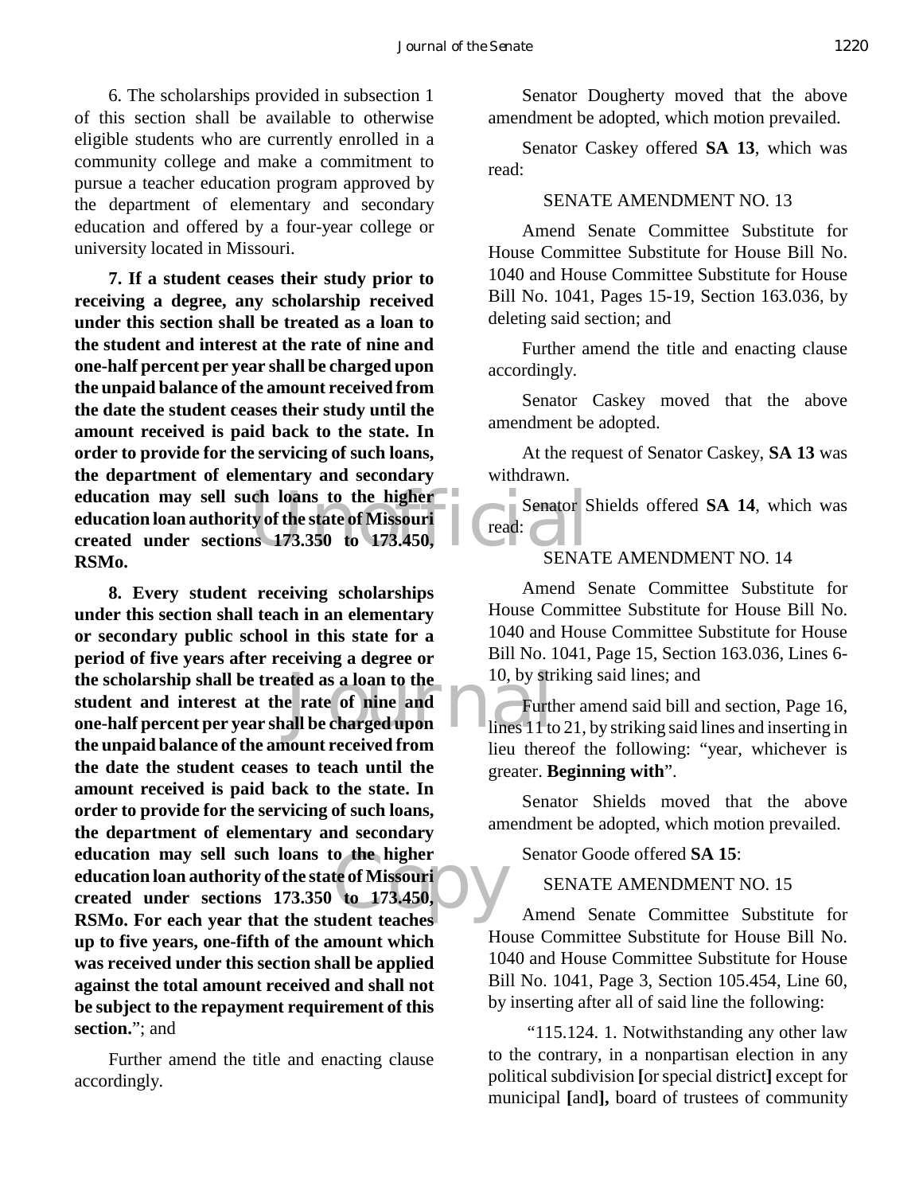6. The scholarships provided in subsection 1 of this section shall be available to otherwise eligible students who are currently enrolled in a community college and make a commitment to pursue a teacher education program approved by the department of elementary and secondary education and offered by a four-year college or university located in Missouri.

**7. If a student ceases their study prior to receiving a degree, any scholarship received under this section shall be treated as a loan to the student and interest at the rate of nine and one-half percent per year shall be charged upon the unpaid balance of the amount received from the date the student ceases their study until the amount received is paid back to the state. In order to provide for the servicing of such loans, the department of elementary and secondary education may sell such loans to the higher education loan authority of the state of Missouri created under sections 173.350 to 173.450, RSMo.**

**8. Every student receiving scholarships under this section shall teach in an elementary or secondary public school in this state for a period of five years after receiving a degree or the scholarship shall be treated as a loan to the student and interest at the rate of nine and one-half percent per year shall be charged upon the unpaid balance of the amount received from the date the student ceases to teach until the amount received is paid back to the state. In order to provide for the servicing of such loans, the department of elementary and secondary education may sell such loans to the higher education loan authority of the state of Missouri created under sections 173.350 to 173.450, RSMo. For each year that the student teaches up to five years, one-fifth of the amount which was received under this section shall be applied against the total amount received and shall not be subject to the repayment requirement of this section.**"; and

Further amend the title and enacting clause accordingly.

Senator Dougherty moved that the above amendment be adopted, which motion prevailed.

Senator Caskey offered **SA 13**, which was read:

SENATE AMENDMENT NO. 13

Amend Senate Committee Substitute for House Committee Substitute for House Bill No. 1040 and House Committee Substitute for House Bill No. 1041, Pages 15-19, Section 163.036, by deleting said section; and

Further amend the title and enacting clause accordingly.

Senator Caskey moved that the above amendment be adopted.

At the request of Senator Caskey, **SA 13** was withdrawn.

Senator Shields offered **SA 14**, which was read:

SENATE AMENDMENT NO. 14

Amend Senate Committee Substitute for House Committee Substitute for House Bill No. 1040 and House Committee Substitute for House Bill No. 1041, Page 15, Section 163.036, Lines 6-10, by striking said lines; and

Further amend said bill and section, Page 16, lines 11 to 21, by striking said lines and inserting in lieu thereof the following: "year, whichever is greater. **Beginning with**".

Senator Shields moved that the above amendment be adopted, which motion prevailed.

Senator Goode offered **SA 15**:

SENATE AMENDMENT NO. 15

Amend Senate Committee Substitute for House Committee Substitute for House Bill No. 1040 and House Committee Substitute for House Bill No. 1041, Page 3, Section 105.454, Line 60, by inserting after all of said line the following:

"115.124. 1. Notwithstanding any other law to the contrary, in a nonpartisan election in any political subdivision **[**or special district**]** except for municipal **[**and**],** board of trustees of community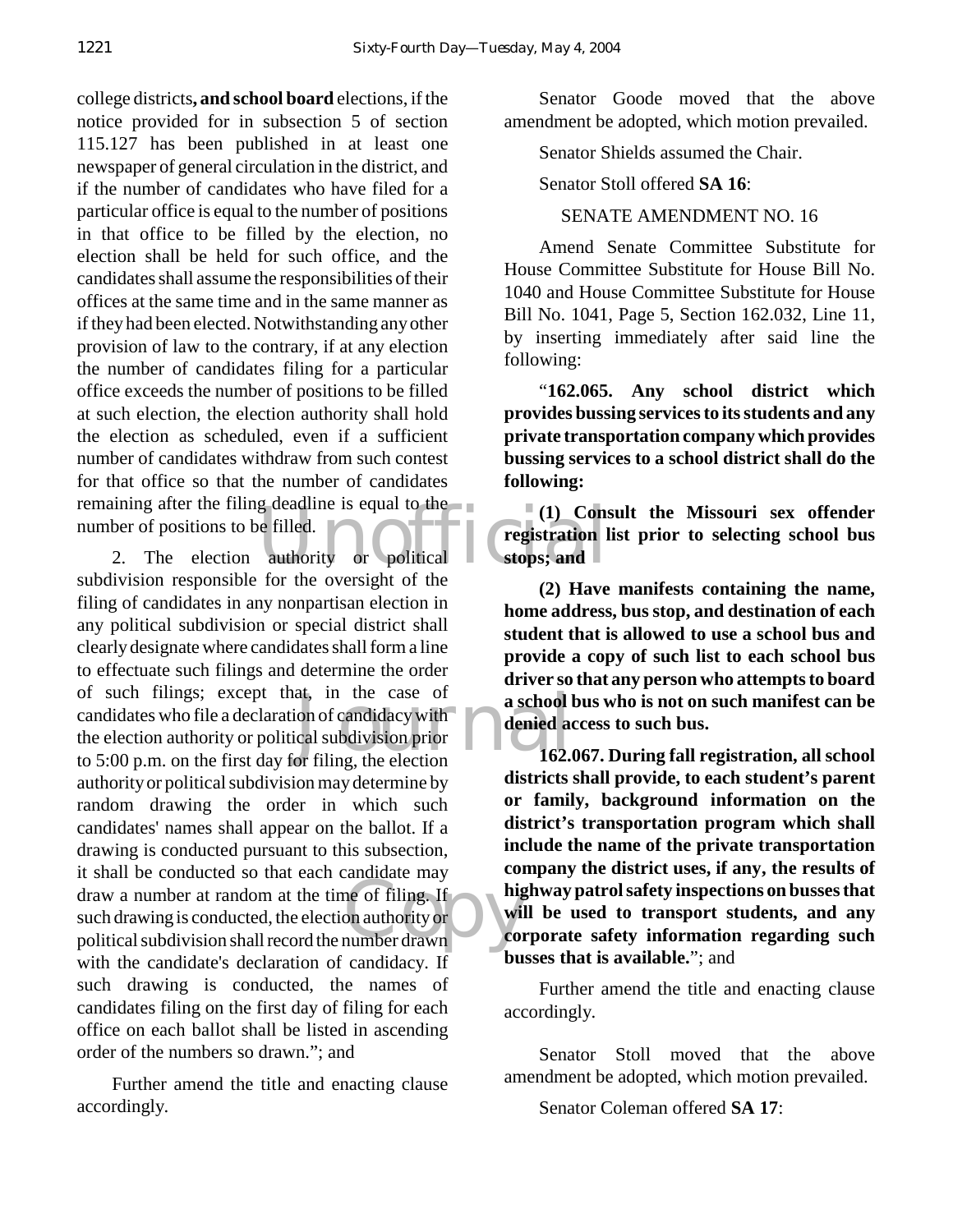college districts**, and school board** elections, if the notice provided for in subsection 5 of section 115.127 has been published in at least one newspaper of general circulation in the district, and if the number of candidates who have filed for a particular office is equal to the number of positions in that office to be filled by the election, no election shall be held for such office, and the candidates shall assume the responsibilities of their offices at the same time and in the same manner as if they had been elected. Notwithstanding any other provision of law to the contrary, if at any election the number of candidates filing for a particular office exceeds the number of positions to be filled at such election, the election authority shall hold the election as scheduled, even if a sufficient number of candidates withdraw from such contest for that office so that the number of candidates remaining after the filing deadline is equal to the number of positions to be filled.

2. The election authority or political subdivision responsible for the oversight of the filing of candidates in any nonpartisan election in any political subdivision or special district shall clearly designate where candidates shall form a line to effectuate such filings and determine the order of such filings; except that, in the case of candidates who file a declaration of candidacy with the election authority or political subdivision prior to 5:00 p.m. on the first day for filing, the election authority or political subdivision may determine by random drawing the order in which such candidates' names shall appear on the ballot. If a drawing is conducted pursuant to this subsection, it shall be conducted so that each candidate may draw a number at random at the time of filing. If such drawing is conducted, the election authority or political subdivision shall record the number drawn with the candidate's declaration of candidacy. If such drawing is conducted, the names of candidates filing on the first day of filing for each office on each ballot shall be listed in ascending order of the numbers so drawn."; and

Further amend the title and enacting clause accordingly.

Senator Goode moved that the above amendment be adopted, which motion prevailed.

Senator Shields assumed the Chair.

Senator Stoll offered **SA 16**:

SENATE AMENDMENT NO. 16

Amend Senate Committee Substitute for House Committee Substitute for House Bill No. 1040 and House Committee Substitute for House Bill No. 1041, Page 5, Section 162.032, Line 11, by inserting immediately after said line the following:

"**162.065. Any school district which provides bussing services to its students and any private transportation company which provides bussing services to a school district shall do the following:**

**(1) Consult the Missouri sex offender registration list prior to selecting school bus stops; and**

**(2) Have manifests containing the name, home address, bus stop, and destination of each student that is allowed to use a school bus and provide a copy of such list to each school bus driver so that any person who attempts to board a school bus who is not on such manifest can be denied access to such bus.**

**162.067. During fall registration, all school districts shall provide, to each student's parent or family, background information on the district's transportation program which shall include the name of the private transportation company the district uses, if any, the results of highway patrol safety inspections on busses that will be used to transport students, and any corporate safety information regarding such busses that is available.**"; and

Further amend the title and enacting clause accordingly.

Senator Stoll moved that the above amendment be adopted, which motion prevailed.

Senator Coleman offered **SA 17**: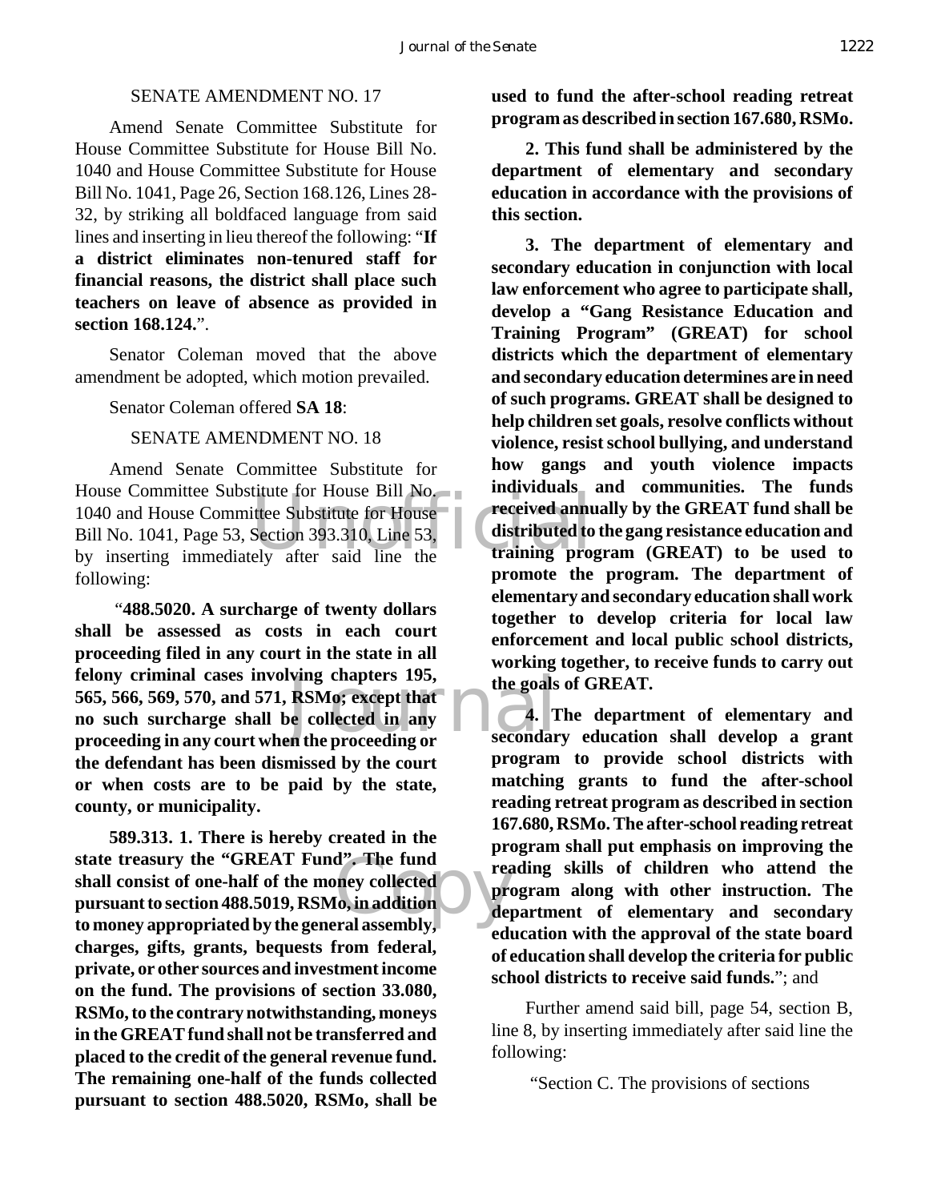SENATE AMENDMENT NO. 17

Amend Senate Committee Substitute for House Committee Substitute for House Bill No. 1040 and House Committee Substitute for House Bill No. 1041, Page 26, Section 168.126, Lines 28-32, by striking all boldfaced language from said lines and inserting in lieu thereof the following: "**If a district eliminates non-tenured staff for financial reasons, the district shall place such teachers on leave of absence as provided in section 168.124.**".

Senator Coleman moved that the above amendment be adopted, which motion prevailed.

Senator Coleman offered **SA 18**:

SENATE AMENDMENT NO. 18

Amend Senate Committee Substitute for House Committee Substitute for House Bill No. 1040 and House Committee Substitute for House Bill No. 1041, Page 53, Section 393.310, Line 53, by inserting immediately after said line the following:

"**488.5020. A surcharge of twenty dollars shall be assessed as costs in each court proceeding filed in any court in the state in all felony criminal cases involving chapters 195, 565, 566, 569, 570, and 571, RSMo; except that no such surcharge shall be collected in any proceeding in any court when the proceeding or the defendant has been dismissed by the court or when costs are to be paid by the state, county, or municipality.**

**589.313. 1. There is hereby created in the state treasury the "GREAT Fund". The fund shall consist of one-half of the money collected pursuant to section 488.5019, RSMo, in addition to money appropriated by the general assembly, charges, gifts, grants, bequests from federal, private, or other sources and investment income on the fund. The provisions of section 33.080, RSMo, to the contrary notwithstanding, moneys in the GREAT fund shall not be transferred and placed to the credit of the general revenue fund. The remaining one-half of the funds collected pursuant to section 488.5020, RSMo, shall be used to fund the after-school reading retreat program as described in section 167.680, RSMo.**

**2. This fund shall be administered by the department of elementary and secondary education in accordance with the provisions of this section.**

**3. The department of elementary and secondary education in conjunction with local law enforcement who agree to participate shall, develop a "Gang Resistance Education and Training Program" (GREAT) for school districts which the department of elementary and secondary education determines are in need of such programs. GREAT shall be designed to help children set goals, resolve conflicts without violence, resist school bullying, and understand how gangs and youth violence impacts individuals and communities. The funds received annually by the GREAT fund shall be distributed to the gang resistance education and training program (GREAT) to be used to promote the program. The department of elementary and secondary education shall work together to develop criteria for local law enforcement and local public school districts, working together, to receive funds to carry out the goals of GREAT.**

**4. The department of elementary and secondary education shall develop a grant program to provide school districts with matching grants to fund the after-school reading retreat program as described in section 167.680, RSMo. The after-school reading retreat program shall put emphasis on improving the reading skills of children who attend the program along with other instruction. The department of elementary and secondary education with the approval of the state board of education shall develop the criteria for public school districts to receive said funds.**"; and

Further amend said bill, page 54, section B, line 8, by inserting immediately after said line the following:

"Section C. The provisions of sections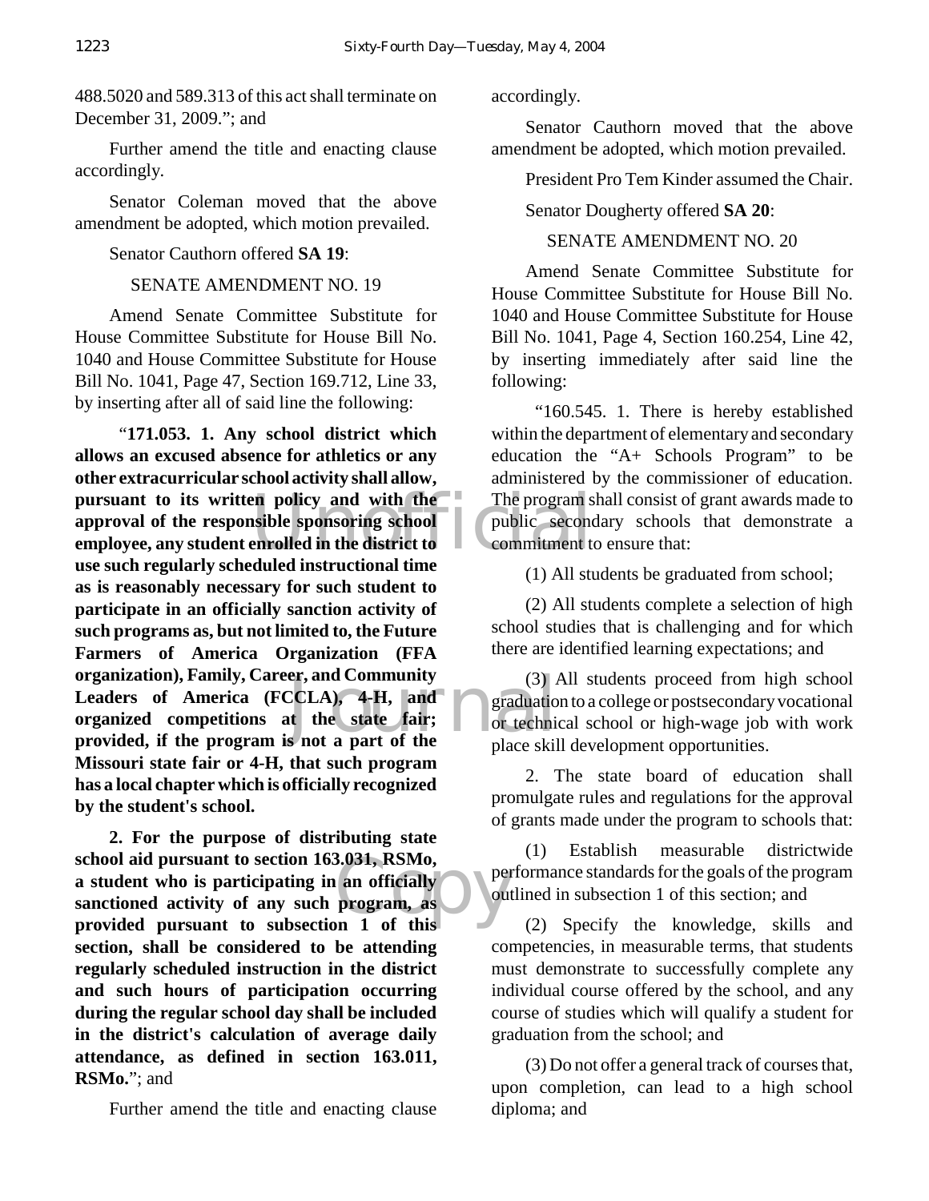488.5020 and 589.313 of this act shall terminate on December 31, 2009."; and

Further amend the title and enacting clause accordingly.

Senator Coleman moved that the above amendment be adopted, which motion prevailed.

Senator Cauthorn offered **SA 19**:

SENATE AMENDMENT NO. 19

Amend Senate Committee Substitute for House Committee Substitute for House Bill No. 1040 and House Committee Substitute for House Bill No. 1041, Page 47, Section 169.712, Line 33, by inserting after all of said line the following:

"**171.053. 1. Any school district which allows an excused absence for athletics or any other extracurricular school activity shall allow, pursuant to its written policy and with the approval of the responsible sponsoring school employee, any student enrolled in the district to use such regularly scheduled instructional time as is reasonably necessary for such student to participate in an officially sanction activity of such programs as, but not limited to, the Future Farmers of America Organization (FFA organization), Family, Career, and Community Leaders of America (FCCLA), 4-H, and organized competitions at the state fair; provided, if the program is not a part of the Missouri state fair or 4-H, that such program has a local chapter which is officially recognized by the student's school.**

**2. For the purpose of distributing state school aid pursuant to section 163.031, RSMo, a student who is participating in an officially sanctioned activity of any such program, as provided pursuant to subsection 1 of this section, shall be considered to be attending regularly scheduled instruction in the district and such hours of participation occurring during the regular school day shall be included in the district's calculation of average daily attendance, as defined in section 163.011, RSMo.**"; and

Further amend the title and enacting clause accordingly.

Senator Cauthorn moved that the above amendment be adopted, which motion prevailed.

President Pro Tem Kinder assumed the Chair.

Senator Dougherty offered **SA 20**:

SENATE AMENDMENT NO. 20

Amend Senate Committee Substitute for House Committee Substitute for House Bill No. 1040 and House Committee Substitute for House Bill No. 1041, Page 4, Section 160.254, Line 42, by inserting immediately after said line the following:

"160.545. 1. There is hereby established within the department of elementary and secondary education the "A+ Schools Program" to be administered by the commissioner of education. The program shall consist of grant awards made to public secondary schools that demonstrate a commitment to ensure that:

(1) All students be graduated from school;

(2) All students complete a selection of high school studies that is challenging and for which there are identified learning expectations; and

(3) All students proceed from high school graduation to a college or postsecondary vocational or technical school or high-wage job with work place skill development opportunities.

2. The state board of education shall promulgate rules and regulations for the approval of grants made under the program to schools that:

(1) Establish measurable districtwide performance standards for the goals of the program outlined in subsection 1 of this section; and

(2) Specify the knowledge, skills and competencies, in measurable terms, that students must demonstrate to successfully complete any individual course offered by the school, and any course of studies which will qualify a student for graduation from the school; and

(3) Do not offer a general track of courses that, upon completion, can lead to a high school diploma; and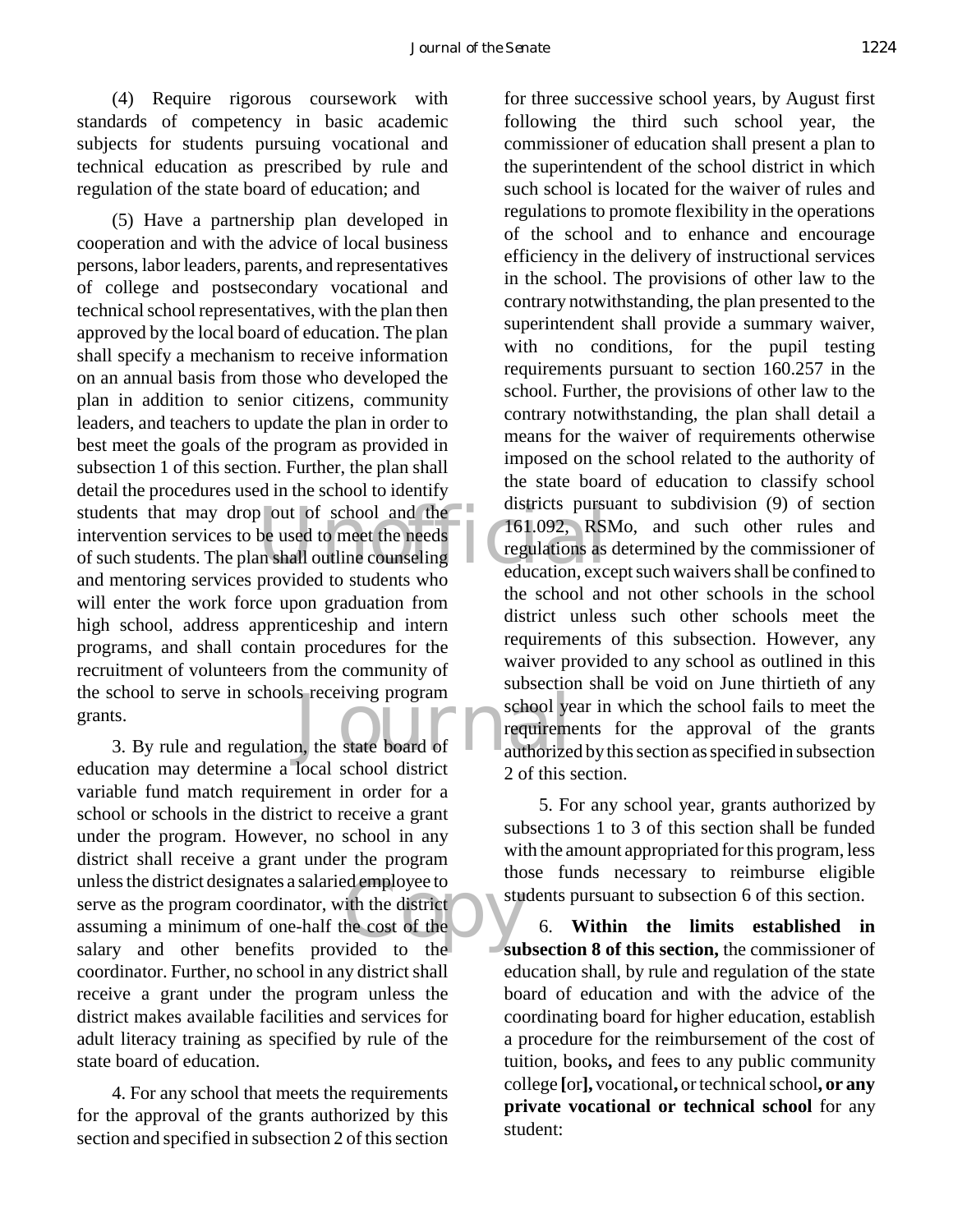(4) Require rigorous coursework with standards of competency in basic academic subjects for students pursuing vocational and technical education as prescribed by rule and regulation of the state board of education; and

(5) Have a partnership plan developed in cooperation and with the advice of local business persons, labor leaders, parents, and representatives of college and postsecondary vocational and technical school representatives, with the plan then approved by the local board of education. The plan shall specify a mechanism to receive information on an annual basis from those who developed the plan in addition to senior citizens, community leaders, and teachers to update the plan in order to best meet the goals of the program as provided in subsection 1 of this section. Further, the plan shall detail the procedures used in the school to identify students that may drop out of school and the intervention services to be used to meet the needs of such students. The plan shall outline counseling and mentoring services provided to students who will enter the work force upon graduation from high school, address apprenticeship and intern programs, and shall contain procedures for the recruitment of volunteers from the community of the school to serve in schools receiving program grants.

3. By rule and regulation, the state board of education may determine a local school district variable fund match requirement in order for a school or schools in the district to receive a grant under the program. However, no school in any district shall receive a grant under the program unless the district designates a salaried employee to serve as the program coordinator, with the district assuming a minimum of one-half the cost of the salary and other benefits provided to the coordinator. Further, no school in any district shall receive a grant under the program unless the district makes available facilities and services for adult literacy training as specified by rule of the state board of education.

4. For any school that meets the requirements for the approval of the grants authorized by this section and specified in subsection 2 of this section for three successive school years, by August first following the third such school year, the commissioner of education shall present a plan to the superintendent of the school district in which such school is located for the waiver of rules and regulations to promote flexibility in the operations of the school and to enhance and encourage efficiency in the delivery of instructional services in the school. The provisions of other law to the contrary notwithstanding, the plan presented to the superintendent shall provide a summary waiver, with no conditions, for the pupil testing requirements pursuant to section 160.257 in the school. Further, the provisions of other law to the contrary notwithstanding, the plan shall detail a means for the waiver of requirements otherwise imposed on the school related to the authority of the state board of education to classify school districts pursuant to subdivision (9) of section 161.092, RSMo, and such other rules and regulations as determined by the commissioner of education, except such waivers shall be confined to the school and not other schools in the school district unless such other schools meet the requirements of this subsection. However, any waiver provided to any school as outlined in this subsection shall be void on June thirtieth of any school year in which the school fails to meet the requirements for the approval of the grants authorized by this section as specified in subsection 2 of this section.

5. For any school year, grants authorized by subsections 1 to 3 of this section shall be funded with the amount appropriated for this program, less those funds necessary to reimburse eligible students pursuant to subsection 6 of this section.

6. **Within the limits established in subsection 8 of this section,** the commissioner of education shall, by rule and regulation of the state board of education and with the advice of the coordinating board for higher education, establish a procedure for the reimbursement of the cost of tuition, books**,** and fees to any public community college [or]**,** vocational**,** or technical school**, or any private vocational or technical school** for any student: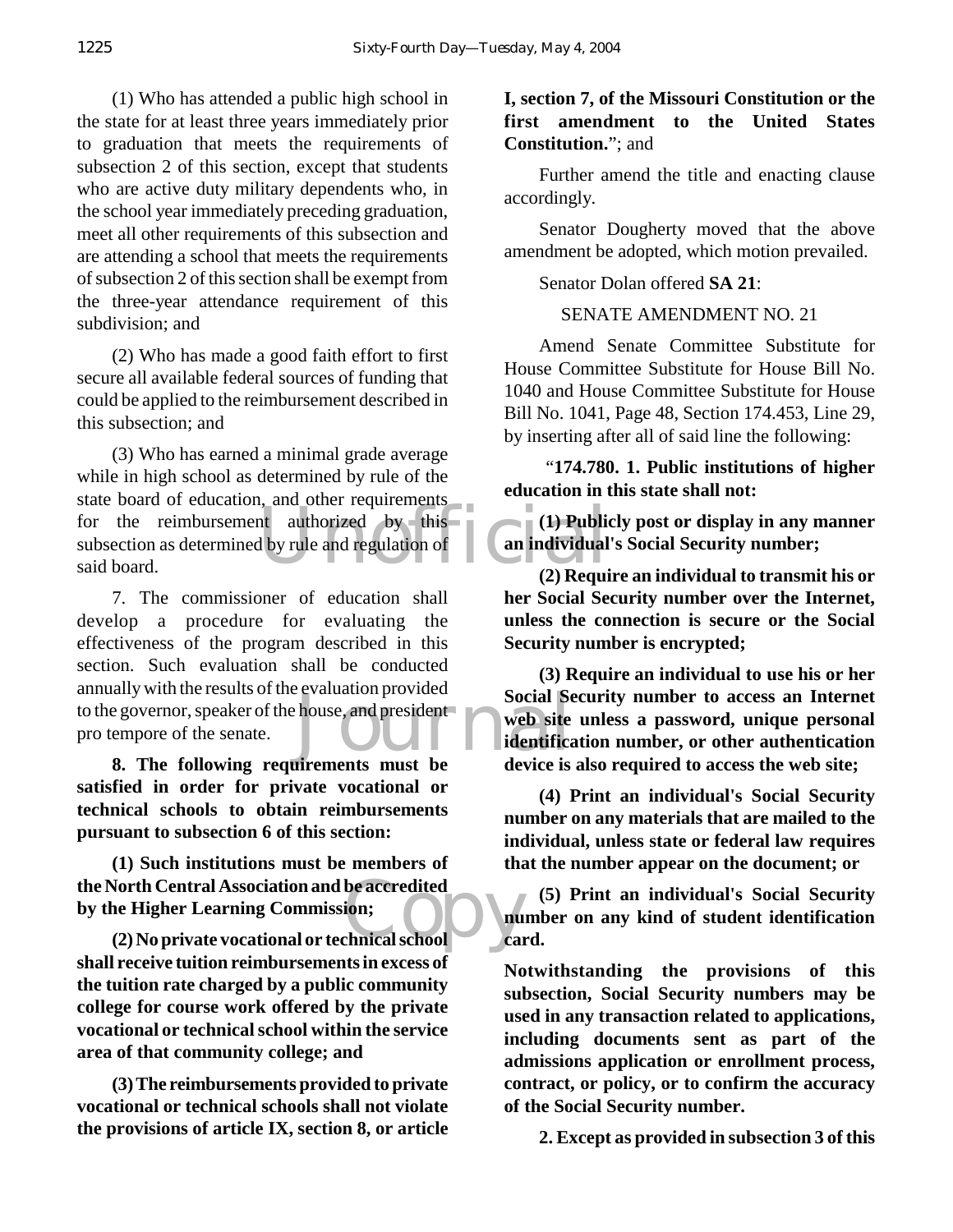(1) Who has attended a public high school in the state for at least three years immediately prior to graduation that meets the requirements of subsection 2 of this section, except that students who are active duty military dependents who, in the school year immediately preceding graduation, meet all other requirements of this subsection and are attending a school that meets the requirements of subsection 2 of this section shall be exempt from the three-year attendance requirement of this subdivision; and

(2) Who has made a good faith effort to first secure all available federal sources of funding that could be applied to the reimbursement described in this subsection; and

(3) Who has earned a minimal grade average while in high school as determined by rule of the state board of education, and other requirements for the reimbursement authorized by this subsection as determined by rule and regulation of said board.

7. The commissioner of education shall develop a procedure for evaluating the effectiveness of the program described in this section. Such evaluation shall be conducted annually with the results of the evaluation provided to the governor, speaker of the house, and president pro tempore of the senate.

**8. The following requirements must be satisfied in order for private vocational or technical schools to obtain reimbursements pursuant to subsection 6 of this section:**

**(1) Such institutions must be members of the North Central Association and be accredited by the Higher Learning Commission;**

**(2) No private vocational or technical school shall receive tuition reimbursements in excess of the tuition rate charged by a public community college for course work offered by the private vocational or technical school within the service area of that community college; and**

**(3) The reimbursements provided to private vocational or technical schools shall not violate the provisions of article IX, section 8, or article I, section 7, of the Missouri Constitution or the first amendment to the United States Constitution.**"; and

Further amend the title and enacting clause accordingly.

Senator Dougherty moved that the above amendment be adopted, which motion prevailed.

Senator Dolan offered **SA 21**:

SENATE AMENDMENT NO. 21

Amend Senate Committee Substitute for House Committee Substitute for House Bill No. 1040 and House Committee Substitute for House Bill No. 1041, Page 48, Section 174.453, Line 29, by inserting after all of said line the following:

"**174.780. 1. Public institutions of higher education in this state shall not:**

**(1) Publicly post or display in any manner an individual's Social Security number;**

**(2) Require an individual to transmit his or her Social Security number over the Internet, unless the connection is secure or the Social Security number is encrypted;**

**(3) Require an individual to use his or her Social Security number to access an Internet web site unless a password, unique personal identification number, or other authentication device is also required to access the web site;**

**(4) Print an individual's Social Security number on any materials that are mailed to the individual, unless state or federal law requires that the number appear on the document; or**

**(5) Print an individual's Social Security number on any kind of student identification card.**

**Notwithstanding the provisions of this subsection, Social Security numbers may be used in any transaction related to applications, including documents sent as part of the admissions application or enrollment process, contract, or policy, or to confirm the accuracy of the Social Security number.**

**2. Except as provided in subsection 3 of this**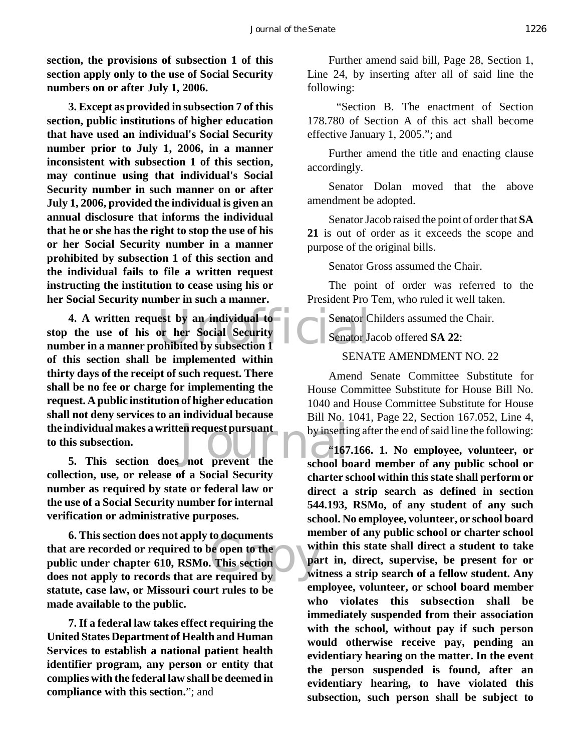**section, the provisions of subsection 1 of this section apply only to the use of Social Security numbers on or after July 1, 2006.**

**3. Except as provided in subsection 7 of this section, public institutions of higher education that have used an individual's Social Security number prior to July 1, 2006, in a manner inconsistent with subsection 1 of this section, may continue using that individual's Social Security number in such manner on or after July 1, 2006, provided the individual is given an annual disclosure that informs the individual that he or she has the right to stop the use of his or her Social Security number in a manner prohibited by subsection 1 of this section and the individual fails to file a written request instructing the institution to cease using his or her Social Security number in such a manner.**

**4. A written request by an individual to stop the use of his or her Social Security number in a manner prohibited by subsection 1 of this section shall be implemented within thirty days of the receipt of such request. There shall be no fee or charge for implementing the request. A public institution of higher education shall not deny services to an individual because the individual makes a written request pursuant to this subsection.**

**5. This section does not prevent the collection, use, or release of a Social Security number as required by state or federal law or the use of a Social Security number for internal verification or administrative purposes.**

**6. This section does not apply to documents that are recorded or required to be open to the public under chapter 610, RSMo. This section does not apply to records that are required by statute, case law, or Missouri court rules to be made available to the public.**

**7. If a federal law takes effect requiring the United States Department of Health and Human Services to establish a national patient health identifier program, any person or entity that complies with the federal law shall be deemed in compliance with this section.**"; and

Further amend said bill, Page 28, Section 1, Line 24, by inserting after all of said line the following:

"Section B. The enactment of Section 178.780 of Section A of this act shall become effective January 1, 2005."; and

Further amend the title and enacting clause accordingly.

Senator Dolan moved that the above amendment be adopted.

Senator Jacob raised the point of order that **SA 21** is out of order as it exceeds the scope and purpose of the original bills.

Senator Gross assumed the Chair.

The point of order was referred to the President Pro Tem, who ruled it well taken.

Senator Childers assumed the Chair.

Senator Jacob offered **SA 22**:

SENATE AMENDMENT NO. 22

Amend Senate Committee Substitute for House Committee Substitute for House Bill No. 1040 and House Committee Substitute for House Bill No. 1041, Page 22, Section 167.052, Line 4, by inserting after the end of said line the following:

"**167.166. 1. No employee, volunteer, or school board member of any public school or charter school within this state shall perform or direct a strip search as defined in section 544.193, RSMo, of any student of any such school. No employee, volunteer, or school board member of any public school or charter school within this state shall direct a student to take part in, direct, supervise, be present for or witness a strip search of a fellow student. Any employee, volunteer, or school board member who violates this subsection shall be immediately suspended from their association with the school, without pay if such person would otherwise receive pay, pending an evidentiary hearing on the matter. In the event the person suspended is found, after an evidentiary hearing, to have violated this subsection, such person shall be subject to**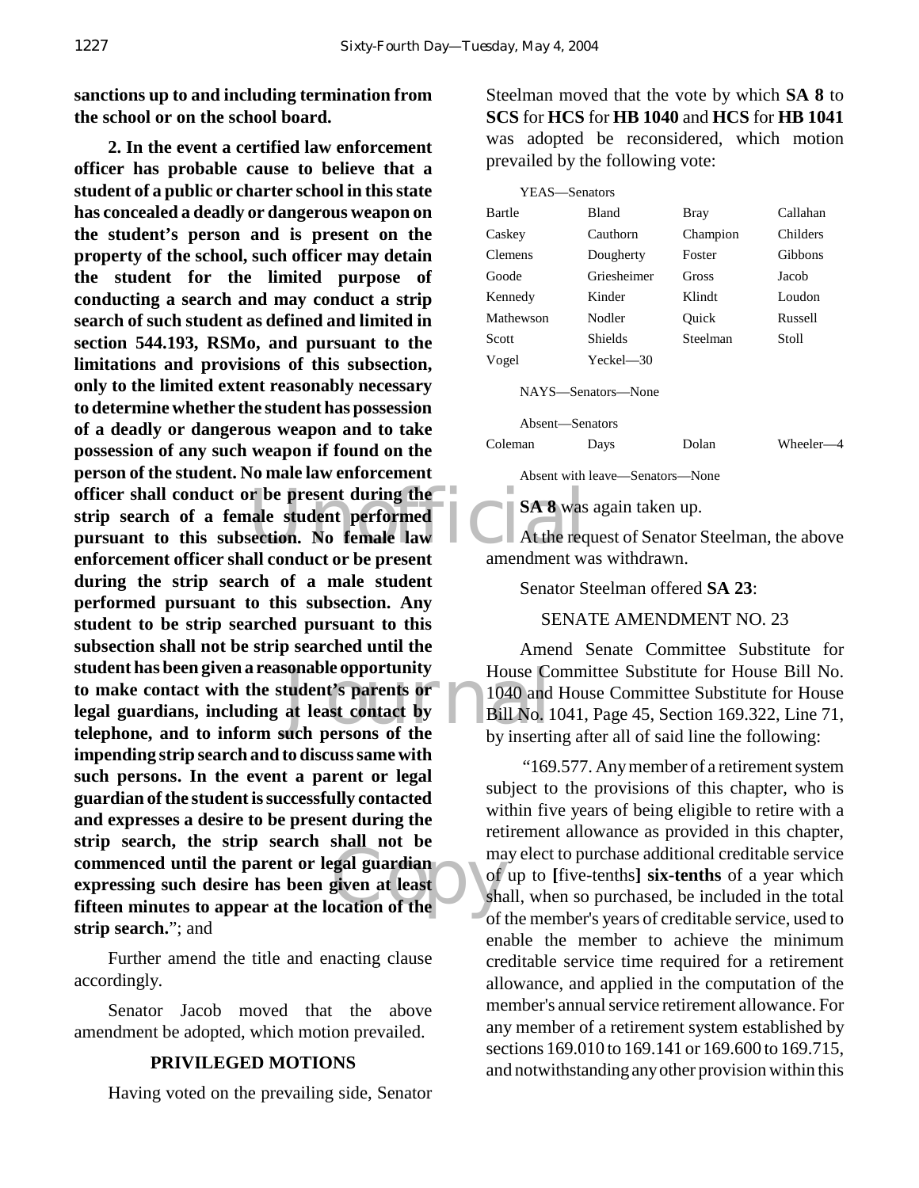**sanctions up to and including termination from the school or on the school board.**

**2. In the event a certified law enforcement officer has probable cause to believe that a student of a public or charter school in this state has concealed a deadly or dangerous weapon on the student's person and is present on the property of the school, such officer may detain the student for the limited purpose of conducting a search and may conduct a strip search of such student as defined and limited in section 544.193, RSMo, and pursuant to the limitations and provisions of this subsection, only to the limited extent reasonably necessary to determine whether the student has possession of a deadly or dangerous weapon and to take possession of any such weapon if found on the person of the student. No male law enforcement officer shall conduct or be present during the strip search of a female student performed pursuant to this subsection. No female law enforcement officer shall conduct or be present during the strip search of a male student performed pursuant to this subsection. Any student to be strip searched pursuant to this subsection shall not be strip searched until the student has been given a reasonable opportunity to make contact with the student's parents or legal guardians, including at least contact by telephone, and to inform such persons of the impending strip search and to discuss same with such persons. In the event a parent or legal guardian of the student is successfully contacted and expresses a desire to be present during the strip search, the strip search shall not be commenced until the parent or legal guardian expressing such desire has been given at least fifteen minutes to appear at the location of the strip search.**"; and

Further amend the title and enacting clause accordingly.

Senator Jacob moved that the above amendment be adopted, which motion prevailed.

## PRIVILEGED MOTIONS

Having voted on the prevailing side, Senator Steelman moved that the vote by which **SA 8** to **SCS** for **HCS** for **HB 1040** and **HCS** for **HB 1041** was adopted be reconsidered, which motion prevailed by the following vote:

YEAS—Senators

| | | | |
|---|---|---|---|
| Bartle | Bland | Bray | Callahan |
| Caskey | Cauthorn | Champion | Childers |
| Clemens | Dougherty | Foster | Gibbons |
| Goode | Griesheimer | Gross | Jacob |
| Kennedy | Kinder | Klindt | Loudon |
| Mathewson | Nodler | Quick | Russell |
| Scott | Shields | Steelman | Stoll |
| Vogel | Yeckel—30 | | |

NAYS—Senators—None

Absent—Senators

| | | | |
|---|---|---|---|
| Coleman | Days | Dolan | Wheeler—4 |

Absent with leave—Senators—None

**SA 8** was again taken up.

At the request of Senator Steelman, the above amendment was withdrawn.

Senator Steelman offered **SA 23**:

SENATE AMENDMENT NO. 23

Amend Senate Committee Substitute for House Committee Substitute for House Bill No. 1040 and House Committee Substitute for House Bill No. 1041, Page 45, Section 169.322, Line 71, by inserting after all of said line the following:

"169.577. Any member of a retirement system subject to the provisions of this chapter, who is within five years of being eligible to retire with a retirement allowance as provided in this chapter, may elect to purchase additional creditable service of up to **[**five-tenths**]** **six-tenths** of a year which shall, when so purchased, be included in the total of the member's years of creditable service, used to enable the member to achieve the minimum creditable service time required for a retirement allowance, and applied in the computation of the member's annual service retirement allowance. For any member of a retirement system established by sections 169.010 to 169.141 or 169.600 to 169.715, and notwithstanding any other provision within this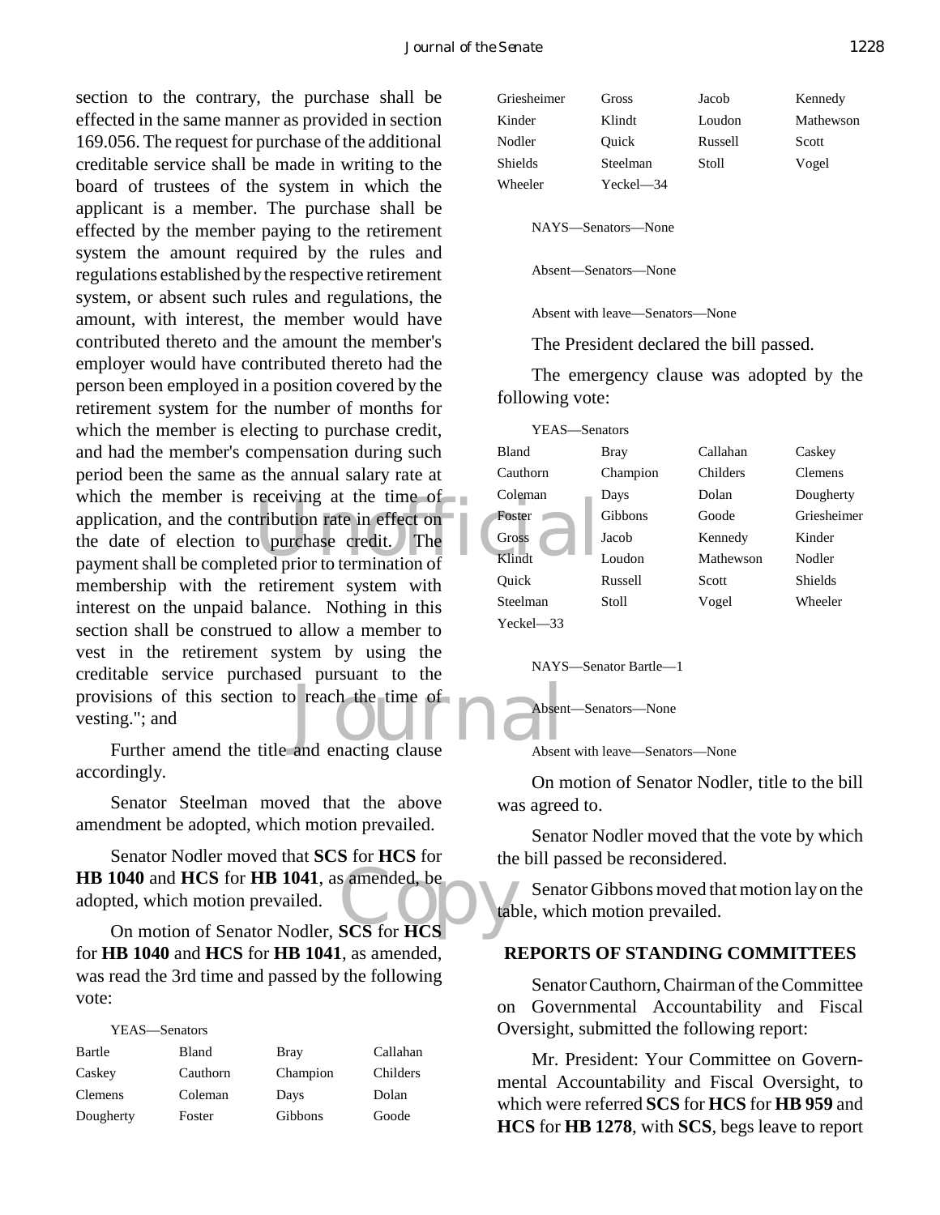section to the contrary, the purchase shall be effected in the same manner as provided in section 169.056. The request for purchase of the additional creditable service shall be made in writing to the board of trustees of the system in which the applicant is a member. The purchase shall be effected by the member paying to the retirement system the amount required by the rules and regulations established by the respective retirement system, or absent such rules and regulations, the amount, with interest, the member would have contributed thereto and the amount the member's employer would have contributed thereto had the person been employed in a position covered by the retirement system for the number of months for which the member is electing to purchase credit, and had the member's compensation during such period been the same as the annual salary rate at which the member is receiving at the time of application, and the contribution rate in effect on the date of election to purchase credit. The payment shall be completed prior to termination of membership with the retirement system with interest on the unpaid balance. Nothing in this section shall be construed to allow a member to vest in the retirement system by using the creditable service purchased pursuant to the provisions of this section to reach the time of vesting."; and

Further amend the title and enacting clause accordingly.

Senator Steelman moved that the above amendment be adopted, which motion prevailed.

Senator Nodler moved that **SCS** for **HCS** for **HB 1040** and **HCS** for **HB 1041**, as amended, be adopted, which motion prevailed.

On motion of Senator Nodler, **SCS** for **HCS** for **HB 1040** and **HCS** for **HB 1041**, as amended, was read the 3rd time and passed by the following vote:

YEAS—Senators

| | | | |
|---|---|---|---|
| Bartle | Bland | Bray | Callahan |
| Caskey | Cauthorn | Champion | Childers |
| Clemens | Coleman | Days | Dolan |
| Dougherty | Foster | Gibbons | Goode |
| Griesheimer | Gross | Jacob | Kennedy |
| Kinder | Klindt | Loudon | Mathewson |
| Nodler | Quick | Russell | Scott |
| Shields | Steelman | Stoll | Vogel |
| Wheeler | Yeckel—34 | | |

NAYS—Senators—None

Absent—Senators—None

Absent with leave—Senators—None

The President declared the bill passed.

The emergency clause was adopted by the following vote:

YEAS—Senators

| | | | |
|---|---|---|---|
| Bland | Bray | Callahan | Caskey |
| Cauthorn | Champion | Childers | Clemens |
| Coleman | Days | Dolan | Dougherty |
| Foster | Gibbons | Goode | Griesheimer |
| Gross | Jacob | Kennedy | Kinder |
| Klindt | Loudon | Mathewson | Nodler |
| Quick | Russell | Scott | Shields |
| Steelman | Stoll | Vogel | Wheeler |
| Yeckel—33 | | | |

NAYS—Senator Bartle—1

Absent—Senators—None

Absent with leave—Senators—None

On motion of Senator Nodler, title to the bill was agreed to.

Senator Nodler moved that the vote by which the bill passed be reconsidered.

Senator Gibbons moved that motion lay on the table, which motion prevailed.

## REPORTS OF STANDING COMMITTEES

Senator Cauthorn, Chairman of the Committee on Governmental Accountability and Fiscal Oversight, submitted the following report:

Mr. President: Your Committee on Governmental Accountability and Fiscal Oversight, to which were referred **SCS** for **HCS** for **HB 959** and **HCS** for **HB 1278**, with **SCS**, begs leave to report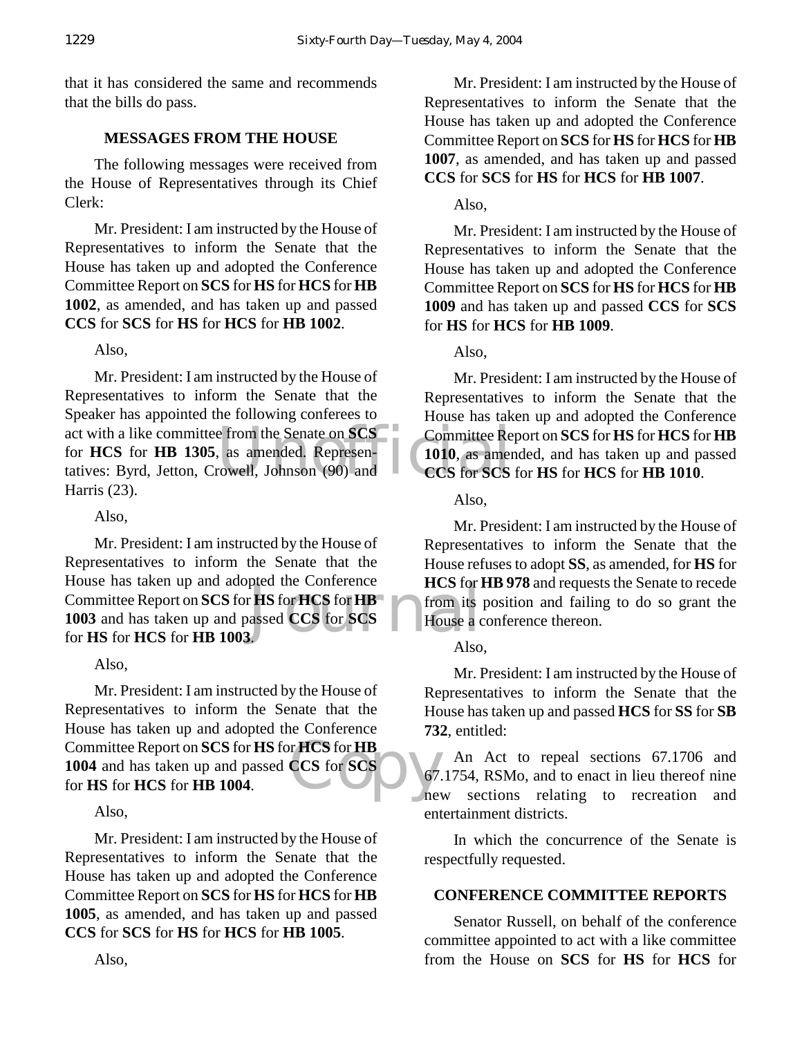that it has considered the same and recommends that the bills do pass.

## MESSAGES FROM THE HOUSE

The following messages were received from the House of Representatives through its Chief Clerk:

Mr. President: I am instructed by the House of Representatives to inform the Senate that the House has taken up and adopted the Conference Committee Report on **SCS** for **HS** for **HCS** for **HB 1002**, as amended, and has taken up and passed **CCS** for **SCS** for **HS** for **HCS** for **HB 1002**.

Also,

Mr. President: I am instructed by the House of Representatives to inform the Senate that the Speaker has appointed the following conferees to act with a like committee from the Senate on **SCS** for **HCS** for **HB 1305**, as amended. Representatives: Byrd, Jetton, Crowell, Johnson (90) and Harris (23).

Also,

Mr. President: I am instructed by the House of Representatives to inform the Senate that the House has taken up and adopted the Conference Committee Report on **SCS** for **HS** for **HCS** for **HB 1003** and has taken up and passed **CCS** for **SCS** for **HS** for **HCS** for **HB 1003**.

Also,

Mr. President: I am instructed by the House of Representatives to inform the Senate that the House has taken up and adopted the Conference Committee Report on **SCS** for **HS** for **HCS** for **HB 1004** and has taken up and passed **CCS** for **SCS** for **HS** for **HCS** for **HB 1004**.

Also,

Mr. President: I am instructed by the House of Representatives to inform the Senate that the House has taken up and adopted the Conference Committee Report on **SCS** for **HS** for **HCS** for **HB 1005**, as amended, and has taken up and passed **CCS** for **SCS** for **HS** for **HCS** for **HB 1005**.

Also,

Mr. President: I am instructed by the House of Representatives to inform the Senate that the House has taken up and adopted the Conference Committee Report on **SCS** for **HS** for **HCS** for **HB 1007**, as amended, and has taken up and passed **CCS** for **SCS** for **HS** for **HCS** for **HB 1007**.

Also,

Mr. President: I am instructed by the House of Representatives to inform the Senate that the House has taken up and adopted the Conference Committee Report on **SCS** for **HS** for **HCS** for **HB 1009** and has taken up and passed **CCS** for **SCS** for **HS** for **HCS** for **HB 1009**.

Also,

Mr. President: I am instructed by the House of Representatives to inform the Senate that the House has taken up and adopted the Conference Committee Report on **SCS** for **HS** for **HCS** for **HB 1010**, as amended, and has taken up and passed **CCS** for **SCS** for **HS** for **HCS** for **HB 1010**.

Also,

Mr. President: I am instructed by the House of Representatives to inform the Senate that the House refuses to adopt **SS**, as amended, for **HS** for **HCS** for **HB 978** and requests the Senate to recede from its position and failing to do so grant the House a conference thereon.

Also,

Mr. President: I am instructed by the House of Representatives to inform the Senate that the House has taken up and passed **HCS** for **SS** for **SB 732**, entitled:

An Act to repeal sections 67.1706 and 67.1754, RSMo, and to enact in lieu thereof nine new sections relating to recreation and entertainment districts.

In which the concurrence of the Senate is respectfully requested.

## CONFERENCE COMMITTEE REPORTS

Senator Russell, on behalf of the conference committee appointed to act with a like committee from the House on **SCS** for **HS** for **HCS** for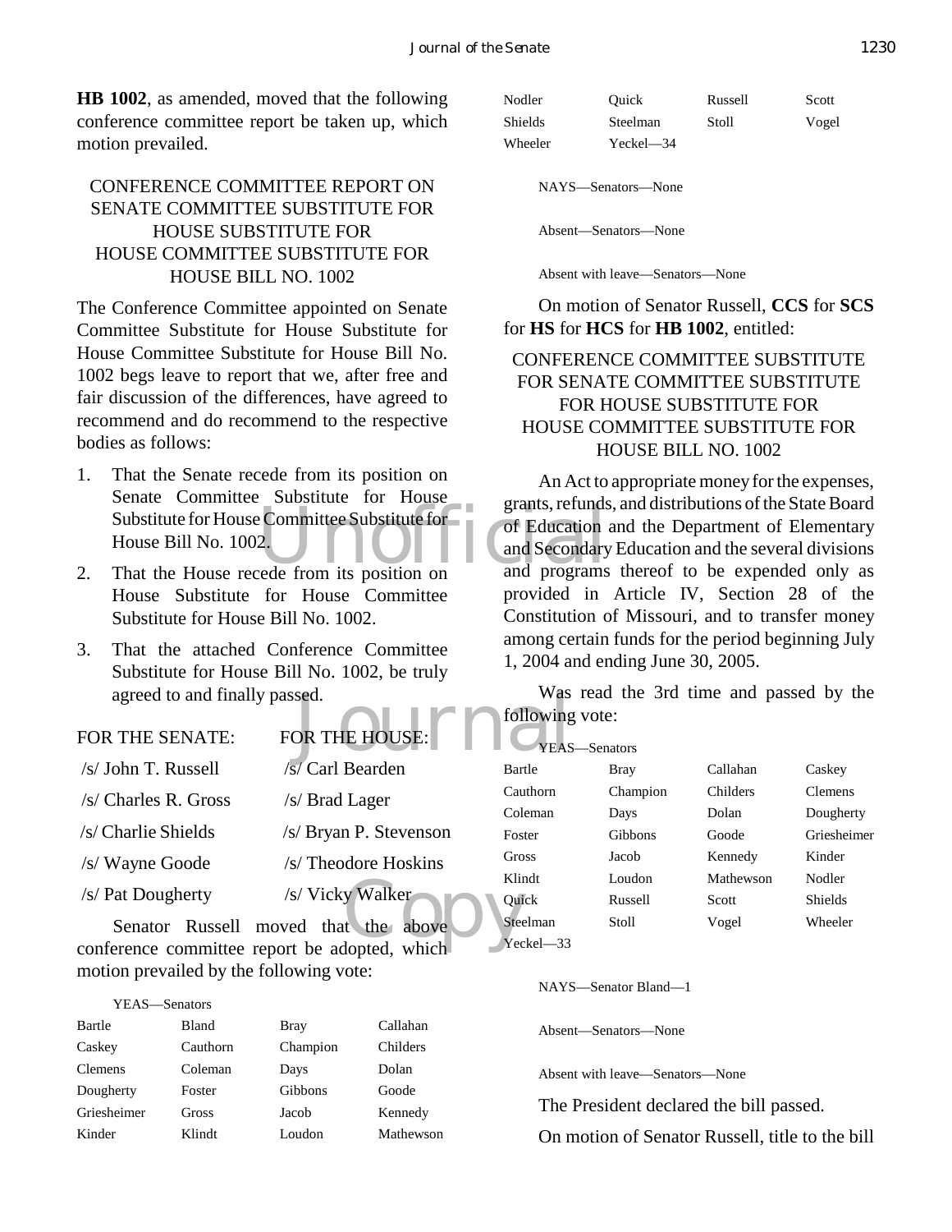**HB 1002**, as amended, moved that the following conference committee report be taken up, which motion prevailed.

CONFERENCE COMMITTEE REPORT ON SENATE COMMITTEE SUBSTITUTE FOR HOUSE SUBSTITUTE FOR HOUSE COMMITTEE SUBSTITUTE FOR HOUSE BILL NO. 1002

The Conference Committee appointed on Senate Committee Substitute for House Substitute for House Committee Substitute for House Bill No. 1002 begs leave to report that we, after free and fair discussion of the differences, have agreed to recommend and do recommend to the respective bodies as follows:

1. That the Senate recede from its position on Senate Committee Substitute for House Substitute for House Committee Substitute for House Bill No. 1002.
2. That the House recede from its position on House Substitute for House Committee Substitute for House Bill No. 1002.
3. That the attached Conference Committee Substitute for House Bill No. 1002, be truly agreed to and finally passed.

| FOR THE SENATE: | FOR THE HOUSE: |
|---|---|
| /s/ John T. Russell | /s/ Carl Bearden |
| /s/ Charles R. Gross | /s/ Brad Lager |
| /s/ Charlie Shields | /s/ Bryan P. Stevenson |
| /s/ Wayne Goode | /s/ Theodore Hoskins |
| /s/ Pat Dougherty | /s/ Vicky Walker |

Senator Russell moved that the above conference committee report be adopted, which motion prevailed by the following vote:

YEAS—Senators

| | | | |
|---|---|---|---|
| Bartle | Bland | Bray | Callahan |
| Caskey | Cauthorn | Champion | Childers |
| Clemens | Coleman | Days | Dolan |
| Dougherty | Foster | Gibbons | Goode |
| Griesheimer | Gross | Jacob | Kennedy |
| Kinder | Klindt | Loudon | Mathewson |
| Nodler | Quick | Russell | Scott |
| Shields | Steelman | Stoll | Vogel |
| Wheeler | Yeckel—34 | | |

NAYS—Senators—None

Absent—Senators—None

Absent with leave—Senators—None

On motion of Senator Russell, **CCS** for **SCS** for **HS** for **HCS** for **HB 1002**, entitled:

CONFERENCE COMMITTEE SUBSTITUTE FOR SENATE COMMITTEE SUBSTITUTE FOR HOUSE SUBSTITUTE FOR HOUSE COMMITTEE SUBSTITUTE FOR HOUSE BILL NO. 1002

An Act to appropriate money for the expenses, grants, refunds, and distributions of the State Board of Education and the Department of Elementary and Secondary Education and the several divisions and programs thereof to be expended only as provided in Article IV, Section 28 of the Constitution of Missouri, and to transfer money among certain funds for the period beginning July 1, 2004 and ending June 30, 2005.

Was read the 3rd time and passed by the following vote:

YEAS—Senators

| | | | |
|---|---|---|---|
| Bartle | Bray | Callahan | Caskey |
| Cauthorn | Champion | Childers | Clemens |
| Coleman | Days | Dolan | Dougherty |
| Foster | Gibbons | Goode | Griesheimer |
| Gross | Jacob | Kennedy | Kinder |
| Klindt | Loudon | Mathewson | Nodler |
| Quick | Russell | Scott | Shields |
| Steelman | Stoll | Vogel | Wheeler |
| Yeckel—33 | | | |

NAYS—Senator Bland—1

Absent—Senators—None

Absent with leave—Senators—None

The President declared the bill passed.

On motion of Senator Russell, title to the bill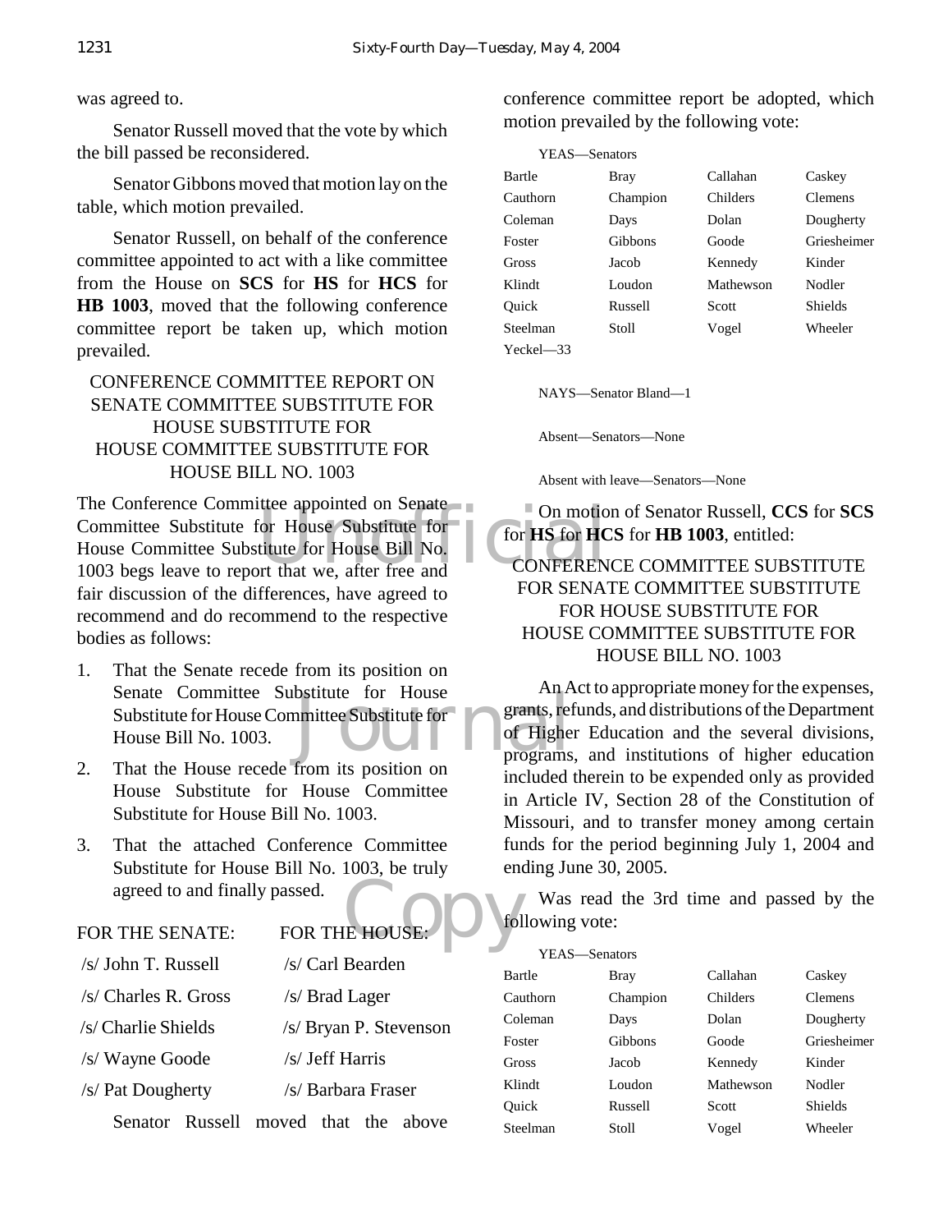was agreed to.

Senator Russell moved that the vote by which the bill passed be reconsidered.

Senator Gibbons moved that motion lay on the table, which motion prevailed.

Senator Russell, on behalf of the conference committee appointed to act with a like committee from the House on **SCS** for **HS** for **HCS** for **HB 1003**, moved that the following conference committee report be taken up, which motion prevailed.

CONFERENCE COMMITTEE REPORT ON SENATE COMMITTEE SUBSTITUTE FOR HOUSE SUBSTITUTE FOR HOUSE COMMITTEE SUBSTITUTE FOR HOUSE BILL NO. 1003

The Conference Committee appointed on Senate Committee Substitute for House Substitute for House Committee Substitute for House Bill No. 1003 begs leave to report that we, after free and fair discussion of the differences, have agreed to recommend and do recommend to the respective bodies as follows:

1. That the Senate recede from its position on Senate Committee Substitute for House Substitute for House Committee Substitute for House Bill No. 1003.
2. That the House recede from its position on House Substitute for House Committee Substitute for House Bill No. 1003.
3. That the attached Conference Committee Substitute for House Bill No. 1003, be truly agreed to and finally passed.

| FOR THE SENATE: | FOR THE HOUSE: |
|---|---|
| /s/ John T. Russell | /s/ Carl Bearden |
| /s/ Charles R. Gross | /s/ Brad Lager |
| /s/ Charlie Shields | /s/ Bryan P. Stevenson |
| /s/ Wayne Goode | /s/ Jeff Harris |
| /s/ Pat Dougherty | /s/ Barbara Fraser |

Senator Russell moved that the above conference committee report be adopted, which motion prevailed by the following vote:

YEAS—Senators

| | | | |
|---|---|---|---|
| Bartle | Bray | Callahan | Caskey |
| Cauthorn | Champion | Childers | Clemens |
| Coleman | Days | Dolan | Dougherty |
| Foster | Gibbons | Goode | Griesheimer |
| Gross | Jacob | Kennedy | Kinder |
| Klindt | Loudon | Mathewson | Nodler |
| Quick | Russell | Scott | Shields |
| Steelman | Stoll | Vogel | Wheeler |
| Yeckel—33 | | | |

NAYS—Senator Bland—1

Absent—Senators—None

Absent with leave—Senators—None

On motion of Senator Russell, **CCS** for **SCS** for **HS** for **HCS** for **HB 1003**, entitled:

CONFERENCE COMMITTEE SUBSTITUTE FOR SENATE COMMITTEE SUBSTITUTE FOR HOUSE SUBSTITUTE FOR HOUSE COMMITTEE SUBSTITUTE FOR HOUSE BILL NO. 1003

An Act to appropriate money for the expenses, grants, refunds, and distributions of the Department of Higher Education and the several divisions, programs, and institutions of higher education included therein to be expended only as provided in Article IV, Section 28 of the Constitution of Missouri, and to transfer money among certain funds for the period beginning July 1, 2004 and ending June 30, 2005.

Was read the 3rd time and passed by the following vote:

YEAS—Senators

| | | | |
|---|---|---|---|
| Bartle | Bray | Callahan | Caskey |
| Cauthorn | Champion | Childers | Clemens |
| Coleman | Days | Dolan | Dougherty |
| Foster | Gibbons | Goode | Griesheimer |
| Gross | Jacob | Kennedy | Kinder |
| Klindt | Loudon | Mathewson | Nodler |
| Quick | Russell | Scott | Shields |
| Steelman | Stoll | Vogel | Wheeler |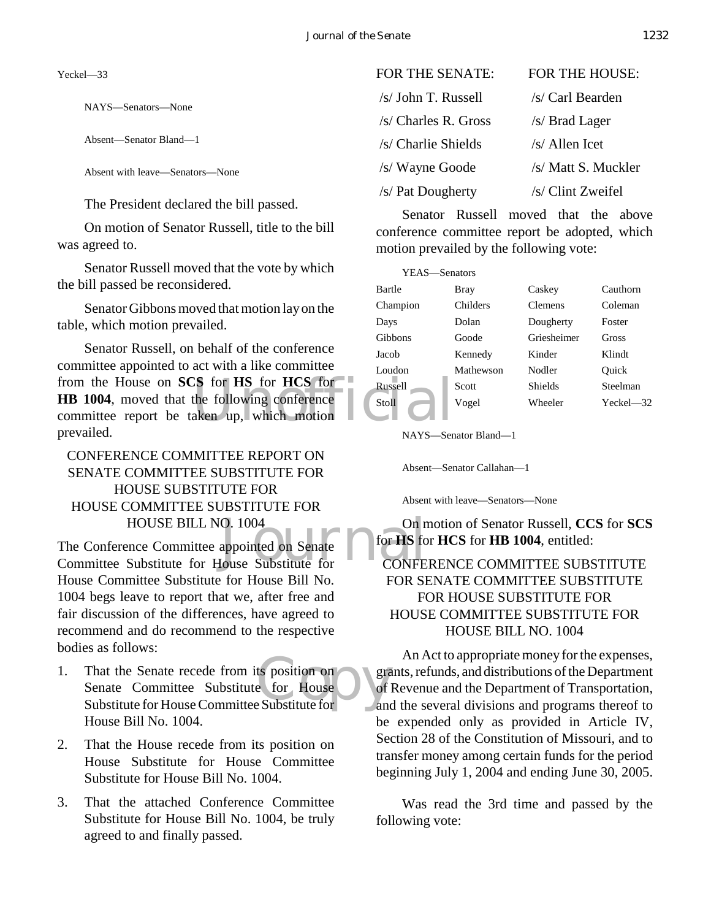Yeckel—33

NAYS—Senators—None

Absent—Senator Bland—1

Absent with leave—Senators—None

The President declared the bill passed.

On motion of Senator Russell, title to the bill was agreed to.

Senator Russell moved that the vote by which the bill passed be reconsidered.

Senator Gibbons moved that motion lay on the table, which motion prevailed.

Senator Russell, on behalf of the conference committee appointed to act with a like committee from the House on **SCS** for **HS** for **HCS** for **HB 1004**, moved that the following conference committee report be taken up, which motion prevailed.

CONFERENCE COMMITTEE REPORT ON SENATE COMMITTEE SUBSTITUTE FOR HOUSE SUBSTITUTE FOR HOUSE COMMITTEE SUBSTITUTE FOR HOUSE BILL NO. 1004

The Conference Committee appointed on Senate Committee Substitute for House Substitute for House Committee Substitute for House Bill No. 1004 begs leave to report that we, after free and fair discussion of the differences, have agreed to recommend and do recommend to the respective bodies as follows:

1. That the Senate recede from its position on Senate Committee Substitute for House Substitute for House Committee Substitute for House Bill No. 1004.

2. That the House recede from its position on House Substitute for House Committee Substitute for House Bill No. 1004.

3. That the attached Conference Committee Substitute for House Bill No. 1004, be truly agreed to and finally passed.

| FOR THE SENATE: | FOR THE HOUSE: |
|---|---|
| /s/ John T. Russell | /s/ Carl Bearden |
| /s/ Charles R. Gross | /s/ Brad Lager |
| /s/ Charlie Shields | /s/ Allen Icet |
| /s/ Wayne Goode | /s/ Matt S. Muckler |
| /s/ Pat Dougherty | /s/ Clint Zweifel |

Senator Russell moved that the above conference committee report be adopted, which motion prevailed by the following vote:

YEAS—Senators

| | | | |
|---|---|---|---|
| Bartle | Bray | Caskey | Cauthorn |
| Champion | Childers | Clemens | Coleman |
| Days | Dolan | Dougherty | Foster |
| Gibbons | Goode | Griesheimer | Gross |
| Jacob | Kennedy | Kinder | Klindt |
| Loudon | Mathewson | Nodler | Quick |
| Russell | Scott | Shields | Steelman |
| Stoll | Vogel | Wheeler | Yeckel—32 |

NAYS—Senator Bland—1

Absent—Senator Callahan—1

Absent with leave—Senators—None

On motion of Senator Russell, **CCS** for **SCS** for **HS** for **HCS** for **HB 1004**, entitled:

CONFERENCE COMMITTEE SUBSTITUTE FOR SENATE COMMITTEE SUBSTITUTE FOR HOUSE SUBSTITUTE FOR HOUSE COMMITTEE SUBSTITUTE FOR HOUSE BILL NO. 1004

An Act to appropriate money for the expenses, grants, refunds, and distributions of the Department of Revenue and the Department of Transportation, and the several divisions and programs thereof to be expended only as provided in Article IV, Section 28 of the Constitution of Missouri, and to transfer money among certain funds for the period beginning July 1, 2004 and ending June 30, 2005.

Was read the 3rd time and passed by the following vote: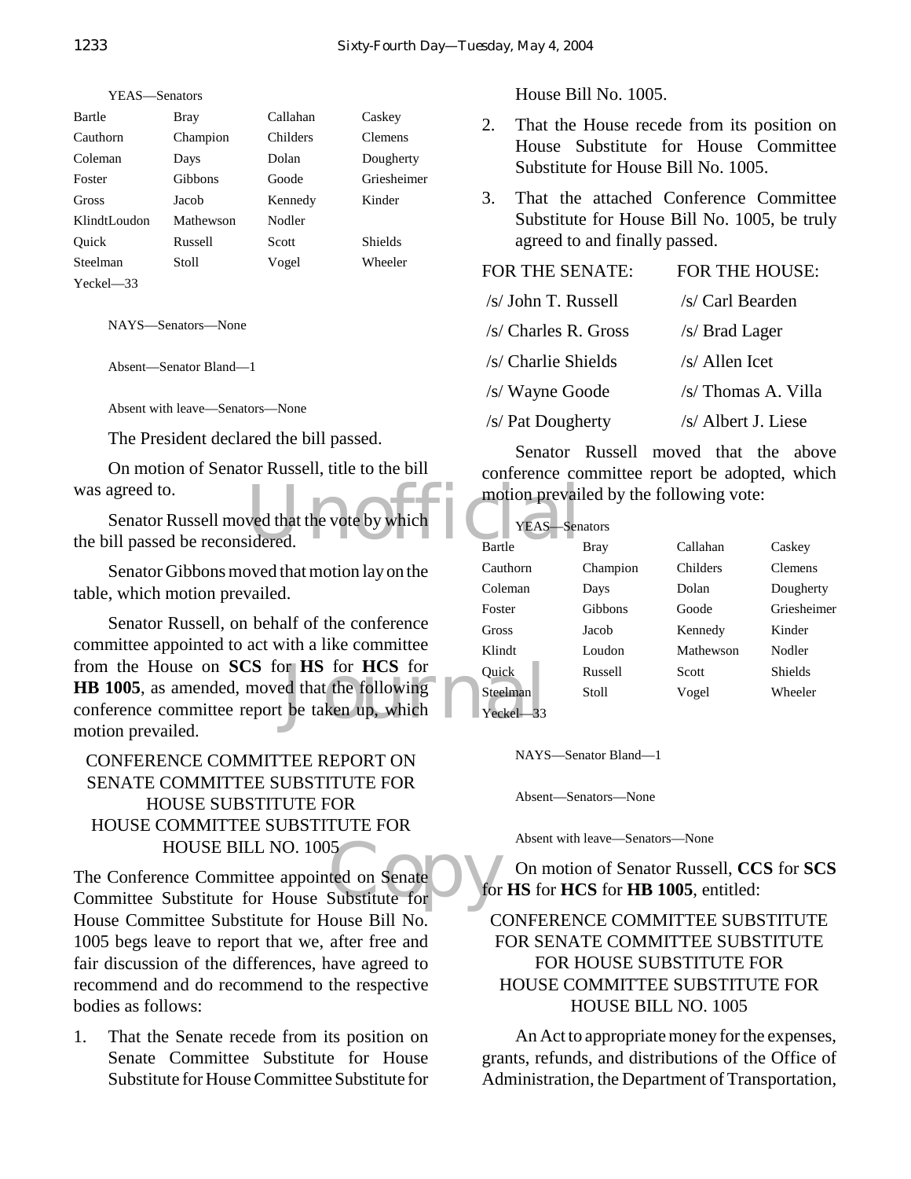YEAS—Senators

| | | | |
|---|---|---|---|
| Bartle | Bray | Callahan | Caskey |
| Cauthorn | Champion | Childers | Clemens |
| Coleman | Days | Dolan | Dougherty |
| Foster | Gibbons | Goode | Griesheimer |
| Gross | Jacob | Kennedy | Kinder |
| KlindtLoudon | Mathewson | Nodler | |
| Quick | Russell | Scott | Shields |
| Steelman | Stoll | Vogel | Wheeler |
| Yeckel—33 | | | |

NAYS—Senators—None

Absent—Senator Bland—1

Absent with leave—Senators—None

The President declared the bill passed.

On motion of Senator Russell, title to the bill was agreed to.

Senator Russell moved that the vote by which the bill passed be reconsidered.

Senator Gibbons moved that motion lay on the table, which motion prevailed.

Senator Russell, on behalf of the conference committee appointed to act with a like committee from the House on **SCS** for **HS** for **HCS** for **HB 1005**, as amended, moved that the following conference committee report be taken up, which motion prevailed.

CONFERENCE COMMITTEE REPORT ON SENATE COMMITTEE SUBSTITUTE FOR HOUSE SUBSTITUTE FOR HOUSE COMMITTEE SUBSTITUTE FOR HOUSE BILL NO. 1005

The Conference Committee appointed on Senate Committee Substitute for House Substitute for House Committee Substitute for House Bill No. 1005 begs leave to report that we, after free and fair discussion of the differences, have agreed to recommend and do recommend to the respective bodies as follows:

1. That the Senate recede from its position on Senate Committee Substitute for House Substitute for House Committee Substitute for House Bill No. 1005.
2. That the House recede from its position on House Substitute for House Committee Substitute for House Bill No. 1005.
3. That the attached Conference Committee Substitute for House Bill No. 1005, be truly agreed to and finally passed.

| FOR THE SENATE: | FOR THE HOUSE: |
|---|---|
| /s/ John T. Russell | /s/ Carl Bearden |
| /s/ Charles R. Gross | /s/ Brad Lager |
| /s/ Charlie Shields | /s/ Allen Icet |
| /s/ Wayne Goode | /s/ Thomas A. Villa |
| /s/ Pat Dougherty | /s/ Albert J. Liese |

Senator Russell moved that the above conference committee report be adopted, which motion prevailed by the following vote:

YEAS—Senators

| | | | |
|---|---|---|---|
| Bartle | Bray | Callahan | Caskey |
| Cauthorn | Champion | Childers | Clemens |
| Coleman | Days | Dolan | Dougherty |
| Foster | Gibbons | Goode | Griesheimer |
| Gross | Jacob | Kennedy | Kinder |
| Klindt | Loudon | Mathewson | Nodler |
| Quick | Russell | Scott | Shields |
| Steelman | Stoll | Vogel | Wheeler |
| Yeckel—33 | | | |

NAYS—Senator Bland—1

Absent—Senators—None

Absent with leave—Senators—None

On motion of Senator Russell, **CCS** for **SCS** for **HS** for **HCS** for **HB 1005**, entitled:

CONFERENCE COMMITTEE SUBSTITUTE FOR SENATE COMMITTEE SUBSTITUTE FOR HOUSE SUBSTITUTE FOR HOUSE COMMITTEE SUBSTITUTE FOR HOUSE BILL NO. 1005

An Act to appropriate money for the expenses, grants, refunds, and distributions of the Office of Administration, the Department of Transportation,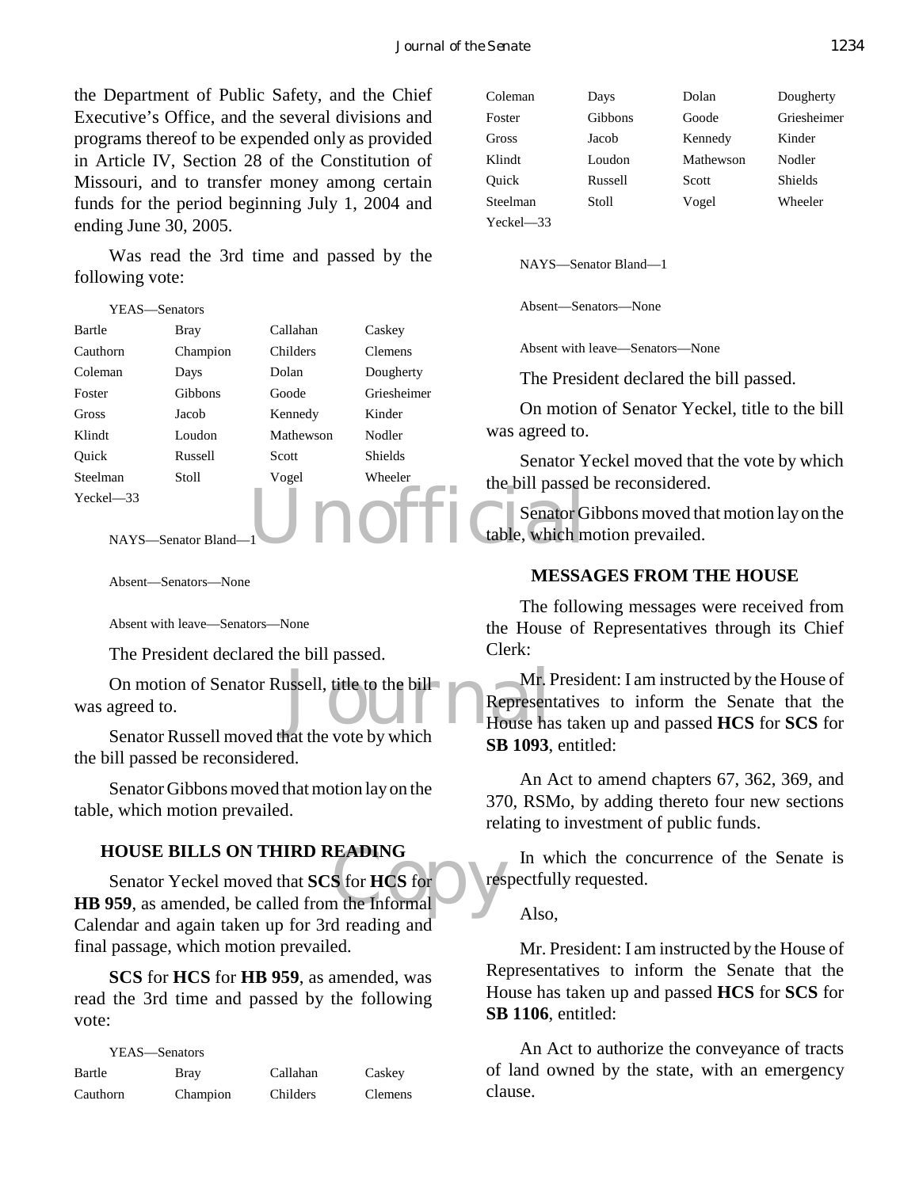the Department of Public Safety, and the Chief Executive's Office, and the several divisions and programs thereof to be expended only as provided in Article IV, Section 28 of the Constitution of Missouri, and to transfer money among certain funds for the period beginning July 1, 2004 and ending June 30, 2005.

Was read the 3rd time and passed by the following vote:

YEAS—Senators

| | | | |
|---|---|---|---|
| Bartle | Bray | Callahan | Caskey |
| Cauthorn | Champion | Childers | Clemens |
| Coleman | Days | Dolan | Dougherty |
| Foster | Gibbons | Goode | Griesheimer |
| Gross | Jacob | Kennedy | Kinder |
| Klindt | Loudon | Mathewson | Nodler |
| Quick | Russell | Scott | Shields |
| Steelman | Stoll | Vogel | Wheeler |
| Yeckel—33 | | | |

NAYS—Senator Bland—1

Absent—Senators—None

Absent with leave—Senators—None

The President declared the bill passed.

On motion of Senator Russell, title to the bill was agreed to.

Senator Russell moved that the vote by which the bill passed be reconsidered.

Senator Gibbons moved that motion lay on the table, which motion prevailed.

## HOUSE BILLS ON THIRD READING

Senator Yeckel moved that **SCS** for **HCS** for **HB 959**, as amended, be called from the Informal Calendar and again taken up for 3rd reading and final passage, which motion prevailed.

**SCS** for **HCS** for **HB 959**, as amended, was read the 3rd time and passed by the following vote:

YEAS—Senators

| | | | |
|---|---|---|---|
| Bartle | Bray | Callahan | Caskey |
| Cauthorn | Champion | Childers | Clemens |
| Coleman | Days | Dolan | Dougherty |
| Foster | Gibbons | Goode | Griesheimer |
| Gross | Jacob | Kennedy | Kinder |
| Klindt | Loudon | Mathewson | Nodler |
| Quick | Russell | Scott | Shields |
| Steelman | Stoll | Vogel | Wheeler |
| Yeckel—33 | | | |

NAYS—Senator Bland—1

Absent—Senators—None

Absent with leave—Senators—None

The President declared the bill passed.

On motion of Senator Yeckel, title to the bill was agreed to.

Senator Yeckel moved that the vote by which the bill passed be reconsidered.

Senator Gibbons moved that motion lay on the table, which motion prevailed.

## MESSAGES FROM THE HOUSE

The following messages were received from the House of Representatives through its Chief Clerk:

Mr. President: I am instructed by the House of Representatives to inform the Senate that the House has taken up and passed **HCS** for **SCS** for **SB 1093**, entitled:

An Act to amend chapters 67, 362, 369, and 370, RSMo, by adding thereto four new sections relating to investment of public funds.

In which the concurrence of the Senate is respectfully requested.

Also,

Mr. President: I am instructed by the House of Representatives to inform the Senate that the House has taken up and passed **HCS** for **SCS** for **SB 1106**, entitled:

An Act to authorize the conveyance of tracts of land owned by the state, with an emergency clause.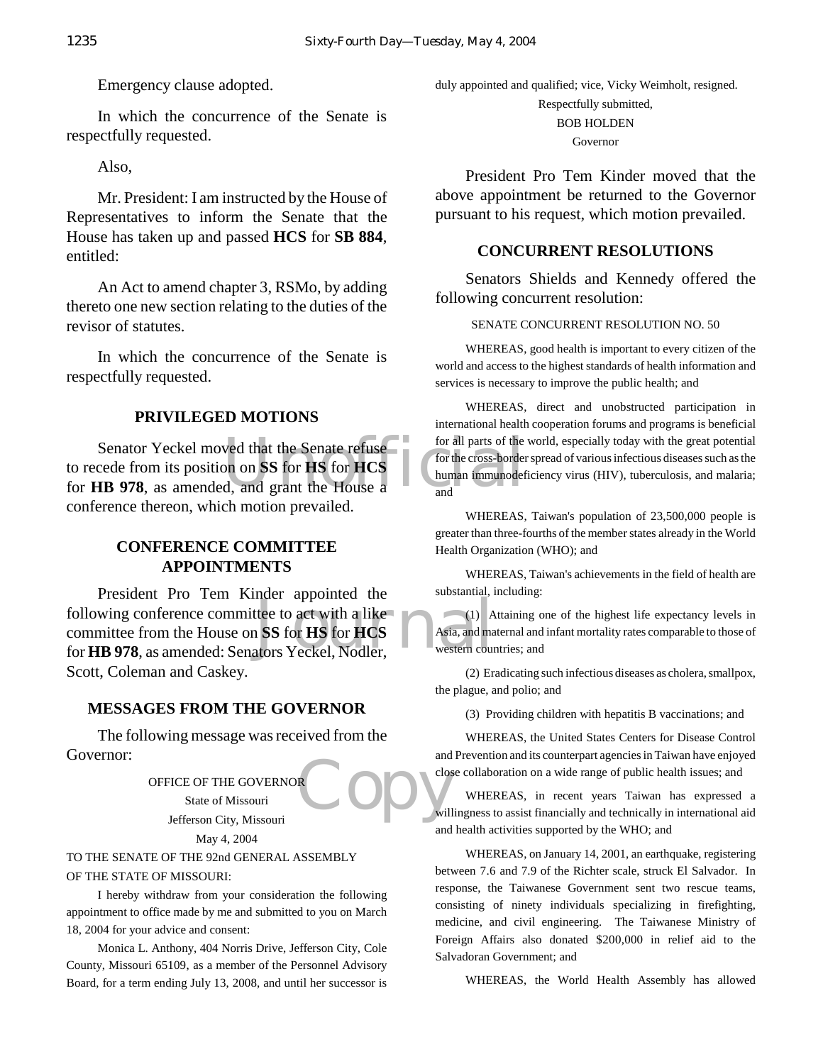Emergency clause adopted.

In which the concurrence of the Senate is respectfully requested.

Also,

Mr. President: I am instructed by the House of Representatives to inform the Senate that the House has taken up and passed **HCS** for **SB 884**, entitled:

An Act to amend chapter 3, RSMo, by adding thereto one new section relating to the duties of the revisor of statutes.

In which the concurrence of the Senate is respectfully requested.

## PRIVILEGED MOTIONS

Senator Yeckel moved that the Senate refuse to recede from its position on **SS** for **HS** for **HCS** for **HB 978**, as amended, and grant the House a conference thereon, which motion prevailed.

## CONFERENCE COMMITTEE APPOINTMENTS

President Pro Tem Kinder appointed the following conference committee to act with a like committee from the House on **SS** for **HS** for **HCS** for **HB 978**, as amended: Senators Yeckel, Nodler, Scott, Coleman and Caskey.

## MESSAGES FROM THE GOVERNOR

The following message was received from the Governor:

OFFICE OF THE GOVERNOR
State of Missouri
Jefferson City, Missouri
May 4, 2004

TO THE SENATE OF THE 92nd GENERAL ASSEMBLY
OF THE STATE OF MISSOURI:

I hereby withdraw from your consideration the following appointment to office made by me and submitted to you on March 18, 2004 for your advice and consent:

Monica L. Anthony, 404 Norris Drive, Jefferson City, Cole County, Missouri 65109, as a member of the Personnel Advisory Board, for a term ending July 13, 2008, and until her successor is duly appointed and qualified; vice, Vicky Weimholt, resigned.

Respectfully submitted,
BOB HOLDEN
Governor

President Pro Tem Kinder moved that the above appointment be returned to the Governor pursuant to his request, which motion prevailed.

## CONCURRENT RESOLUTIONS

Senators Shields and Kennedy offered the following concurrent resolution:

SENATE CONCURRENT RESOLUTION NO. 50

WHEREAS, good health is important to every citizen of the world and access to the highest standards of health information and services is necessary to improve the public health; and

WHEREAS, direct and unobstructed participation in international health cooperation forums and programs is beneficial for all parts of the world, especially today with the great potential for the cross-border spread of various infectious diseases such as the human immunodeficiency virus (HIV), tuberculosis, and malaria; and

WHEREAS, Taiwan's population of 23,500,000 people is greater than three-fourths of the member states already in the World Health Organization (WHO); and

WHEREAS, Taiwan's achievements in the field of health are substantial, including:

(1) Attaining one of the highest life expectancy levels in Asia, and maternal and infant mortality rates comparable to those of western countries; and

(2) Eradicating such infectious diseases as cholera, smallpox, the plague, and polio; and

(3) Providing children with hepatitis B vaccinations; and

WHEREAS, the United States Centers for Disease Control and Prevention and its counterpart agencies in Taiwan have enjoyed close collaboration on a wide range of public health issues; and

WHEREAS, in recent years Taiwan has expressed a willingness to assist financially and technically in international aid and health activities supported by the WHO; and

WHEREAS, on January 14, 2001, an earthquake, registering between 7.6 and 7.9 of the Richter scale, struck El Salvador. In response, the Taiwanese Government sent two rescue teams, consisting of ninety individuals specializing in firefighting, medicine, and civil engineering. The Taiwanese Ministry of Foreign Affairs also donated $200,000 in relief aid to the Salvadoran Government; and

WHEREAS, the World Health Assembly has allowed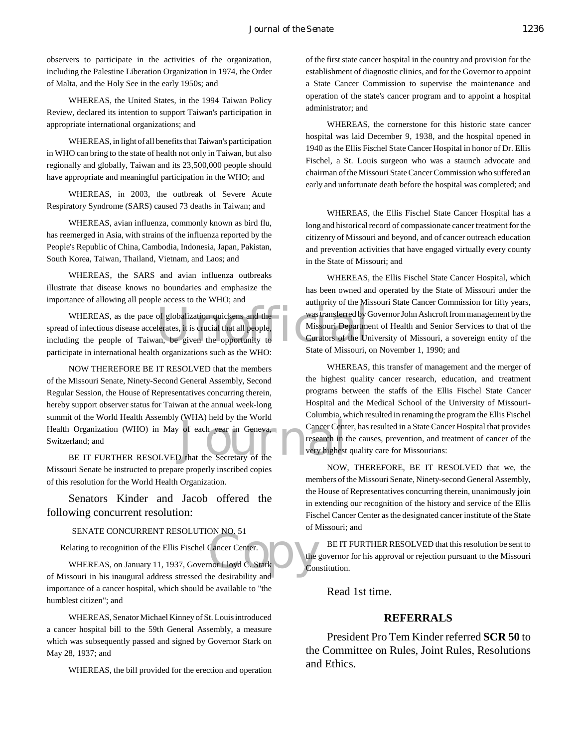observers to participate in the activities of the organization, including the Palestine Liberation Organization in 1974, the Order of Malta, and the Holy See in the early 1950s; and

WHEREAS, the United States, in the 1994 Taiwan Policy Review, declared its intention to support Taiwan's participation in appropriate international organizations; and

WHEREAS, in light of all benefits that Taiwan's participation in WHO can bring to the state of health not only in Taiwan, but also regionally and globally, Taiwan and its 23,500,000 people should have appropriate and meaningful participation in the WHO; and

WHEREAS, in 2003, the outbreak of Severe Acute Respiratory Syndrome (SARS) caused 73 deaths in Taiwan; and

WHEREAS, avian influenza, commonly known as bird flu, has reemerged in Asia, with strains of the influenza reported by the People's Republic of China, Cambodia, Indonesia, Japan, Pakistan, South Korea, Taiwan, Thailand, Vietnam, and Laos; and

WHEREAS, the SARS and avian influenza outbreaks illustrate that disease knows no boundaries and emphasize the importance of allowing all people access to the WHO; and

WHEREAS, as the pace of globalization quickens and the spread of infectious disease accelerates, it is crucial that all people, including the people of Taiwan, be given the opportunity to participate in international health organizations such as the WHO:

NOW THEREFORE BE IT RESOLVED that the members of the Missouri Senate, Ninety-Second General Assembly, Second Regular Session, the House of Representatives concurring therein, hereby support observer status for Taiwan at the annual week-long summit of the World Health Assembly (WHA) held by the World Health Organization (WHO) in May of each year in Geneva, Switzerland; and

BE IT FURTHER RESOLVED that the Secretary of the Missouri Senate be instructed to prepare properly inscribed copies of this resolution for the World Health Organization.

Senators Kinder and Jacob offered the following concurrent resolution:

SENATE CONCURRENT RESOLUTION NO. 51

Relating to recognition of the Ellis Fischel Cancer Center.

WHEREAS, on January 11, 1937, Governor Lloyd C. Stark of Missouri in his inaugural address stressed the desirability and importance of a cancer hospital, which should be available to "the humblest citizen"; and

WHEREAS, Senator Michael Kinney of St. Louis introduced a cancer hospital bill to the 59th General Assembly, a measure which was subsequently passed and signed by Governor Stark on May 28, 1937; and

WHEREAS, the bill provided for the erection and operation of the first state cancer hospital in the country and provision for the establishment of diagnostic clinics, and for the Governor to appoint a State Cancer Commission to supervise the maintenance and operation of the state's cancer program and to appoint a hospital administrator; and

WHEREAS, the cornerstone for this historic state cancer hospital was laid December 9, 1938, and the hospital opened in 1940 as the Ellis Fischel State Cancer Hospital in honor of Dr. Ellis Fischel, a St. Louis surgeon who was a staunch advocate and chairman of the Missouri State Cancer Commission who suffered an early and unfortunate death before the hospital was completed; and

WHEREAS, the Ellis Fischel State Cancer Hospital has a long and historical record of compassionate cancer treatment for the citizenry of Missouri and beyond, and of cancer outreach education and prevention activities that have engaged virtually every county in the State of Missouri; and

WHEREAS, the Ellis Fischel State Cancer Hospital, which has been owned and operated by the State of Missouri under the authority of the Missouri State Cancer Commission for fifty years, was transferred by Governor John Ashcroft from management by the Missouri Department of Health and Senior Services to that of the Curators of the University of Missouri, a sovereign entity of the State of Missouri, on November 1, 1990; and

WHEREAS, this transfer of management and the merger of the highest quality cancer research, education, and treatment programs between the staffs of the Ellis Fischel State Cancer Hospital and the Medical School of the University of Missouri-Columbia, which resulted in renaming the program the Ellis Fischel Cancer Center, has resulted in a State Cancer Hospital that provides research in the causes, prevention, and treatment of cancer of the very highest quality care for Missourians:

NOW, THEREFORE, BE IT RESOLVED that we, the members of the Missouri Senate, Ninety-second General Assembly, the House of Representatives concurring therein, unanimously join in extending our recognition of the history and service of the Ellis Fischel Cancer Center as the designated cancer institute of the State of Missouri; and

BE IT FURTHER RESOLVED that this resolution be sent to the governor for his approval or rejection pursuant to the Missouri Constitution.

Read 1st time.

## REFERRALS

President Pro Tem Kinder referred **SCR 50** to the Committee on Rules, Joint Rules, Resolutions and Ethics.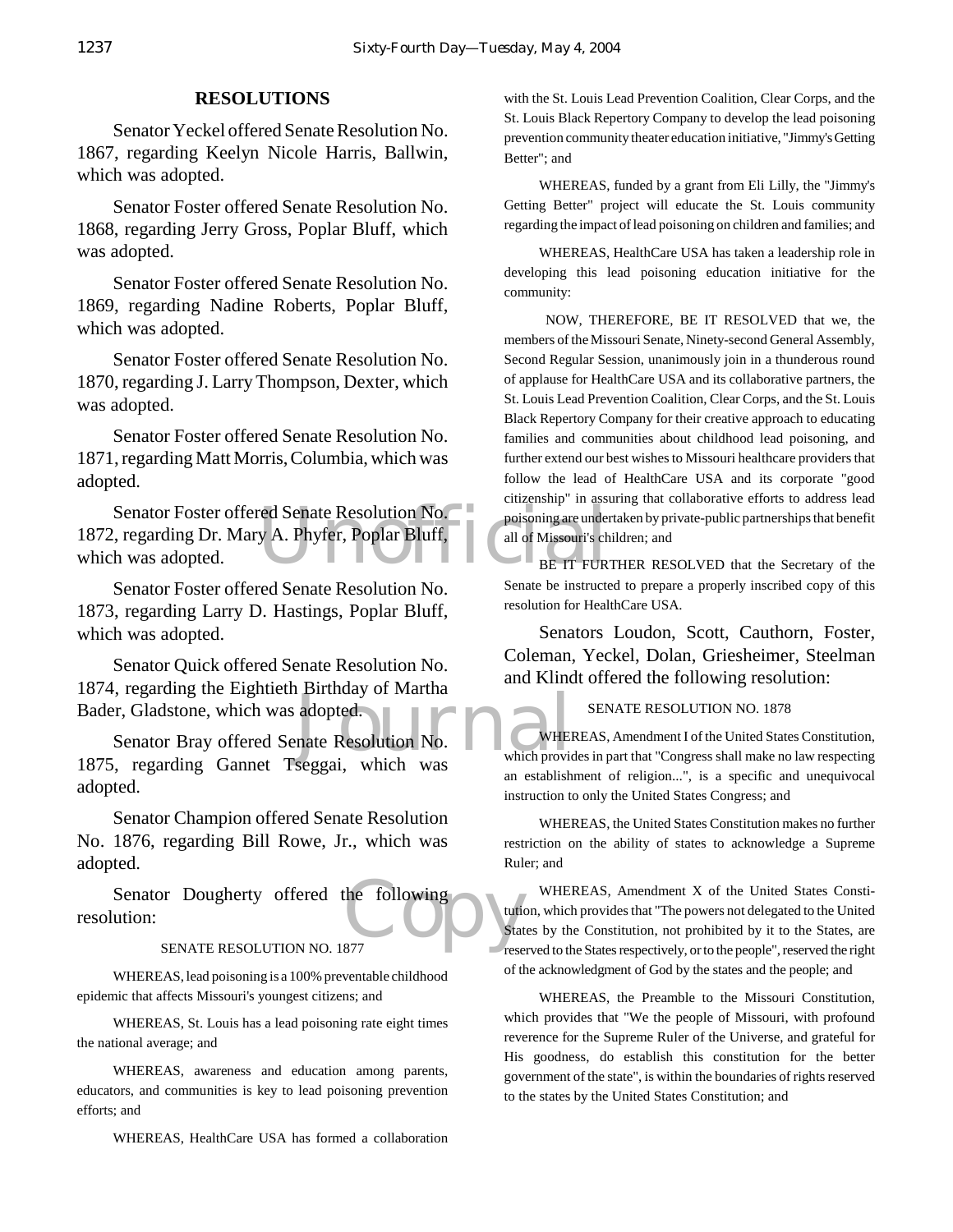## RESOLUTIONS

Senator Yeckel offered Senate Resolution No. 1867, regarding Keelyn Nicole Harris, Ballwin, which was adopted.

Senator Foster offered Senate Resolution No. 1868, regarding Jerry Gross, Poplar Bluff, which was adopted.

Senator Foster offered Senate Resolution No. 1869, regarding Nadine Roberts, Poplar Bluff, which was adopted.

Senator Foster offered Senate Resolution No. 1870, regarding J. Larry Thompson, Dexter, which was adopted.

Senator Foster offered Senate Resolution No. 1871, regarding Matt Morris, Columbia, which was adopted.

Senator Foster offered Senate Resolution No. 1872, regarding Dr. Mary A. Phyfer, Poplar Bluff, which was adopted.

Senator Foster offered Senate Resolution No. 1873, regarding Larry D. Hastings, Poplar Bluff, which was adopted.

Senator Quick offered Senate Resolution No. 1874, regarding the Eightieth Birthday of Martha Bader, Gladstone, which was adopted.

Senator Bray offered Senate Resolution No. 1875, regarding Gannet Tseggai, which was adopted.

Senator Champion offered Senate Resolution No. 1876, regarding Bill Rowe, Jr., which was adopted.

Senator Dougherty offered the following resolution:

SENATE RESOLUTION NO. 1877

WHEREAS, lead poisoning is a 100% preventable childhood epidemic that affects Missouri's youngest citizens; and

WHEREAS, St. Louis has a lead poisoning rate eight times the national average; and

WHEREAS, awareness and education among parents, educators, and communities is key to lead poisoning prevention efforts; and

WHEREAS, HealthCare USA has formed a collaboration with the St. Louis Lead Prevention Coalition, Clear Corps, and the St. Louis Black Repertory Company to develop the lead poisoning prevention community theater education initiative, "Jimmy's Getting Better"; and

WHEREAS, funded by a grant from Eli Lilly, the "Jimmy's Getting Better" project will educate the St. Louis community regarding the impact of lead poisoning on children and families; and

WHEREAS, HealthCare USA has taken a leadership role in developing this lead poisoning education initiative for the community:

NOW, THEREFORE, BE IT RESOLVED that we, the members of the Missouri Senate, Ninety-second General Assembly, Second Regular Session, unanimously join in a thunderous round of applause for HealthCare USA and its collaborative partners, the St. Louis Lead Prevention Coalition, Clear Corps, and the St. Louis Black Repertory Company for their creative approach to educating families and communities about childhood lead poisoning, and further extend our best wishes to Missouri healthcare providers that follow the lead of HealthCare USA and its corporate "good citizenship" in assuring that collaborative efforts to address lead poisoning are undertaken by private-public partnerships that benefit all of Missouri's children; and

BE IT FURTHER RESOLVED that the Secretary of the Senate be instructed to prepare a properly inscribed copy of this resolution for HealthCare USA.

Senators Loudon, Scott, Cauthorn, Foster, Coleman, Yeckel, Dolan, Griesheimer, Steelman and Klindt offered the following resolution:

SENATE RESOLUTION NO. 1878

WHEREAS, Amendment I of the United States Constitution, which provides in part that "Congress shall make no law respecting an establishment of religion...", is a specific and unequivocal instruction to only the United States Congress; and

WHEREAS, the United States Constitution makes no further restriction on the ability of states to acknowledge a Supreme Ruler; and

WHEREAS, Amendment X of the United States Constitution, which provides that "The powers not delegated to the United States by the Constitution, not prohibited by it to the States, are reserved to the States respectively, or to the people", reserved the right of the acknowledgment of God by the states and the people; and

WHEREAS, the Preamble to the Missouri Constitution, which provides that "We the people of Missouri, with profound reverence for the Supreme Ruler of the Universe, and grateful for His goodness, do establish this constitution for the better government of the state", is within the boundaries of rights reserved to the states by the United States Constitution; and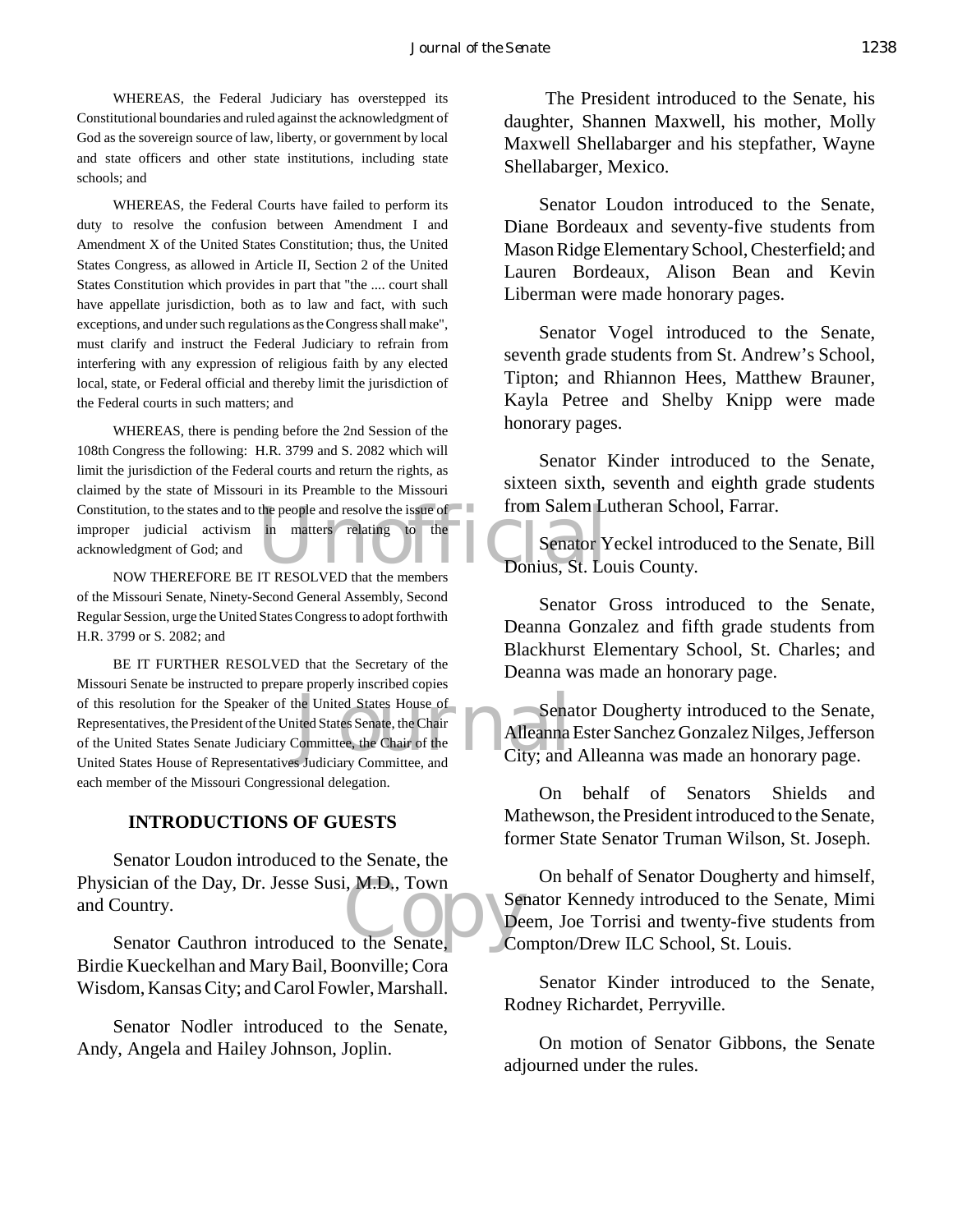WHEREAS, the Federal Judiciary has overstepped its Constitutional boundaries and ruled against the acknowledgment of God as the sovereign source of law, liberty, or government by local and state officers and other state institutions, including state schools; and

WHEREAS, the Federal Courts have failed to perform its duty to resolve the confusion between Amendment I and Amendment X of the United States Constitution; thus, the United States Congress, as allowed in Article II, Section 2 of the United States Constitution which provides in part that "the .... court shall have appellate jurisdiction, both as to law and fact, with such exceptions, and under such regulations as the Congress shall make", must clarify and instruct the Federal Judiciary to refrain from interfering with any expression of religious faith by any elected local, state, or Federal official and thereby limit the jurisdiction of the Federal courts in such matters; and

WHEREAS, there is pending before the 2nd Session of the 108th Congress the following: H.R. 3799 and S. 2082 which will limit the jurisdiction of the Federal courts and return the rights, as claimed by the state of Missouri in its Preamble to the Missouri Constitution, to the states and to the people and resolve the issue of improper judicial activism in matters relating to the acknowledgment of God; and

NOW THEREFORE BE IT RESOLVED that the members of the Missouri Senate, Ninety-Second General Assembly, Second Regular Session, urge the United States Congress to adopt forthwith H.R. 3799 or S. 2082; and

BE IT FURTHER RESOLVED that the Secretary of the Missouri Senate be instructed to prepare properly inscribed copies of this resolution for the Speaker of the United States House of Representatives, the President of the United States Senate, the Chair of the United States Senate Judiciary Committee, the Chair of the United States House of Representatives Judiciary Committee, and each member of the Missouri Congressional delegation.

## INTRODUCTIONS OF GUESTS

Senator Loudon introduced to the Senate, the Physician of the Day, Dr. Jesse Susi, M.D., Town and Country.

Senator Cauthron introduced to the Senate, Birdie Kueckelhan and Mary Bail, Boonville; Cora Wisdom, Kansas City; and Carol Fowler, Marshall.

Senator Nodler introduced to the Senate, Andy, Angela and Hailey Johnson, Joplin.

The President introduced to the Senate, his daughter, Shannen Maxwell, his mother, Molly Maxwell Shellabarger and his stepfather, Wayne Shellabarger, Mexico.

Senator Loudon introduced to the Senate, Diane Bordeaux and seventy-five students from Mason Ridge Elementary School, Chesterfield; and Lauren Bordeaux, Alison Bean and Kevin Liberman were made honorary pages.

Senator Vogel introduced to the Senate, seventh grade students from St. Andrew's School, Tipton; and Rhiannon Hees, Matthew Brauner, Kayla Petree and Shelby Knipp were made honorary pages.

Senator Kinder introduced to the Senate, sixteen sixth, seventh and eighth grade students from Salem Lutheran School, Farrar.

Senator Yeckel introduced to the Senate, Bill Donius, St. Louis County.

Senator Gross introduced to the Senate, Deanna Gonzalez and fifth grade students from Blackhurst Elementary School, St. Charles; and Deanna was made an honorary page.

Senator Dougherty introduced to the Senate, Alleanna Ester Sanchez Gonzalez Nilges, Jefferson City; and Alleanna was made an honorary page.

On behalf of Senators Shields and Mathewson, the President introduced to the Senate, former State Senator Truman Wilson, St. Joseph.

On behalf of Senator Dougherty and himself, Senator Kennedy introduced to the Senate, Mimi Deem, Joe Torrisi and twenty-five students from Compton/Drew ILC School, St. Louis.

Senator Kinder introduced to the Senate, Rodney Richardet, Perryville.

On motion of Senator Gibbons, the Senate adjourned under the rules.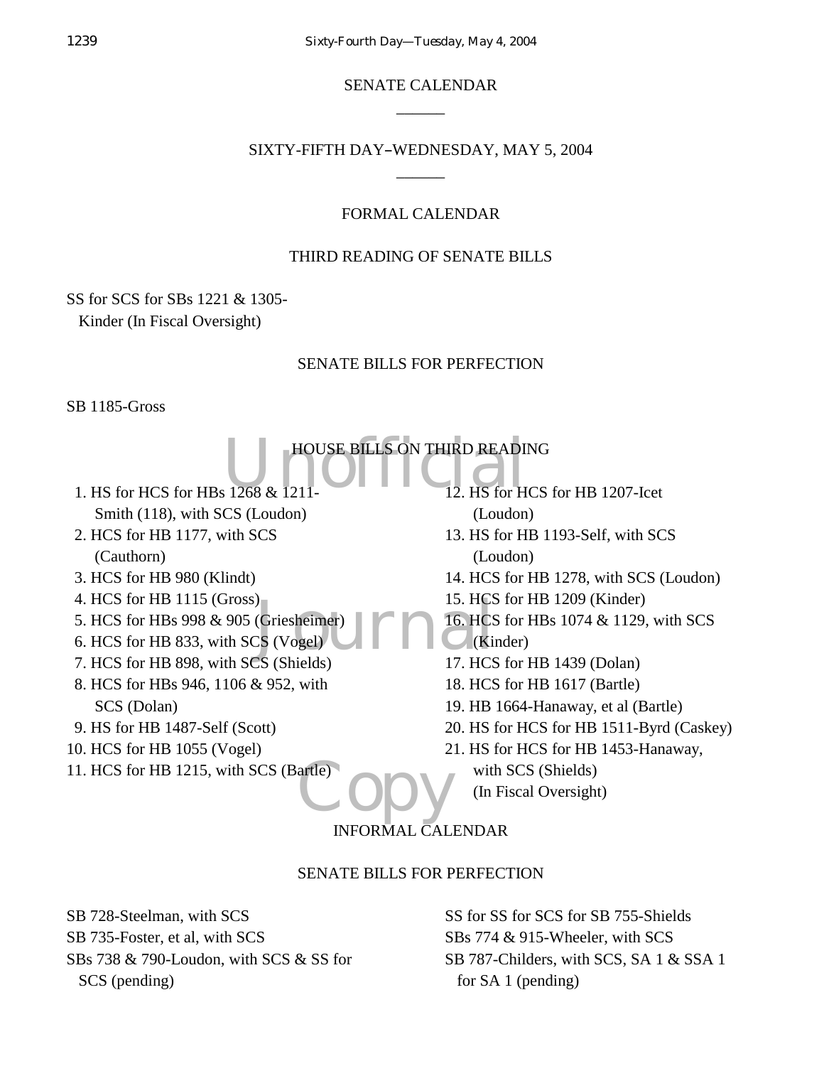# SENATE CALENDAR

______

## SIXTY-FIFTH DAY–WEDNESDAY, MAY 5, 2004

______

### FORMAL CALENDAR

#### THIRD READING OF SENATE BILLS

SS for SCS for SBs 1221 & 1305-Kinder (In Fiscal Oversight)

#### SENATE BILLS FOR PERFECTION

SB 1185-Gross

#### HOUSE BILLS ON THIRD READING

1. HS for HCS for HBs 1268 & 1211-Smith (118), with SCS (Loudon)
2. HCS for HB 1177, with SCS (Cauthorn)
3. HCS for HB 980 (Klindt)
4. HCS for HB 1115 (Gross)
5. HCS for HBs 998 & 905 (Griesheimer)
6. HCS for HB 833, with SCS (Vogel)
7. HCS for HB 898, with SCS (Shields)
8. HCS for HBs 946, 1106 & 952, with SCS (Dolan)
9. HS for HB 1487-Self (Scott)
10. HCS for HB 1055 (Vogel)
11. HCS for HB 1215, with SCS (Bartle)
12. HS for HCS for HB 1207-Icet (Loudon)
13. HS for HB 1193-Self, with SCS (Loudon)
14. HCS for HB 1278, with SCS (Loudon)
15. HCS for HB 1209 (Kinder)
16. HCS for HBs 1074 & 1129, with SCS (Kinder)
17. HCS for HB 1439 (Dolan)
18. HCS for HB 1617 (Bartle)
19. HB 1664-Hanaway, et al (Bartle)
20. HS for HCS for HB 1511-Byrd (Caskey)
21. HS for HCS for HB 1453-Hanaway, with SCS (Shields) (In Fiscal Oversight)

### INFORMAL CALENDAR

#### SENATE BILLS FOR PERFECTION

SB 728-Steelman, with SCS

SB 735-Foster, et al, with SCS

SBs 738 & 790-Loudon, with SCS & SS for SCS (pending)

SS for SS for SCS for SB 755-Shields

SBs 774 & 915-Wheeler, with SCS

SB 787-Childers, with SCS, SA 1 & SSA 1 for SA 1 (pending)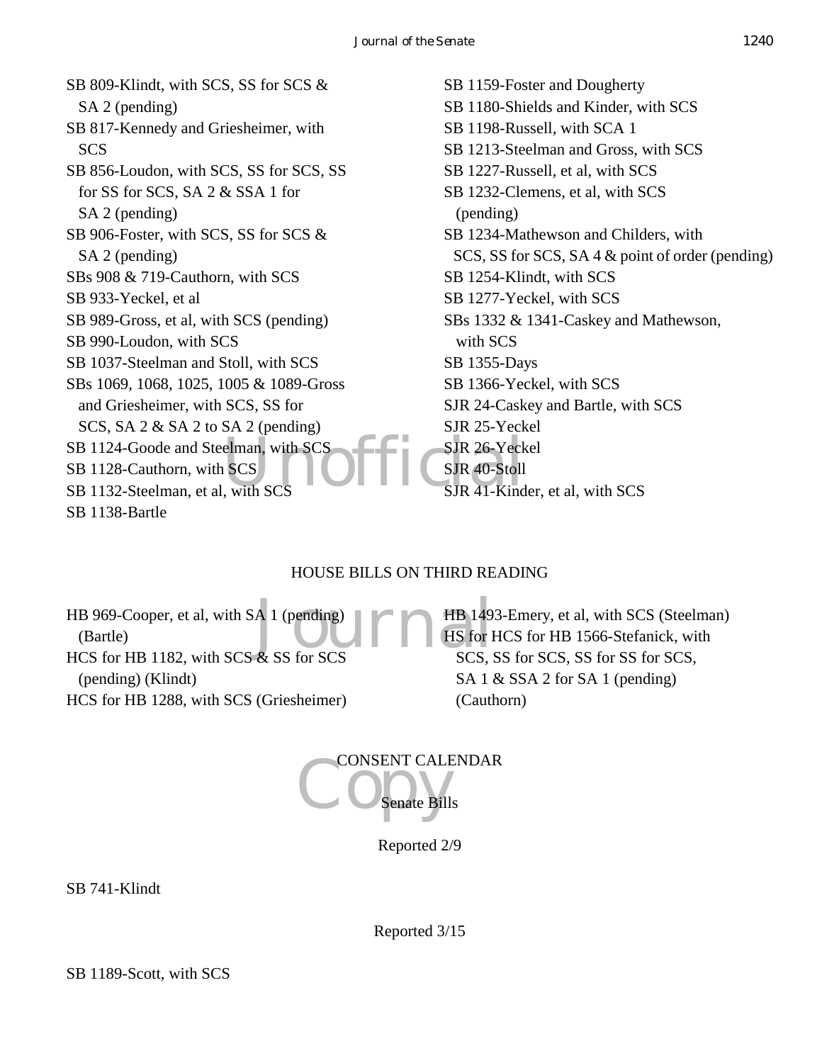SB 809-Klindt, with SCS, SS for SCS & SA 2 (pending)
SB 817-Kennedy and Griesheimer, with SCS
SB 856-Loudon, with SCS, SS for SCS, SS for SS for SCS, SA 2 & SSA 1 for SA 2 (pending)
SB 906-Foster, with SCS, SS for SCS & SA 2 (pending)
SBs 908 & 719-Cauthorn, with SCS
SB 933-Yeckel, et al
SB 989-Gross, et al, with SCS (pending)
SB 990-Loudon, with SCS
SB 1037-Steelman and Stoll, with SCS
SBs 1069, 1068, 1025, 1005 & 1089-Gross and Griesheimer, with SCS, SS for SCS, SA 2 & SA 2 to SA 2 (pending)
SB 1124-Goode and Steelman, with SCS
SB 1128-Cauthorn, with SCS
SB 1132-Steelman, et al, with SCS
SB 1138-Bartle
SB 1159-Foster and Dougherty
SB 1180-Shields and Kinder, with SCS
SB 1198-Russell, with SCA 1
SB 1213-Steelman and Gross, with SCS
SB 1227-Russell, et al, with SCS
SB 1232-Clemens, et al, with SCS (pending)
SB 1234-Mathewson and Childers, with SCS, SS for SCS, SA 4 & point of order (pending)
SB 1254-Klindt, with SCS
SB 1277-Yeckel, with SCS
SBs 1332 & 1341-Caskey and Mathewson, with SCS
SB 1355-Days
SB 1366-Yeckel, with SCS
SJR 24-Caskey and Bartle, with SCS
SJR 25-Yeckel
SJR 26-Yeckel
SJR 40-Stoll
SJR 41-Kinder, et al, with SCS

HOUSE BILLS ON THIRD READING

HB 969-Cooper, et al, with SA 1 (pending) (Bartle)
HCS for HB 1182, with SCS & SS for SCS (pending) (Klindt)
HCS for HB 1288, with SCS (Griesheimer)
HB 1493-Emery, et al, with SCS (Steelman)
HS for HCS for HB 1566-Stefanick, with SCS, SS for SCS, SS for SS for SCS, SA 1 & SSA 2 for SA 1 (pending) (Cauthorn)

CONSENT CALENDAR

Senate Bills

Reported 2/9

SB 741-Klindt

Reported 3/15

SB 1189-Scott, with SCS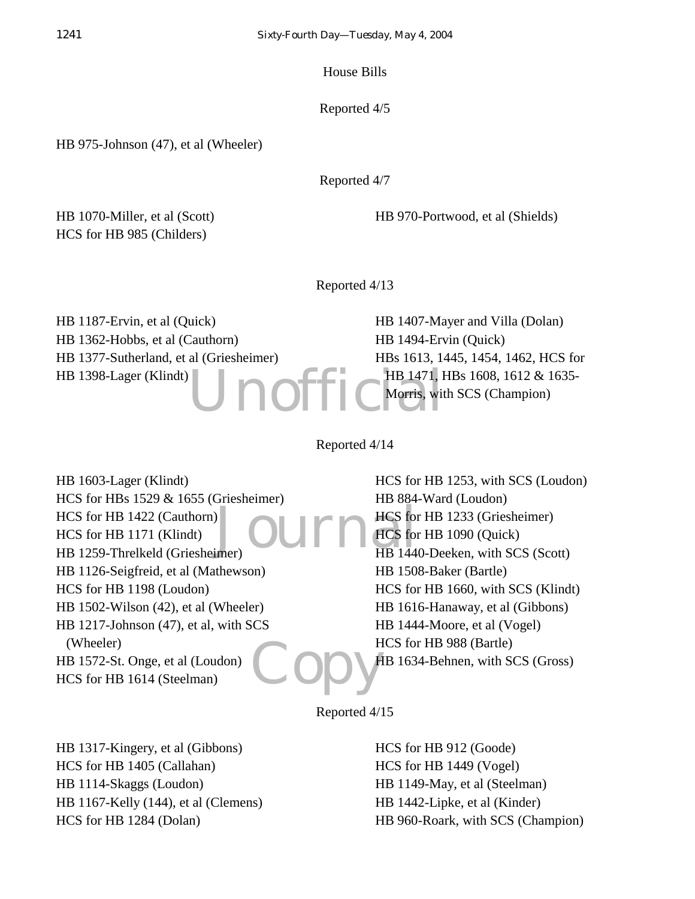House Bills

Reported 4/5

HB 975-Johnson (47), et al (Wheeler)

Reported 4/7

HB 1070-Miller, et al (Scott)
HCS for HB 985 (Childers)
HB 970-Portwood, et al (Shields)

Reported 4/13

HB 1187-Ervin, et al (Quick)
HB 1362-Hobbs, et al (Cauthorn)
HB 1377-Sutherland, et al (Griesheimer)
HB 1398-Lager (Klindt)
HB 1407-Mayer and Villa (Dolan)
HB 1494-Ervin (Quick)
HBs 1613, 1445, 1454, 1462, HCS for HB 1471, HBs 1608, 1612 & 1635-Morris, with SCS (Champion)

Reported 4/14

HB 1603-Lager (Klindt)
HCS for HBs 1529 & 1655 (Griesheimer)
HCS for HB 1422 (Cauthorn)
HCS for HB 1171 (Klindt)
HB 1259-Threlkeld (Griesheimer)
HB 1126-Seigfreid, et al (Mathewson)
HCS for HB 1198 (Loudon)
HB 1502-Wilson (42), et al (Wheeler)
HB 1217-Johnson (47), et al, with SCS (Wheeler)
HB 1572-St. Onge, et al (Loudon)
HCS for HB 1614 (Steelman)
HCS for HB 1253, with SCS (Loudon)
HB 884-Ward (Loudon)
HCS for HB 1233 (Griesheimer)
HCS for HB 1090 (Quick)
HB 1440-Deeken, with SCS (Scott)
HB 1508-Baker (Bartle)
HCS for HB 1660, with SCS (Klindt)
HB 1616-Hanaway, et al (Gibbons)
HB 1444-Moore, et al (Vogel)
HCS for HB 988 (Bartle)
HB 1634-Behnen, with SCS (Gross)

Reported 4/15

HB 1317-Kingery, et al (Gibbons)
HCS for HB 1405 (Callahan)
HB 1114-Skaggs (Loudon)
HB 1167-Kelly (144), et al (Clemens)
HCS for HB 1284 (Dolan)
HCS for HB 912 (Goode)
HCS for HB 1449 (Vogel)
HB 1149-May, et al (Steelman)
HB 1442-Lipke, et al (Kinder)
HB 960-Roark, with SCS (Champion)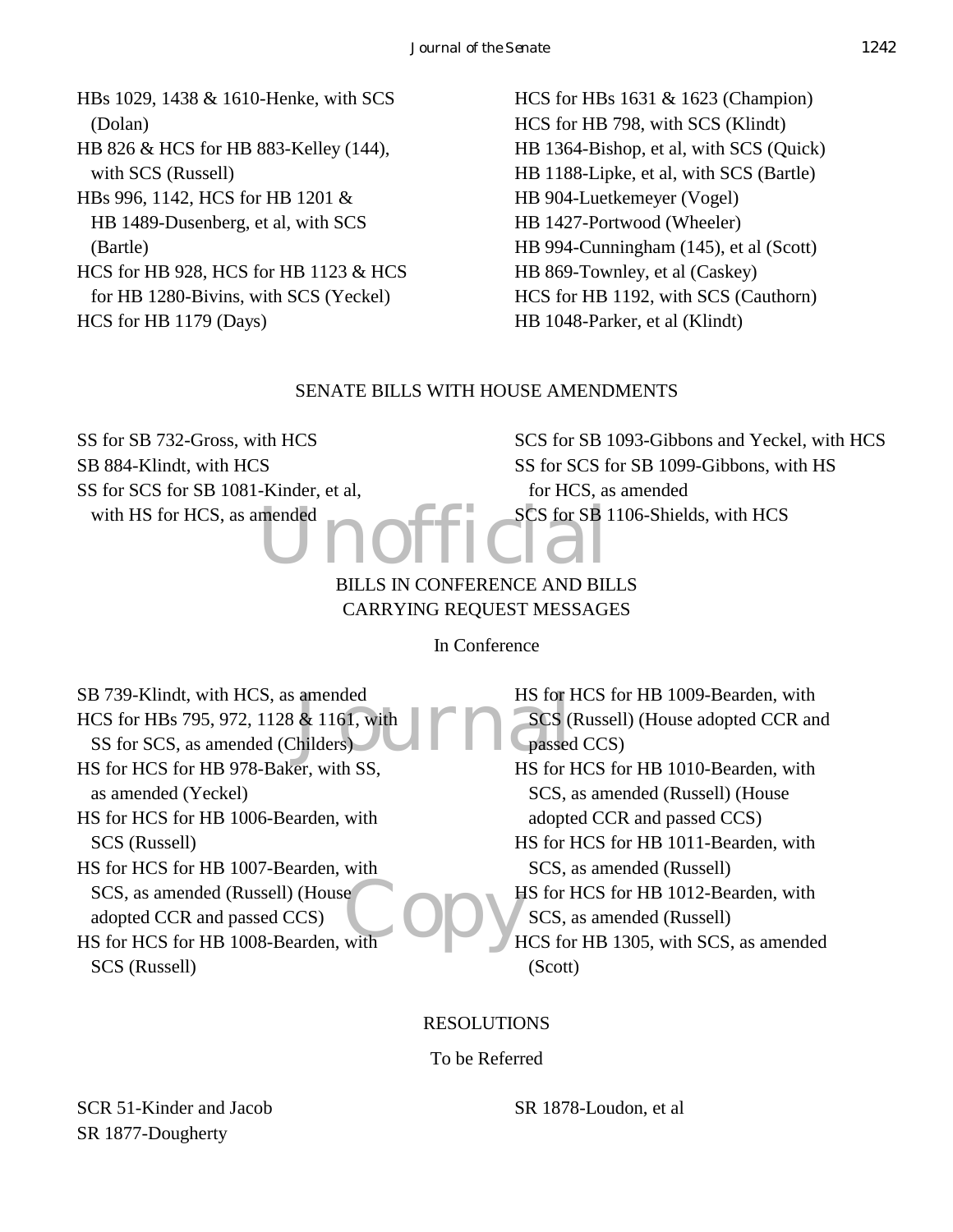HBs 1029, 1438 & 1610-Henke, with SCS (Dolan)
HB 826 & HCS for HB 883-Kelley (144), with SCS (Russell)
HBs 996, 1142, HCS for HB 1201 & HB 1489-Dusenberg, et al, with SCS (Bartle)
HCS for HB 928, HCS for HB 1123 & HCS for HB 1280-Bivins, with SCS (Yeckel)
HCS for HB 1179 (Days)
HCS for HBs 1631 & 1623 (Champion)
HCS for HB 798, with SCS (Klindt)
HB 1364-Bishop, et al, with SCS (Quick)
HB 1188-Lipke, et al, with SCS (Bartle)
HB 904-Luetkemeyer (Vogel)
HB 1427-Portwood (Wheeler)
HB 994-Cunningham (145), et al (Scott)
HB 869-Townley, et al (Caskey)
HCS for HB 1192, with SCS (Cauthorn)
HB 1048-Parker, et al (Klindt)

## SENATE BILLS WITH HOUSE AMENDMENTS

SS for SB 732-Gross, with HCS
SB 884-Klindt, with HCS
SS for SCS for SB 1081-Kinder, et al, with HS for HCS, as amended
SCS for SB 1093-Gibbons and Yeckel, with HCS
SS for SCS for SB 1099-Gibbons, with HS for HCS, as amended
SCS for SB 1106-Shields, with HCS

## BILLS IN CONFERENCE AND BILLS CARRYING REQUEST MESSAGES

### In Conference

SB 739-Klindt, with HCS, as amended
HCS for HBs 795, 972, 1128 & 1161, with SS for SCS, as amended (Childers)
HS for HCS for HB 978-Baker, with SS, as amended (Yeckel)
HS for HCS for HB 1006-Bearden, with SCS (Russell)
HS for HCS for HB 1007-Bearden, with SCS, as amended (Russell) (House adopted CCR and passed CCS)
HS for HCS for HB 1008-Bearden, with SCS (Russell)
HS for HCS for HB 1009-Bearden, with SCS (Russell) (House adopted CCR and passed CCS)
HS for HCS for HB 1010-Bearden, with SCS, as amended (Russell) (House adopted CCR and passed CCS)
HS for HCS for HB 1011-Bearden, with SCS, as amended (Russell)
HS for HCS for HB 1012-Bearden, with SCS, as amended (Russell)
HCS for HB 1305, with SCS, as amended (Scott)

## RESOLUTIONS

### To be Referred

SCR 51-Kinder and Jacob
SR 1877-Dougherty
SR 1878-Loudon, et al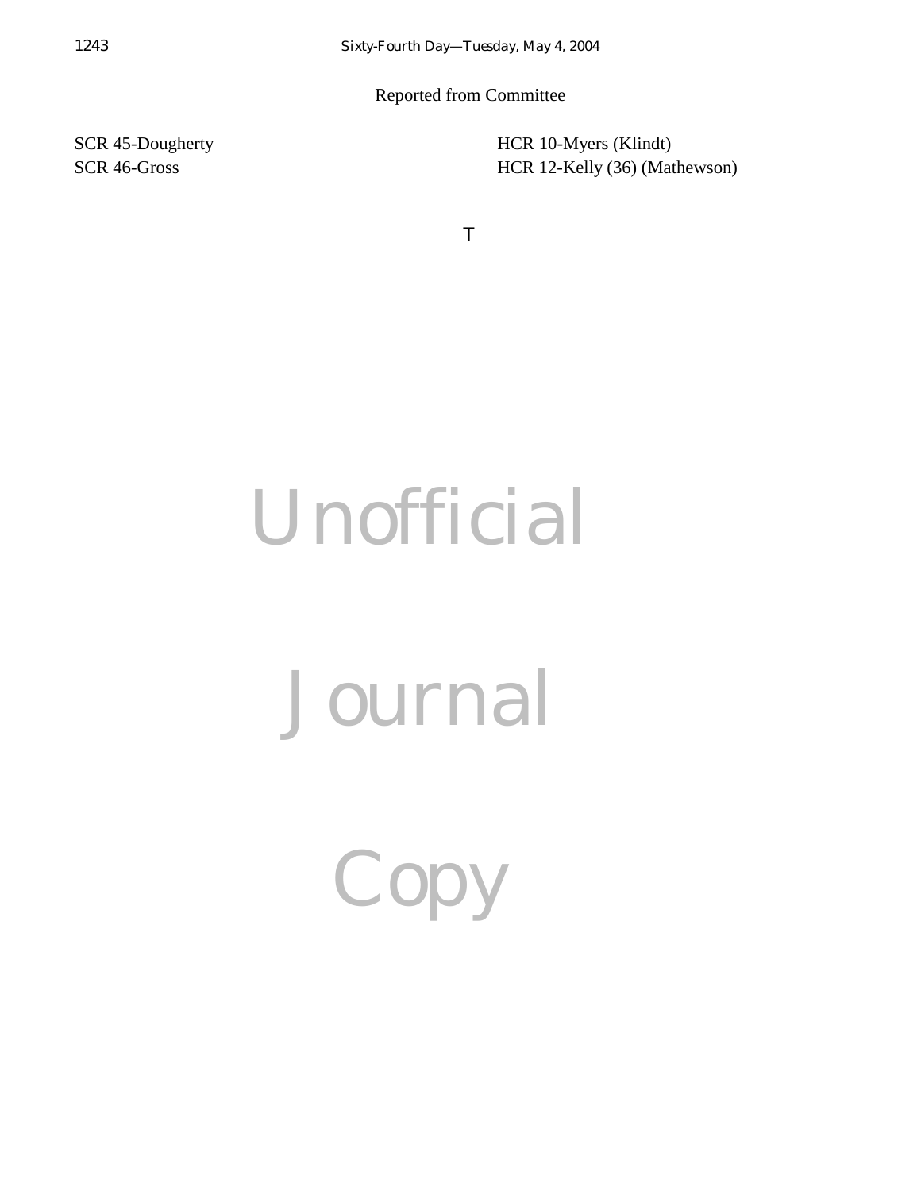Reported from Committee

SCR 45-Dougherty

SCR 46-Gross

HCR 10-Myers (Klindt)

HCR 12-Kelly (36) (Mathewson)

T

Unofficial

Journal

Copy